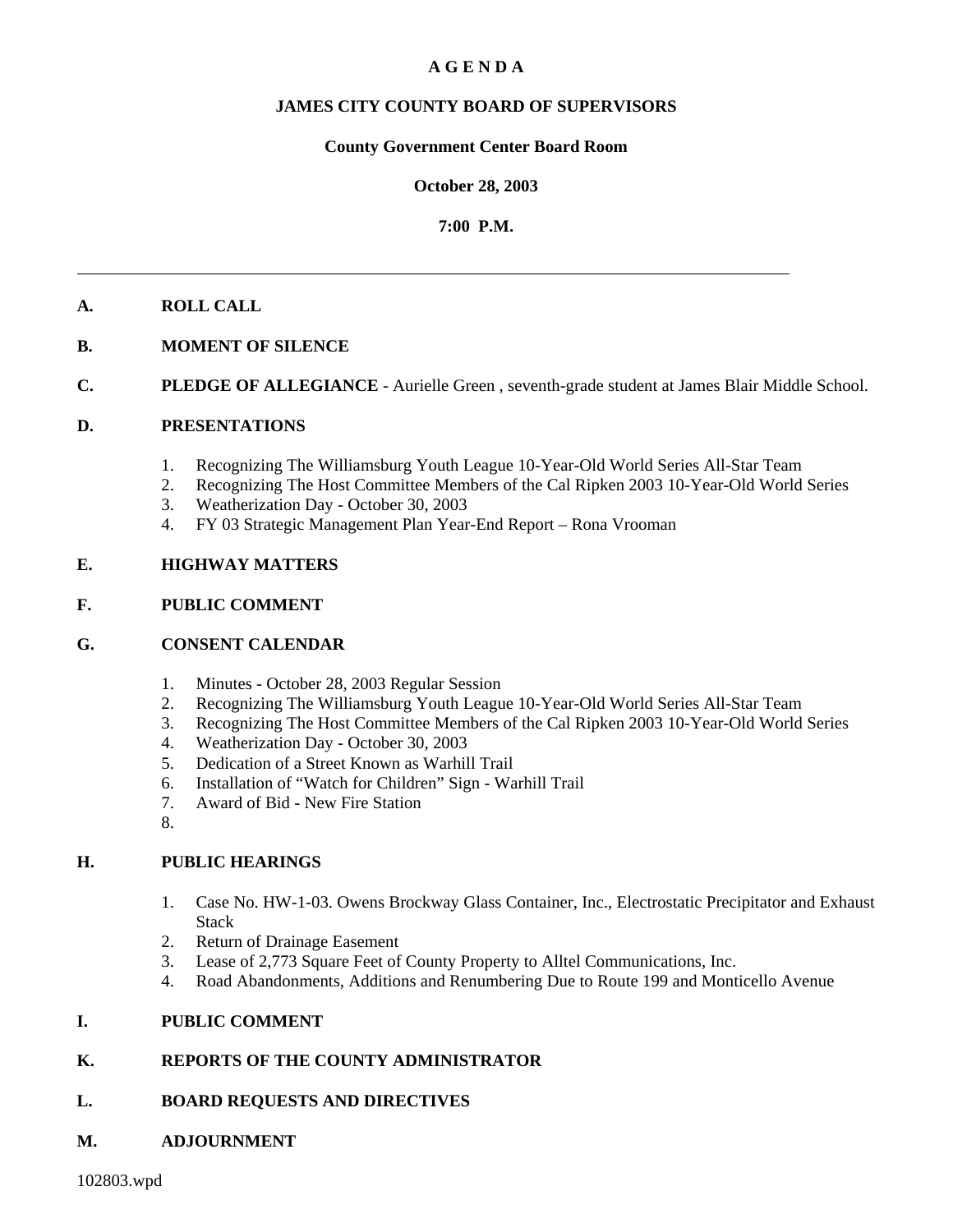# A G E N D A

## JAMES CITY COUNTY BOARD OF SUPERVISORS

### County Government Center Board Room

### October 28, 2003

### 7:00 P.M.

---

**A. ROLL CALL**

**B. MOMENT OF SILENCE**

**C. PLEDGE OF ALLEGIANCE** - Aurielle Green , seventh-grade student at James Blair Middle School.

**D. PRESENTATIONS**

1. Recognizing The Williamsburg Youth League 10-Year-Old World Series All-Star Team
2. Recognizing The Host Committee Members of the Cal Ripken 2003 10-Year-Old World Series
3. Weatherization Day - October 30, 2003
4. FY 03 Strategic Management Plan Year-End Report – Rona Vrooman

**E. HIGHWAY MATTERS**

**F. PUBLIC COMMENT**

**G. CONSENT CALENDAR**

1. Minutes - October 28, 2003 Regular Session
2. Recognizing The Williamsburg Youth League 10-Year-Old World Series All-Star Team
3. Recognizing The Host Committee Members of the Cal Ripken 2003 10-Year-Old World Series
4. Weatherization Day - October 30, 2003
5. Dedication of a Street Known as Warhill Trail
6. Installation of "Watch for Children" Sign - Warhill Trail
7. Award of Bid - New Fire Station
8.

**H. PUBLIC HEARINGS**

1. Case No. HW-1-03. Owens Brockway Glass Container, Inc., Electrostatic Precipitator and Exhaust Stack
2. Return of Drainage Easement
3. Lease of 2,773 Square Feet of County Property to Alltel Communications, Inc.
4. Road Abandonments, Additions and Renumbering Due to Route 199 and Monticello Avenue

**I. PUBLIC COMMENT**

**K. REPORTS OF THE COUNTY ADMINISTRATOR**

**L. BOARD REQUESTS AND DIRECTIVES**

**M. ADJOURNMENT**

102803.wpd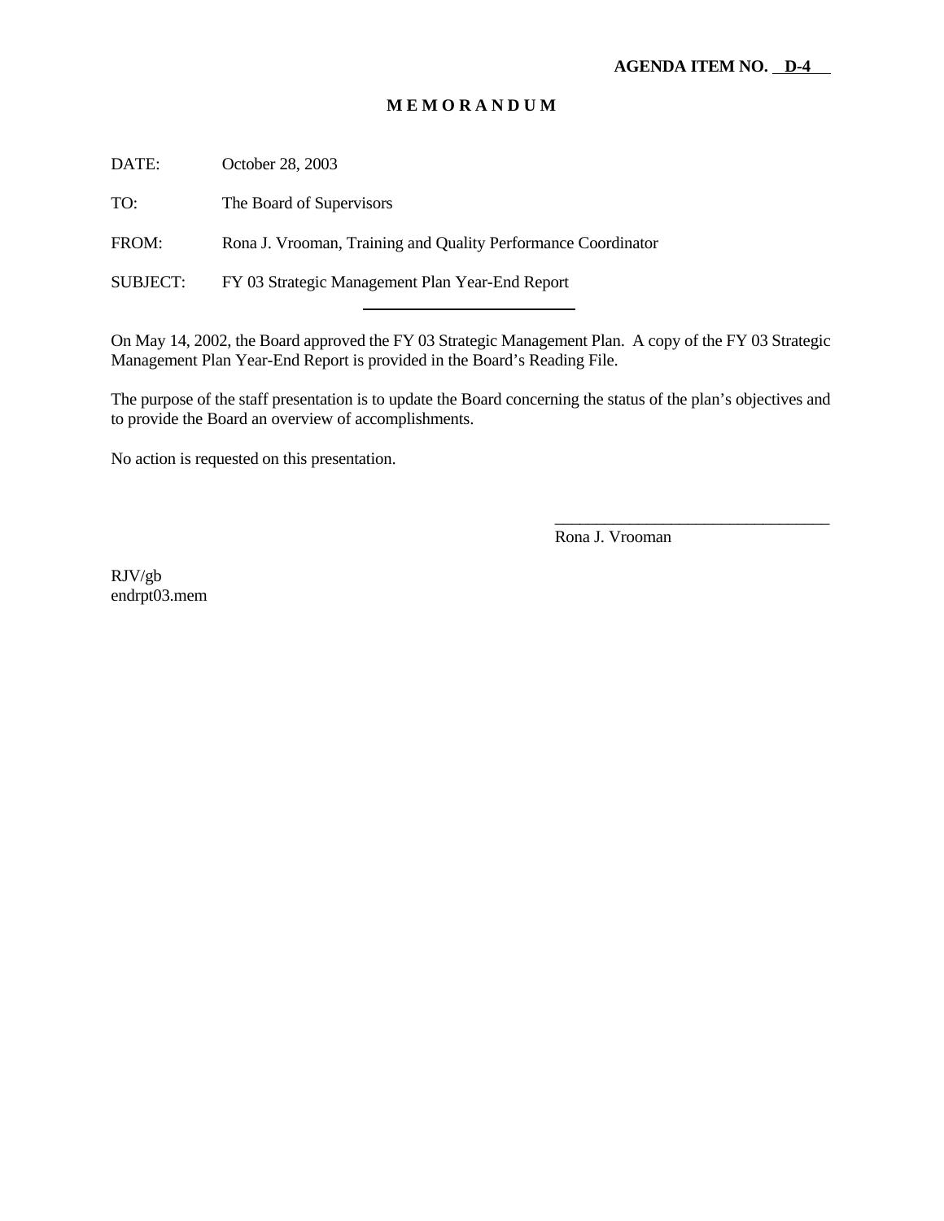**AGENDA ITEM NO. D-4**

# M E M O R A N D U M

DATE: October 28, 2003

TO: The Board of Supervisors

FROM: Rona J. Vrooman, Training and Quality Performance Coordinator

SUBJECT: FY 03 Strategic Management Plan Year-End Report

---

On May 14, 2002, the Board approved the FY 03 Strategic Management Plan. A copy of the FY 03 Strategic Management Plan Year-End Report is provided in the Board's Reading File.

The purpose of the staff presentation is to update the Board concerning the status of the plan's objectives and to provide the Board an overview of accomplishments.

No action is requested on this presentation.

\_\_\_\_\_\_\_\_\_\_\_\_\_\_\_\_\_\_\_\_\_\_\_\_\_\_\_\_\_\_\_\_\_

Rona J. Vrooman

RJV/gb
endrpt03.mem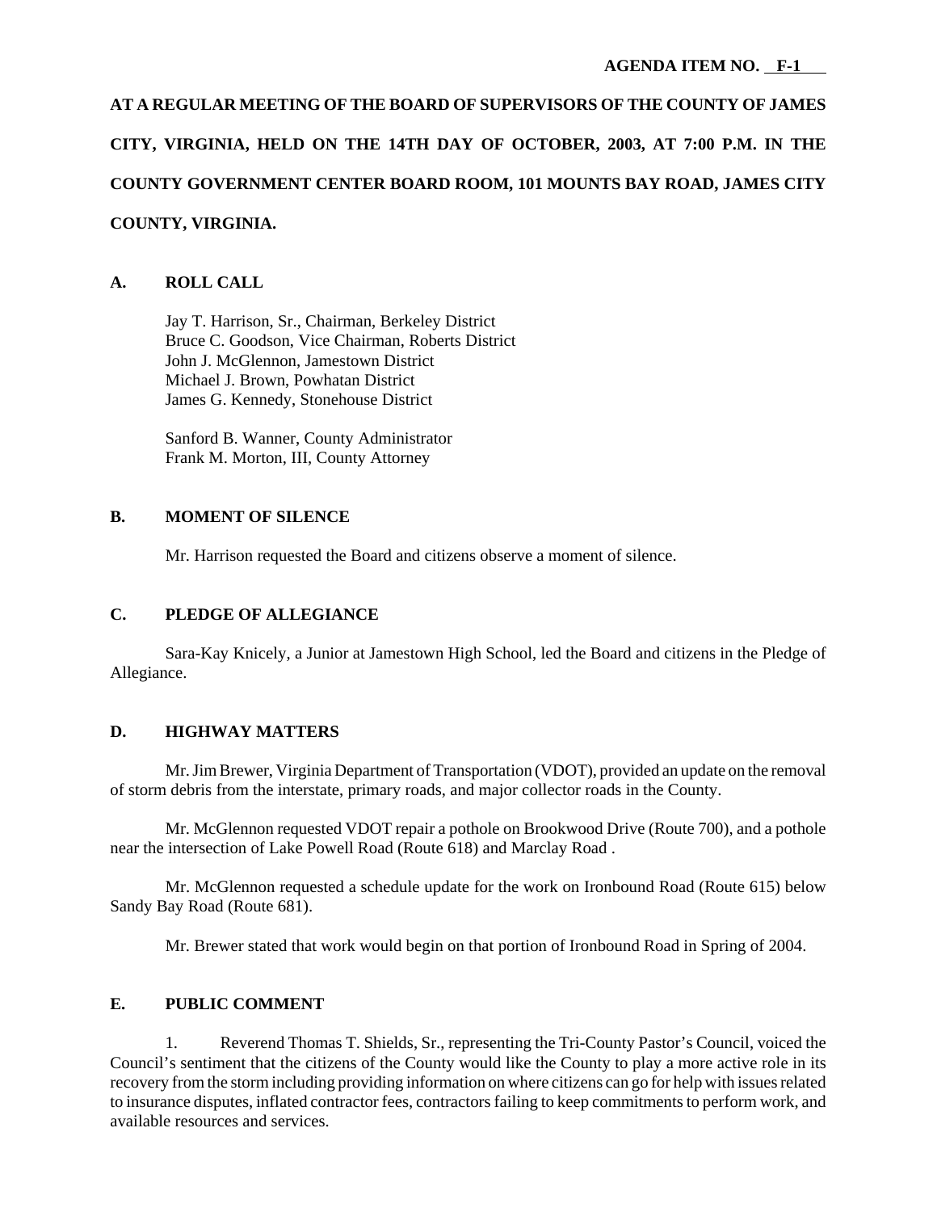**AGENDA ITEM NO. F-1**

**AT A REGULAR MEETING OF THE BOARD OF SUPERVISORS OF THE COUNTY OF JAMES CITY, VIRGINIA, HELD ON THE 14TH DAY OF OCTOBER, 2003, AT 7:00 P.M. IN THE COUNTY GOVERNMENT CENTER BOARD ROOM, 101 MOUNTS BAY ROAD, JAMES CITY COUNTY, VIRGINIA.**

## A. ROLL CALL

Jay T. Harrison, Sr., Chairman, Berkeley District
Bruce C. Goodson, Vice Chairman, Roberts District
John J. McGlennon, Jamestown District
Michael J. Brown, Powhatan District
James G. Kennedy, Stonehouse District

Sanford B. Wanner, County Administrator
Frank M. Morton, III, County Attorney

## B. MOMENT OF SILENCE

Mr. Harrison requested the Board and citizens observe a moment of silence.

## C. PLEDGE OF ALLEGIANCE

Sara-Kay Knicely, a Junior at Jamestown High School, led the Board and citizens in the Pledge of Allegiance.

## D. HIGHWAY MATTERS

Mr. Jim Brewer, Virginia Department of Transportation (VDOT), provided an update on the removal of storm debris from the interstate, primary roads, and major collector roads in the County.

Mr. McGlennon requested VDOT repair a pothole on Brookwood Drive (Route 700), and a pothole near the intersection of Lake Powell Road (Route 618) and Marclay Road .

Mr. McGlennon requested a schedule update for the work on Ironbound Road (Route 615) below Sandy Bay Road (Route 681).

Mr. Brewer stated that work would begin on that portion of Ironbound Road in Spring of 2004.

## E. PUBLIC COMMENT

1. Reverend Thomas T. Shields, Sr., representing the Tri-County Pastor's Council, voiced the Council's sentiment that the citizens of the County would like the County to play a more active role in its recovery from the storm including providing information on where citizens can go for help with issues related to insurance disputes, inflated contractor fees, contractors failing to keep commitments to perform work, and available resources and services.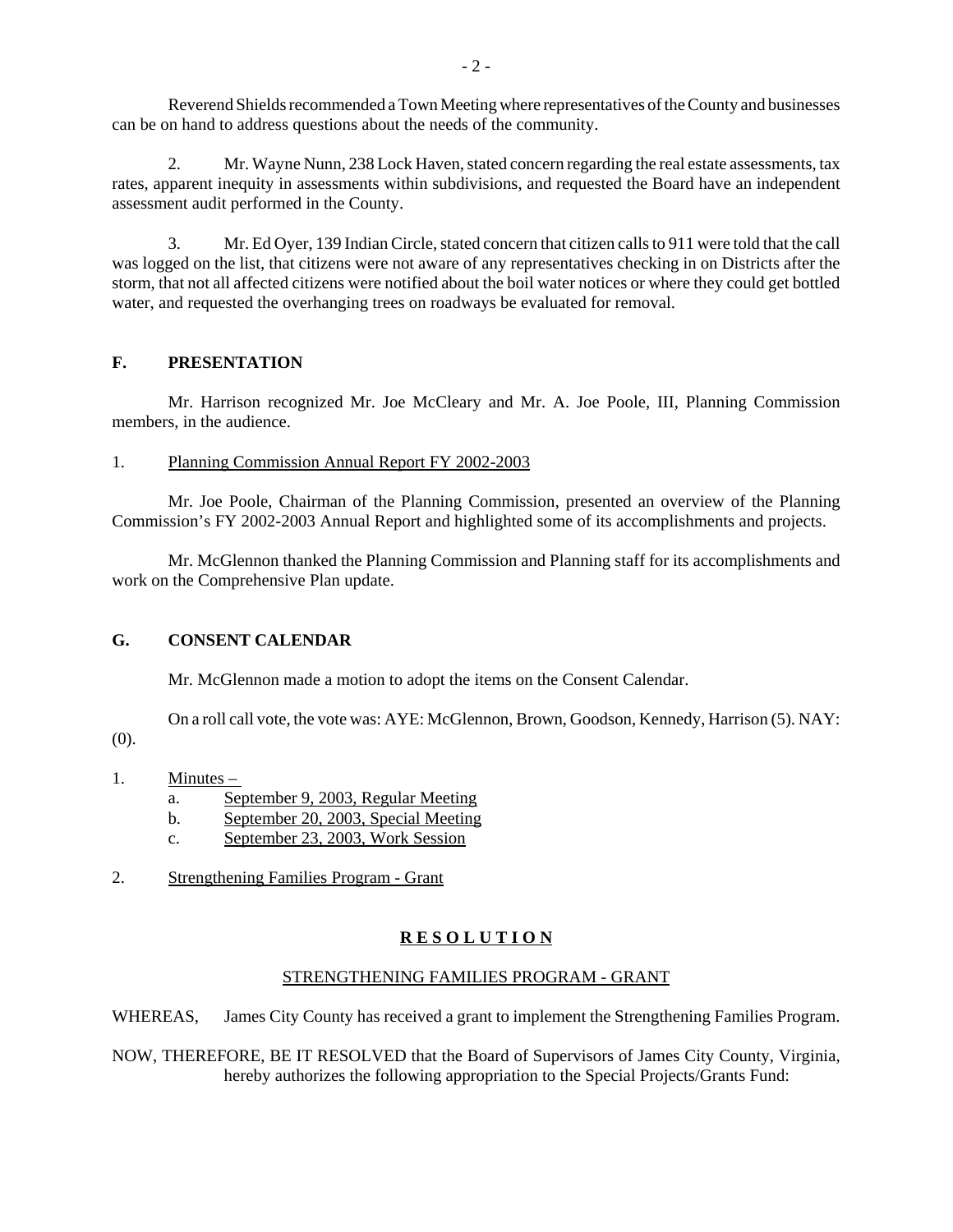Reverend Shields recommended a Town Meeting where representatives of the County and businesses can be on hand to address questions about the needs of the community.

2. Mr. Wayne Nunn, 238 Lock Haven, stated concern regarding the real estate assessments, tax rates, apparent inequity in assessments within subdivisions, and requested the Board have an independent assessment audit performed in the County.

3. Mr. Ed Oyer, 139 Indian Circle, stated concern that citizen calls to 911 were told that the call was logged on the list, that citizens were not aware of any representatives checking in on Districts after the storm, that not all affected citizens were notified about the boil water notices or where they could get bottled water, and requested the overhanging trees on roadways be evaluated for removal.

## F. PRESENTATION

Mr. Harrison recognized Mr. Joe McCleary and Mr. A. Joe Poole, III, Planning Commission members, in the audience.

1. Planning Commission Annual Report FY 2002-2003

Mr. Joe Poole, Chairman of the Planning Commission, presented an overview of the Planning Commission's FY 2002-2003 Annual Report and highlighted some of its accomplishments and projects.

Mr. McGlennon thanked the Planning Commission and Planning staff for its accomplishments and work on the Comprehensive Plan update.

## G. CONSENT CALENDAR

Mr. McGlennon made a motion to adopt the items on the Consent Calendar.

On a roll call vote, the vote was: AYE: McGlennon, Brown, Goodson, Kennedy, Harrison (5). NAY: (0).

1. Minutes –
   a. September 9, 2003, Regular Meeting
   b. September 20, 2003, Special Meeting
   c. September 23, 2003, Work Session

2. Strengthening Families Program - Grant

**R E S O L U T I O N**

STRENGTHENING FAMILIES PROGRAM - GRANT

WHEREAS, James City County has received a grant to implement the Strengthening Families Program.

NOW, THEREFORE, BE IT RESOLVED that the Board of Supervisors of James City County, Virginia, hereby authorizes the following appropriation to the Special Projects/Grants Fund: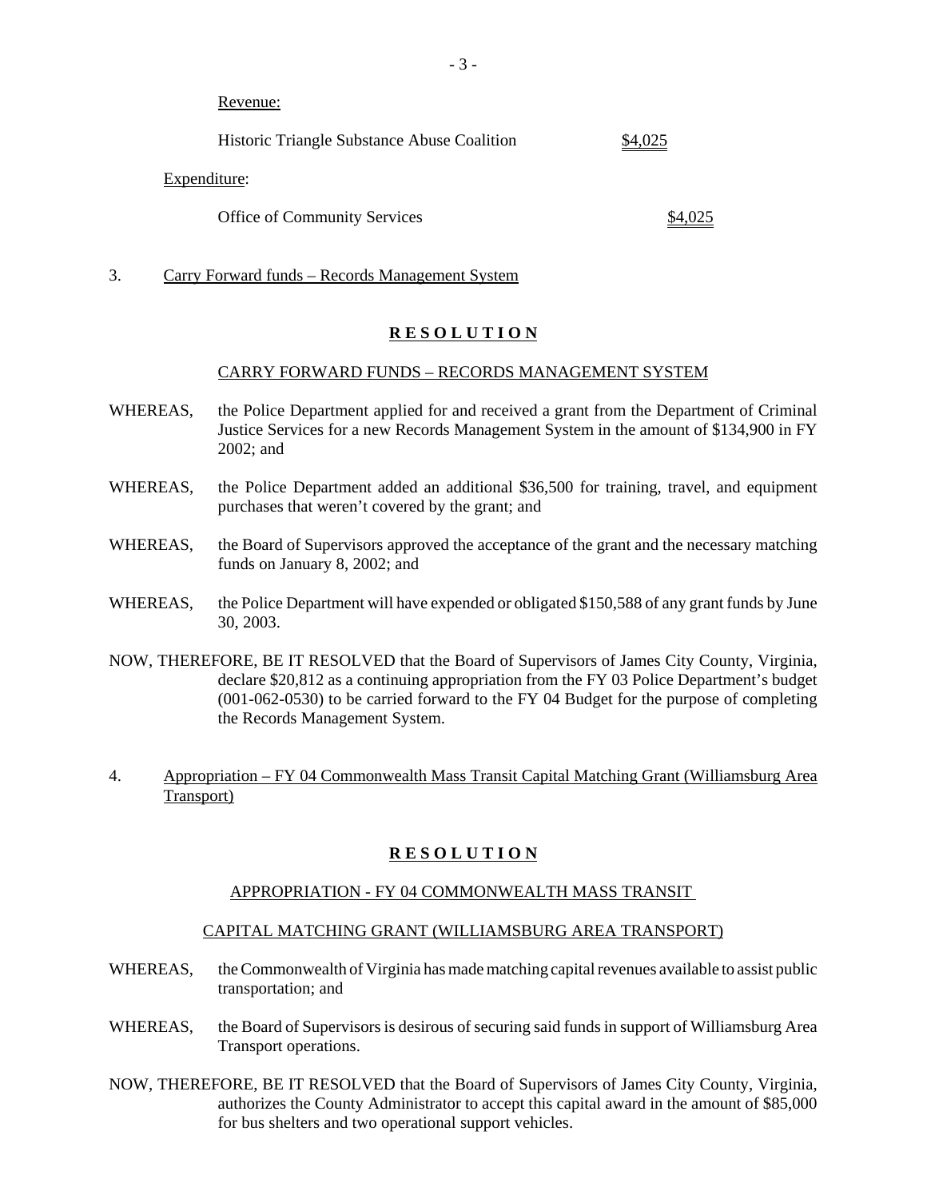Revenue:

Historic Triangle Substance Abuse Coalition $4,025

Expenditure:

Office of Community Services $4,025

3. Carry Forward funds – Records Management System

**R E S O L U T I O N**

CARRY FORWARD FUNDS – RECORDS MANAGEMENT SYSTEM

WHEREAS, the Police Department applied for and received a grant from the Department of Criminal Justice Services for a new Records Management System in the amount of $134,900 in FY 2002; and

WHEREAS, the Police Department added an additional $36,500 for training, travel, and equipment purchases that weren't covered by the grant; and

WHEREAS, the Board of Supervisors approved the acceptance of the grant and the necessary matching funds on January 8, 2002; and

WHEREAS, the Police Department will have expended or obligated $150,588 of any grant funds by June 30, 2003.

NOW, THEREFORE, BE IT RESOLVED that the Board of Supervisors of James City County, Virginia, declare $20,812 as a continuing appropriation from the FY 03 Police Department's budget (001-062-0530) to be carried forward to the FY 04 Budget for the purpose of completing the Records Management System.

4. Appropriation – FY 04 Commonwealth Mass Transit Capital Matching Grant (Williamsburg Area Transport)

**R E S O L U T I O N**

APPROPRIATION - FY 04 COMMONWEALTH MASS TRANSIT

CAPITAL MATCHING GRANT (WILLIAMSBURG AREA TRANSPORT)

WHEREAS, the Commonwealth of Virginia has made matching capital revenues available to assist public transportation; and

WHEREAS, the Board of Supervisors is desirous of securing said funds in support of Williamsburg Area Transport operations.

NOW, THEREFORE, BE IT RESOLVED that the Board of Supervisors of James City County, Virginia, authorizes the County Administrator to accept this capital award in the amount of $85,000 for bus shelters and two operational support vehicles.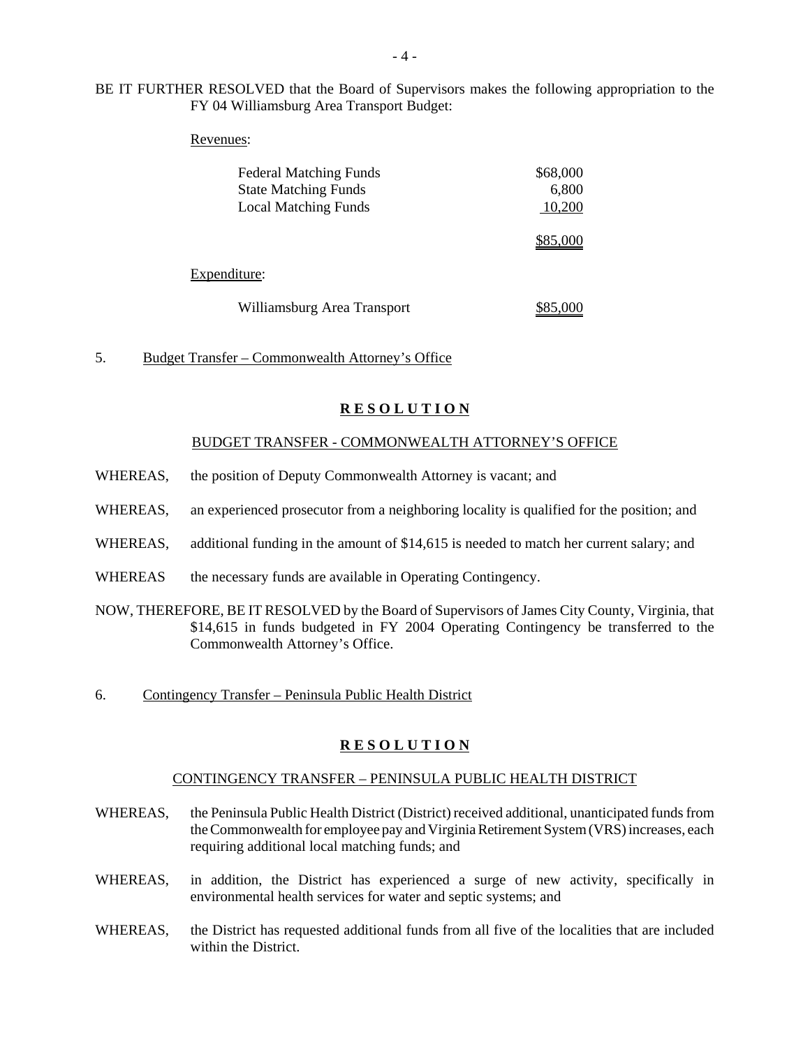BE IT FURTHER RESOLVED that the Board of Supervisors makes the following appropriation to the FY 04 Williamsburg Area Transport Budget:

Revenues:

| | |
|---|---|
| Federal Matching Funds | $68,000 |
| State Matching Funds | 6,800 |
| Local Matching Funds | 10,200 |
| | $85,000 |

Expenditure:

| | |
|---|---|
| Williamsburg Area Transport | $85,000 |

5. Budget Transfer – Commonwealth Attorney's Office

**R E S O L U T I O N**

BUDGET TRANSFER - COMMONWEALTH ATTORNEY'S OFFICE

WHEREAS, the position of Deputy Commonwealth Attorney is vacant; and

WHEREAS, an experienced prosecutor from a neighboring locality is qualified for the position; and

WHEREAS, additional funding in the amount of $14,615 is needed to match her current salary; and

WHEREAS the necessary funds are available in Operating Contingency.

NOW, THEREFORE, BE IT RESOLVED by the Board of Supervisors of James City County, Virginia, that $14,615 in funds budgeted in FY 2004 Operating Contingency be transferred to the Commonwealth Attorney's Office.

6. Contingency Transfer – Peninsula Public Health District

**R E S O L U T I O N**

CONTINGENCY TRANSFER – PENINSULA PUBLIC HEALTH DISTRICT

WHEREAS, the Peninsula Public Health District (District) received additional, unanticipated funds from the Commonwealth for employee pay and Virginia Retirement System (VRS) increases, each requiring additional local matching funds; and

WHEREAS, in addition, the District has experienced a surge of new activity, specifically in environmental health services for water and septic systems; and

WHEREAS, the District has requested additional funds from all five of the localities that are included within the District.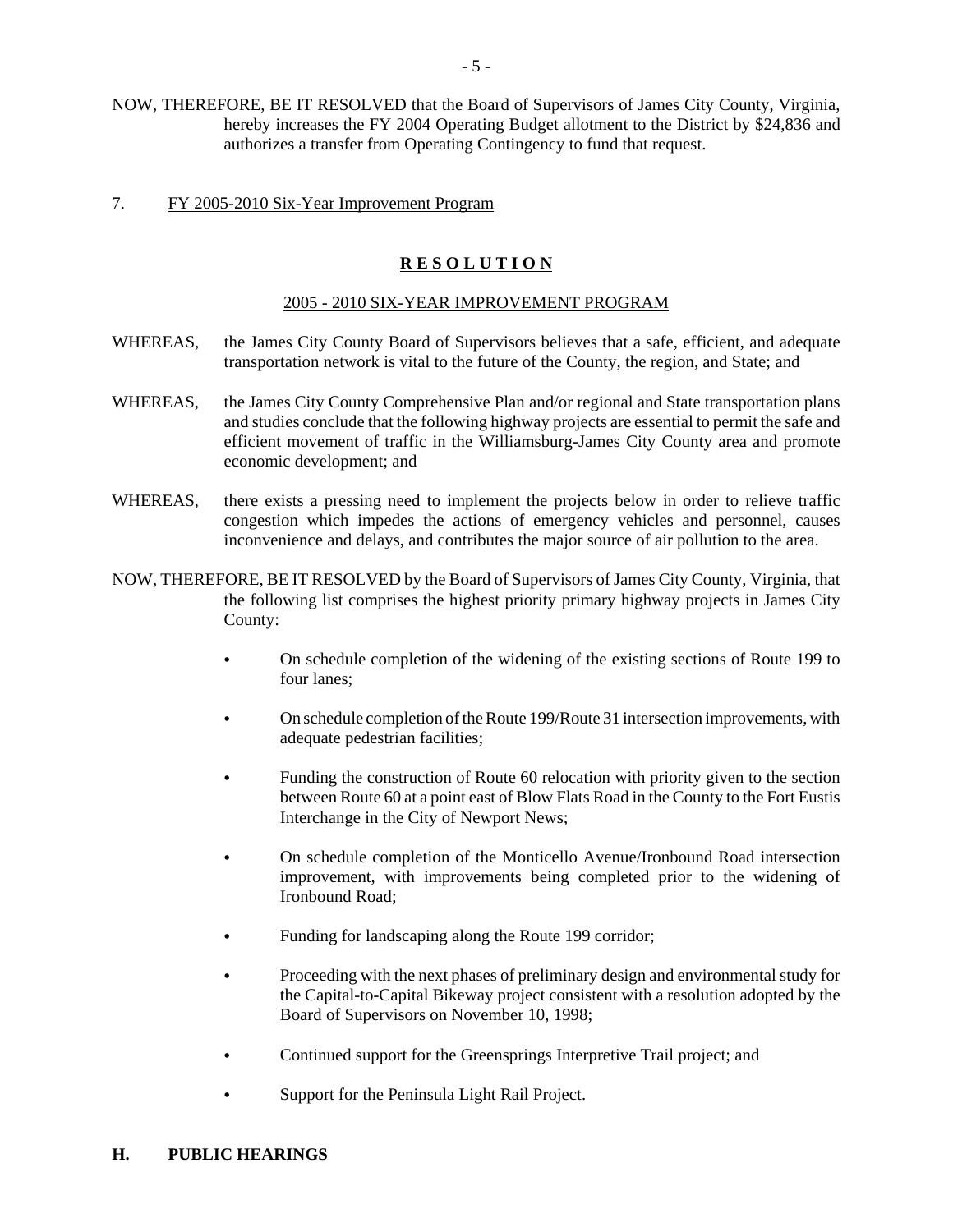NOW, THEREFORE, BE IT RESOLVED that the Board of Supervisors of James City County, Virginia, hereby increases the FY 2004 Operating Budget allotment to the District by $24,836 and authorizes a transfer from Operating Contingency to fund that request.

7. FY 2005-2010 Six-Year Improvement Program

**R E S O L U T I O N**

2005 - 2010 SIX-YEAR IMPROVEMENT PROGRAM

WHEREAS, the James City County Board of Supervisors believes that a safe, efficient, and adequate transportation network is vital to the future of the County, the region, and State; and

WHEREAS, the James City County Comprehensive Plan and/or regional and State transportation plans and studies conclude that the following highway projects are essential to permit the safe and efficient movement of traffic in the Williamsburg-James City County area and promote economic development; and

WHEREAS, there exists a pressing need to implement the projects below in order to relieve traffic congestion which impedes the actions of emergency vehicles and personnel, causes inconvenience and delays, and contributes the major source of air pollution to the area.

NOW, THEREFORE, BE IT RESOLVED by the Board of Supervisors of James City County, Virginia, that the following list comprises the highest priority primary highway projects in James City County:

- On schedule completion of the widening of the existing sections of Route 199 to four lanes;
- On schedule completion of the Route 199/Route 31 intersection improvements, with adequate pedestrian facilities;
- Funding the construction of Route 60 relocation with priority given to the section between Route 60 at a point east of Blow Flats Road in the County to the Fort Eustis Interchange in the City of Newport News;
- On schedule completion of the Monticello Avenue/Ironbound Road intersection improvement, with improvements being completed prior to the widening of Ironbound Road;
- Funding for landscaping along the Route 199 corridor;
- Proceeding with the next phases of preliminary design and environmental study for the Capital-to-Capital Bikeway project consistent with a resolution adopted by the Board of Supervisors on November 10, 1998;
- Continued support for the Greensprings Interpretive Trail project; and
- Support for the Peninsula Light Rail Project.

**H. PUBLIC HEARINGS**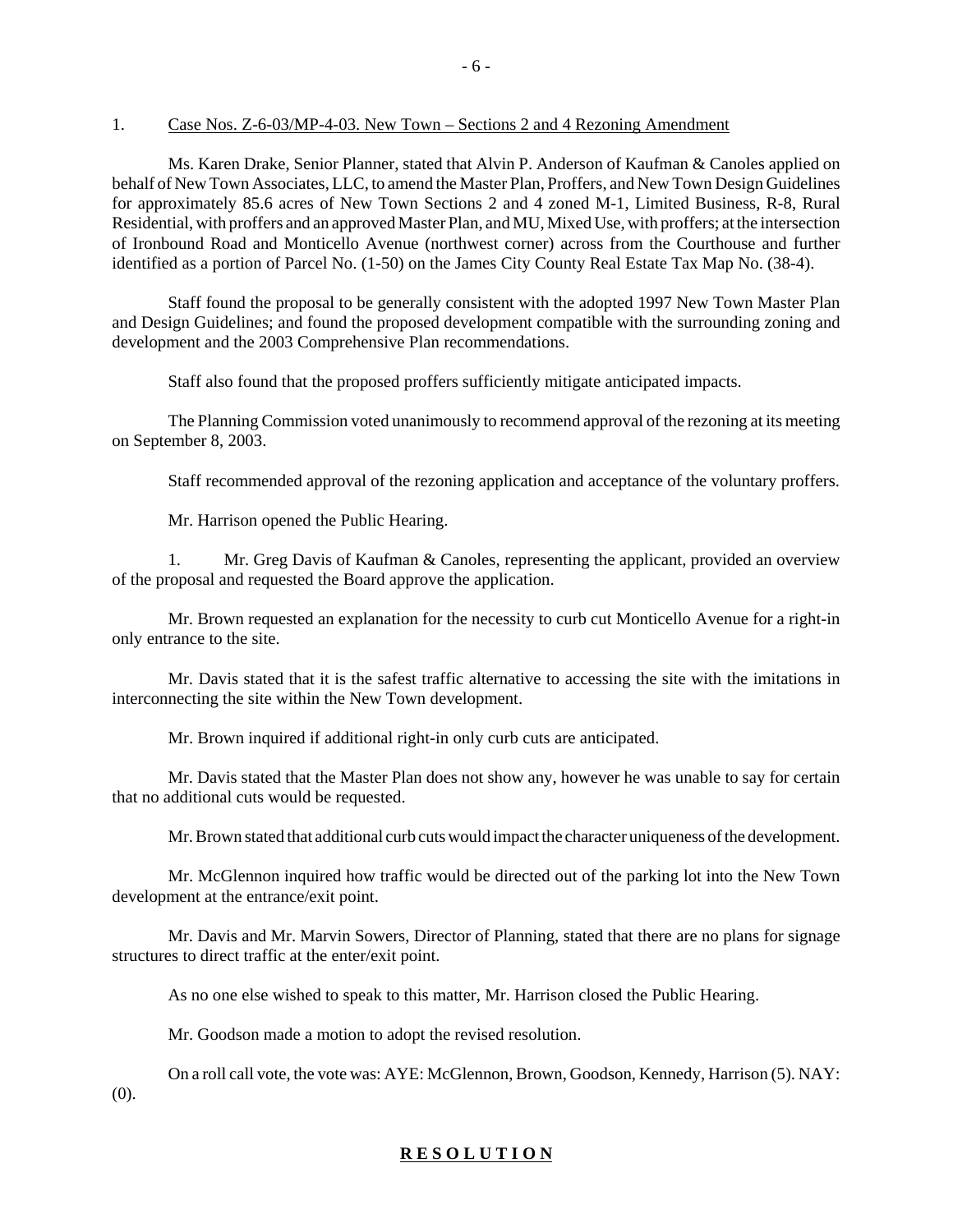1. Case Nos. Z-6-03/MP-4-03. New Town – Sections 2 and 4 Rezoning Amendment

Ms. Karen Drake, Senior Planner, stated that Alvin P. Anderson of Kaufman & Canoles applied on behalf of New Town Associates, LLC, to amend the Master Plan, Proffers, and New Town Design Guidelines for approximately 85.6 acres of New Town Sections 2 and 4 zoned M-1, Limited Business, R-8, Rural Residential, with proffers and an approved Master Plan, and MU, Mixed Use, with proffers; at the intersection of Ironbound Road and Monticello Avenue (northwest corner) across from the Courthouse and further identified as a portion of Parcel No. (1-50) on the James City County Real Estate Tax Map No. (38-4).

Staff found the proposal to be generally consistent with the adopted 1997 New Town Master Plan and Design Guidelines; and found the proposed development compatible with the surrounding zoning and development and the 2003 Comprehensive Plan recommendations.

Staff also found that the proposed proffers sufficiently mitigate anticipated impacts.

The Planning Commission voted unanimously to recommend approval of the rezoning at its meeting on September 8, 2003.

Staff recommended approval of the rezoning application and acceptance of the voluntary proffers.

Mr. Harrison opened the Public Hearing.

1. Mr. Greg Davis of Kaufman & Canoles, representing the applicant, provided an overview of the proposal and requested the Board approve the application.

Mr. Brown requested an explanation for the necessity to curb cut Monticello Avenue for a right-in only entrance to the site.

Mr. Davis stated that it is the safest traffic alternative to accessing the site with the imitations in interconnecting the site within the New Town development.

Mr. Brown inquired if additional right-in only curb cuts are anticipated.

Mr. Davis stated that the Master Plan does not show any, however he was unable to say for certain that no additional cuts would be requested.

Mr. Brown stated that additional curb cuts would impact the character uniqueness of the development.

Mr. McGlennon inquired how traffic would be directed out of the parking lot into the New Town development at the entrance/exit point.

Mr. Davis and Mr. Marvin Sowers, Director of Planning, stated that there are no plans for signage structures to direct traffic at the enter/exit point.

As no one else wished to speak to this matter, Mr. Harrison closed the Public Hearing.

Mr. Goodson made a motion to adopt the revised resolution.

On a roll call vote, the vote was: AYE: McGlennon, Brown, Goodson, Kennedy, Harrison (5). NAY: (0).

**R E S O L U T I O N**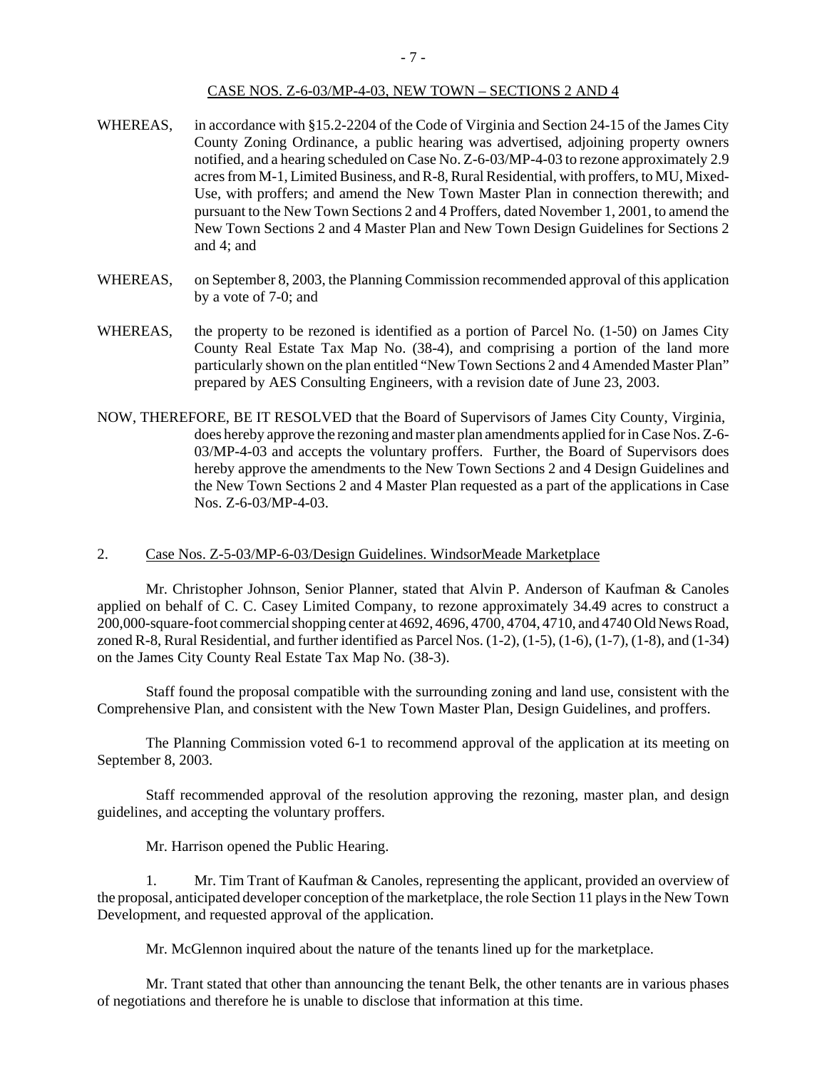CASE NOS. Z-6-03/MP-4-03, NEW TOWN – SECTIONS 2 AND 4

WHEREAS, in accordance with §15.2-2204 of the Code of Virginia and Section 24-15 of the James City County Zoning Ordinance, a public hearing was advertised, adjoining property owners notified, and a hearing scheduled on Case No. Z-6-03/MP-4-03 to rezone approximately 2.9 acres from M-1, Limited Business, and R-8, Rural Residential, with proffers, to MU, Mixed-Use, with proffers; and amend the New Town Master Plan in connection therewith; and pursuant to the New Town Sections 2 and 4 Proffers, dated November 1, 2001, to amend the New Town Sections 2 and 4 Master Plan and New Town Design Guidelines for Sections 2 and 4; and

WHEREAS, on September 8, 2003, the Planning Commission recommended approval of this application by a vote of 7-0; and

WHEREAS, the property to be rezoned is identified as a portion of Parcel No. (1-50) on James City County Real Estate Tax Map No. (38-4), and comprising a portion of the land more particularly shown on the plan entitled "New Town Sections 2 and 4 Amended Master Plan" prepared by AES Consulting Engineers, with a revision date of June 23, 2003.

NOW, THEREFORE, BE IT RESOLVED that the Board of Supervisors of James City County, Virginia, does hereby approve the rezoning and master plan amendments applied for in Case Nos. Z-6-03/MP-4-03 and accepts the voluntary proffers. Further, the Board of Supervisors does hereby approve the amendments to the New Town Sections 2 and 4 Design Guidelines and the New Town Sections 2 and 4 Master Plan requested as a part of the applications in Case Nos. Z-6-03/MP-4-03.

2. Case Nos. Z-5-03/MP-6-03/Design Guidelines. WindsorMeade Marketplace

Mr. Christopher Johnson, Senior Planner, stated that Alvin P. Anderson of Kaufman & Canoles applied on behalf of C. C. Casey Limited Company, to rezone approximately 34.49 acres to construct a 200,000-square-foot commercial shopping center at 4692, 4696, 4700, 4704, 4710, and 4740 Old News Road, zoned R-8, Rural Residential, and further identified as Parcel Nos. (1-2), (1-5), (1-6), (1-7), (1-8), and (1-34) on the James City County Real Estate Tax Map No. (38-3).

Staff found the proposal compatible with the surrounding zoning and land use, consistent with the Comprehensive Plan, and consistent with the New Town Master Plan, Design Guidelines, and proffers.

The Planning Commission voted 6-1 to recommend approval of the application at its meeting on September 8, 2003.

Staff recommended approval of the resolution approving the rezoning, master plan, and design guidelines, and accepting the voluntary proffers.

Mr. Harrison opened the Public Hearing.

1. Mr. Tim Trant of Kaufman & Canoles, representing the applicant, provided an overview of the proposal, anticipated developer conception of the marketplace, the role Section 11 plays in the New Town Development, and requested approval of the application.

Mr. McGlennon inquired about the nature of the tenants lined up for the marketplace.

Mr. Trant stated that other than announcing the tenant Belk, the other tenants are in various phases of negotiations and therefore he is unable to disclose that information at this time.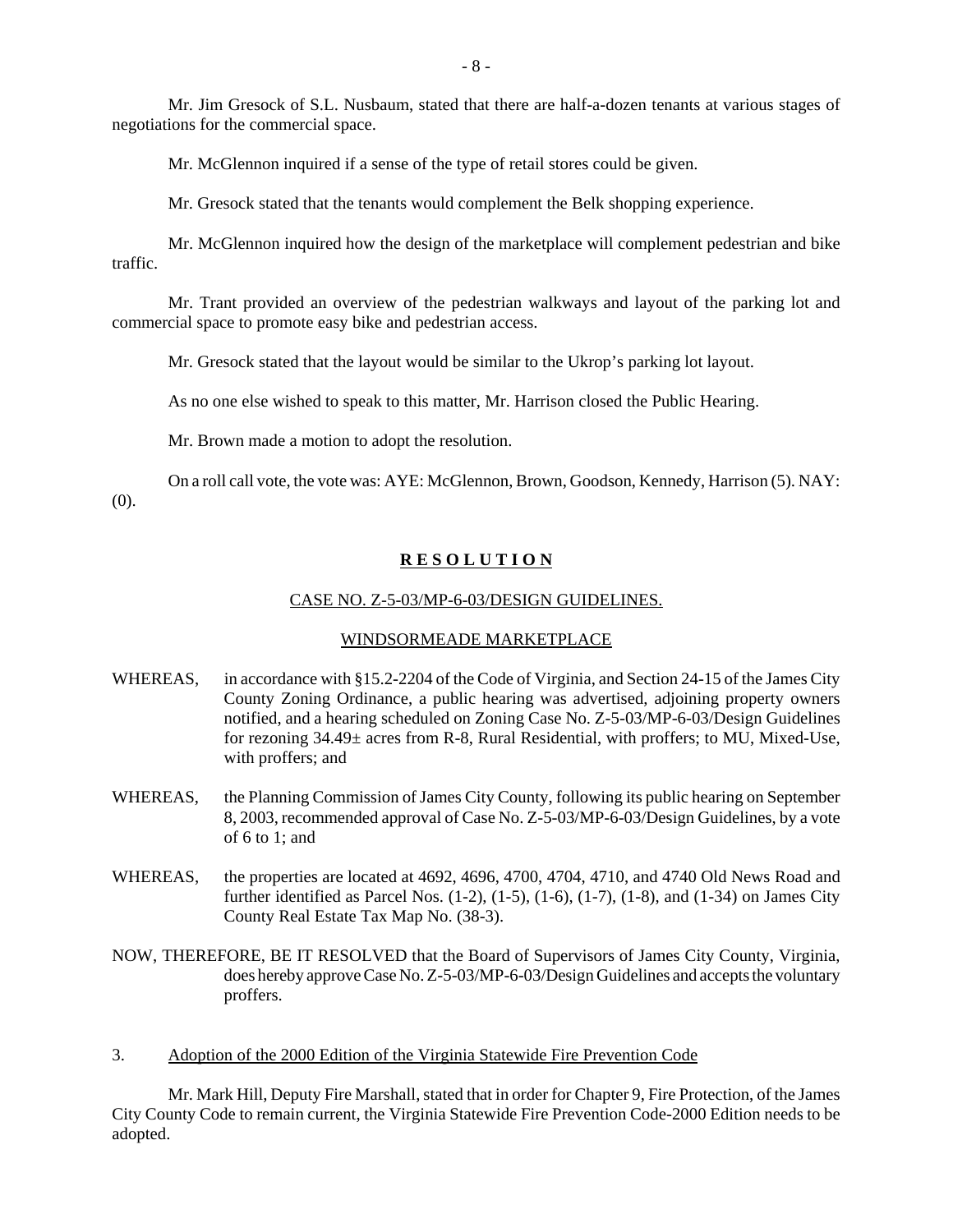Mr. Jim Gresock of S.L. Nusbaum, stated that there are half-a-dozen tenants at various stages of negotiations for the commercial space.

Mr. McGlennon inquired if a sense of the type of retail stores could be given.

Mr. Gresock stated that the tenants would complement the Belk shopping experience.

Mr. McGlennon inquired how the design of the marketplace will complement pedestrian and bike traffic.

Mr. Trant provided an overview of the pedestrian walkways and layout of the parking lot and commercial space to promote easy bike and pedestrian access.

Mr. Gresock stated that the layout would be similar to the Ukrop's parking lot layout.

As no one else wished to speak to this matter, Mr. Harrison closed the Public Hearing.

Mr. Brown made a motion to adopt the resolution.

On a roll call vote, the vote was: AYE: McGlennon, Brown, Goodson, Kennedy, Harrison (5). NAY: (0).

**R E S O L U T I O N**

CASE NO. Z-5-03/MP-6-03/DESIGN GUIDELINES.

WINDSORMEADE MARKETPLACE

WHEREAS, in accordance with §15.2-2204 of the Code of Virginia, and Section 24-15 of the James City County Zoning Ordinance, a public hearing was advertised, adjoining property owners notified, and a hearing scheduled on Zoning Case No. Z-5-03/MP-6-03/Design Guidelines for rezoning 34.49± acres from R-8, Rural Residential, with proffers; to MU, Mixed-Use, with proffers; and

WHEREAS, the Planning Commission of James City County, following its public hearing on September 8, 2003, recommended approval of Case No. Z-5-03/MP-6-03/Design Guidelines, by a vote of 6 to 1; and

WHEREAS, the properties are located at 4692, 4696, 4700, 4704, 4710, and 4740 Old News Road and further identified as Parcel Nos. (1-2), (1-5), (1-6), (1-7), (1-8), and (1-34) on James City County Real Estate Tax Map No. (38-3).

NOW, THEREFORE, BE IT RESOLVED that the Board of Supervisors of James City County, Virginia, does hereby approve Case No. Z-5-03/MP-6-03/Design Guidelines and accepts the voluntary proffers.

3. Adoption of the 2000 Edition of the Virginia Statewide Fire Prevention Code

Mr. Mark Hill, Deputy Fire Marshall, stated that in order for Chapter 9, Fire Protection, of the James City County Code to remain current, the Virginia Statewide Fire Prevention Code-2000 Edition needs to be adopted.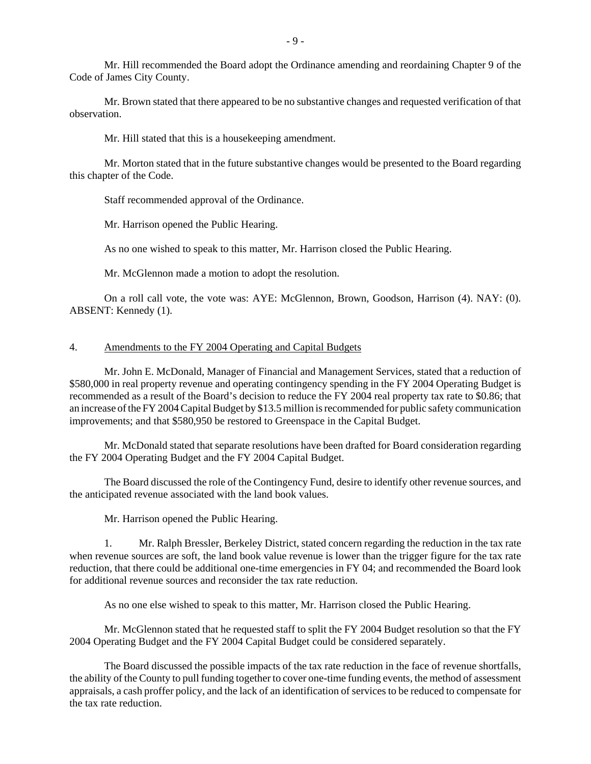Mr. Hill recommended the Board adopt the Ordinance amending and reordaining Chapter 9 of the Code of James City County.

Mr. Brown stated that there appeared to be no substantive changes and requested verification of that observation.

Mr. Hill stated that this is a housekeeping amendment.

Mr. Morton stated that in the future substantive changes would be presented to the Board regarding this chapter of the Code.

Staff recommended approval of the Ordinance.

Mr. Harrison opened the Public Hearing.

As no one wished to speak to this matter, Mr. Harrison closed the Public Hearing.

Mr. McGlennon made a motion to adopt the resolution.

On a roll call vote, the vote was: AYE: McGlennon, Brown, Goodson, Harrison (4). NAY: (0). ABSENT: Kennedy (1).

4. Amendments to the FY 2004 Operating and Capital Budgets

Mr. John E. McDonald, Manager of Financial and Management Services, stated that a reduction of \$580,000 in real property revenue and operating contingency spending in the FY 2004 Operating Budget is recommended as a result of the Board's decision to reduce the FY 2004 real property tax rate to \$0.86; that an increase of the FY 2004 Capital Budget by \$13.5 million is recommended for public safety communication improvements; and that \$580,950 be restored to Greenspace in the Capital Budget.

Mr. McDonald stated that separate resolutions have been drafted for Board consideration regarding the FY 2004 Operating Budget and the FY 2004 Capital Budget.

The Board discussed the role of the Contingency Fund, desire to identify other revenue sources, and the anticipated revenue associated with the land book values.

Mr. Harrison opened the Public Hearing.

1. Mr. Ralph Bressler, Berkeley District, stated concern regarding the reduction in the tax rate when revenue sources are soft, the land book value revenue is lower than the trigger figure for the tax rate reduction, that there could be additional one-time emergencies in FY 04; and recommended the Board look for additional revenue sources and reconsider the tax rate reduction.

As no one else wished to speak to this matter, Mr. Harrison closed the Public Hearing.

Mr. McGlennon stated that he requested staff to split the FY 2004 Budget resolution so that the FY 2004 Operating Budget and the FY 2004 Capital Budget could be considered separately.

The Board discussed the possible impacts of the tax rate reduction in the face of revenue shortfalls, the ability of the County to pull funding together to cover one-time funding events, the method of assessment appraisals, a cash proffer policy, and the lack of an identification of services to be reduced to compensate for the tax rate reduction.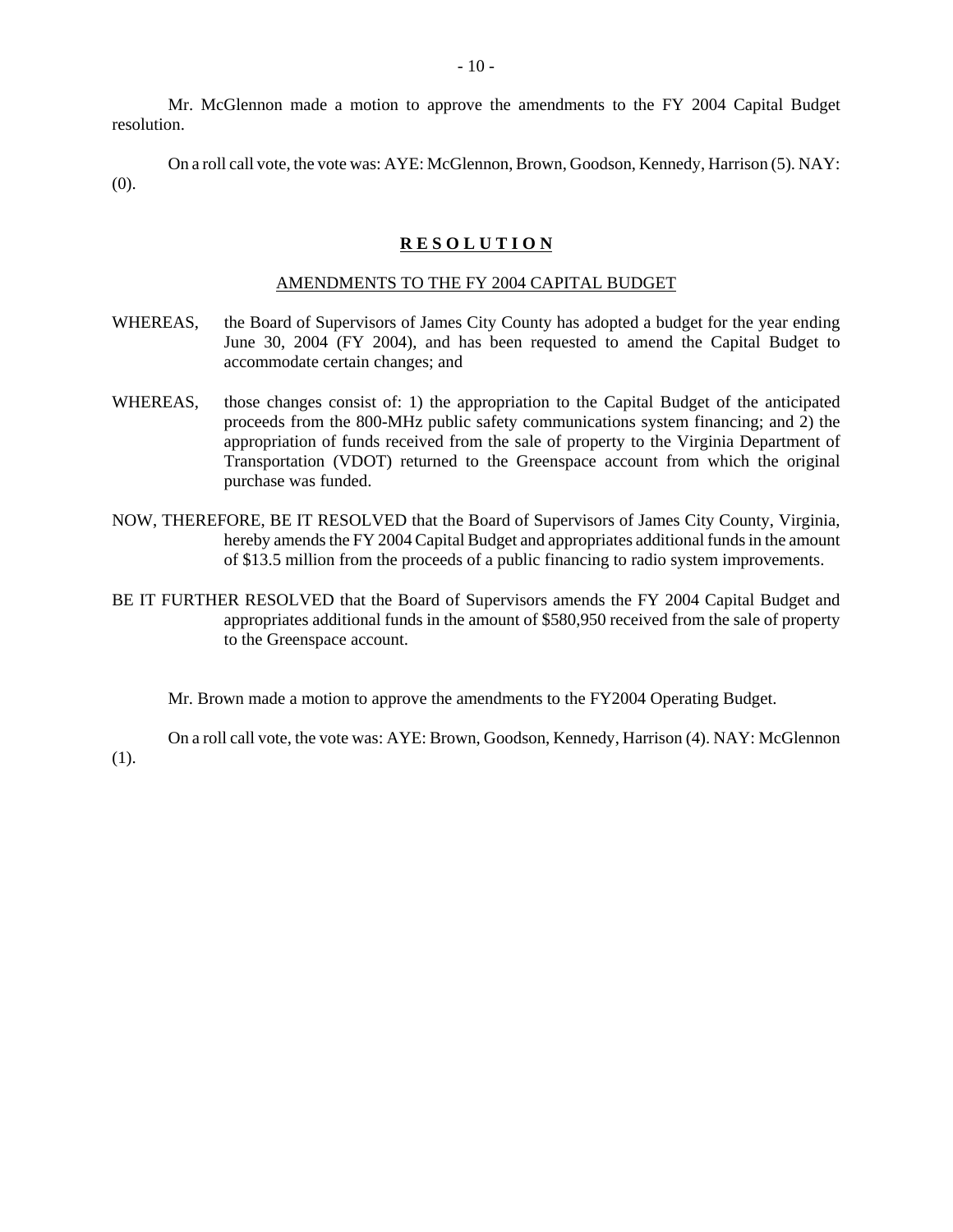Mr. McGlennon made a motion to approve the amendments to the FY 2004 Capital Budget resolution.

On a roll call vote, the vote was: AYE: McGlennon, Brown, Goodson, Kennedy, Harrison (5). NAY: (0).

## **R E S O L U T I O N**

AMENDMENTS TO THE FY 2004 CAPITAL BUDGET

WHEREAS, the Board of Supervisors of James City County has adopted a budget for the year ending June 30, 2004 (FY 2004), and has been requested to amend the Capital Budget to accommodate certain changes; and

WHEREAS, those changes consist of: 1) the appropriation to the Capital Budget of the anticipated proceeds from the 800-MHz public safety communications system financing; and 2) the appropriation of funds received from the sale of property to the Virginia Department of Transportation (VDOT) returned to the Greenspace account from which the original purchase was funded.

NOW, THEREFORE, BE IT RESOLVED that the Board of Supervisors of James City County, Virginia, hereby amends the FY 2004 Capital Budget and appropriates additional funds in the amount of $13.5 million from the proceeds of a public financing to radio system improvements.

BE IT FURTHER RESOLVED that the Board of Supervisors amends the FY 2004 Capital Budget and appropriates additional funds in the amount of $580,950 received from the sale of property to the Greenspace account.

Mr. Brown made a motion to approve the amendments to the FY2004 Operating Budget.

On a roll call vote, the vote was: AYE: Brown, Goodson, Kennedy, Harrison (4). NAY: McGlennon (1).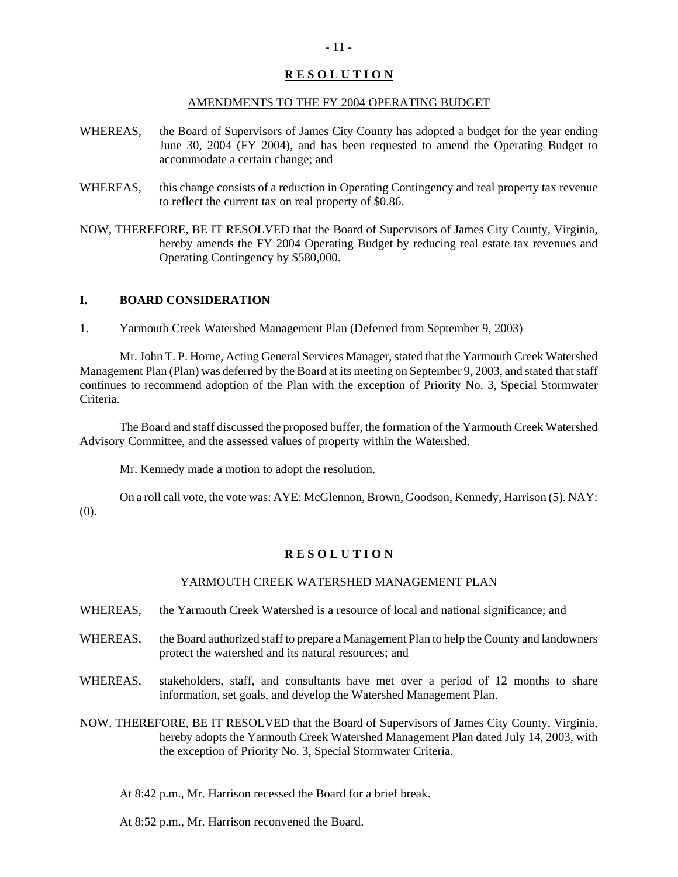**R E S O L U T I O N**

AMENDMENTS TO THE FY 2004 OPERATING BUDGET

WHEREAS, the Board of Supervisors of James City County has adopted a budget for the year ending June 30, 2004 (FY 2004), and has been requested to amend the Operating Budget to accommodate a certain change; and

WHEREAS, this change consists of a reduction in Operating Contingency and real property tax revenue to reflect the current tax on real property of $0.86.

NOW, THEREFORE, BE IT RESOLVED that the Board of Supervisors of James City County, Virginia, hereby amends the FY 2004 Operating Budget by reducing real estate tax revenues and Operating Contingency by $580,000.

## I. BOARD CONSIDERATION

1. Yarmouth Creek Watershed Management Plan (Deferred from September 9, 2003)

Mr. John T. P. Horne, Acting General Services Manager, stated that the Yarmouth Creek Watershed Management Plan (Plan) was deferred by the Board at its meeting on September 9, 2003, and stated that staff continues to recommend adoption of the Plan with the exception of Priority No. 3, Special Stormwater Criteria.

The Board and staff discussed the proposed buffer, the formation of the Yarmouth Creek Watershed Advisory Committee, and the assessed values of property within the Watershed.

Mr. Kennedy made a motion to adopt the resolution.

On a roll call vote, the vote was: AYE: McGlennon, Brown, Goodson, Kennedy, Harrison (5). NAY: (0).

**R E S O L U T I O N**

YARMOUTH CREEK WATERSHED MANAGEMENT PLAN

WHEREAS, the Yarmouth Creek Watershed is a resource of local and national significance; and

WHEREAS, the Board authorized staff to prepare a Management Plan to help the County and landowners protect the watershed and its natural resources; and

WHEREAS, stakeholders, staff, and consultants have met over a period of 12 months to share information, set goals, and develop the Watershed Management Plan.

NOW, THEREFORE, BE IT RESOLVED that the Board of Supervisors of James City County, Virginia, hereby adopts the Yarmouth Creek Watershed Management Plan dated July 14, 2003, with the exception of Priority No. 3, Special Stormwater Criteria.

At 8:42 p.m., Mr. Harrison recessed the Board for a brief break.

At 8:52 p.m., Mr. Harrison reconvened the Board.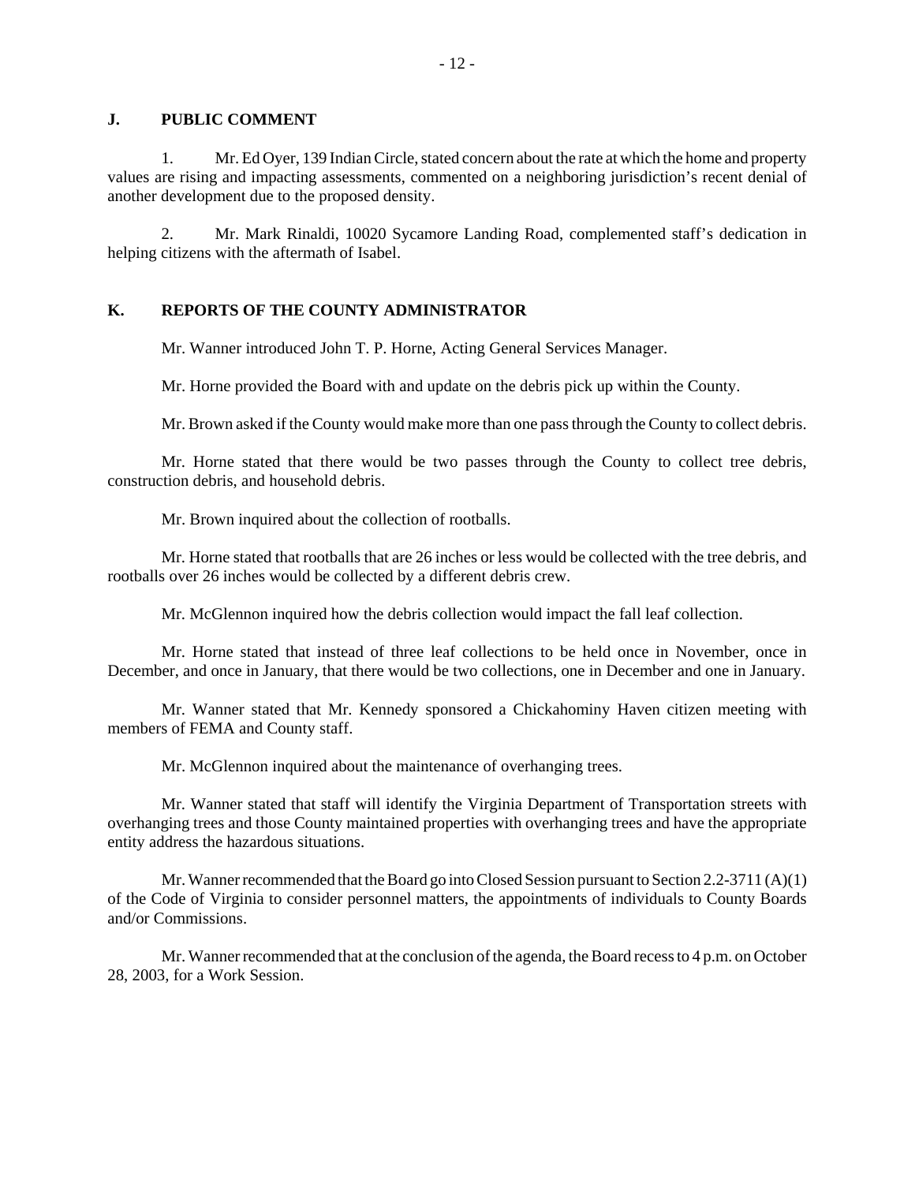## J. PUBLIC COMMENT

1. Mr. Ed Oyer, 139 Indian Circle, stated concern about the rate at which the home and property values are rising and impacting assessments, commented on a neighboring jurisdiction's recent denial of another development due to the proposed density.

2. Mr. Mark Rinaldi, 10020 Sycamore Landing Road, complemented staff's dedication in helping citizens with the aftermath of Isabel.

## K. REPORTS OF THE COUNTY ADMINISTRATOR

Mr. Wanner introduced John T. P. Horne, Acting General Services Manager.

Mr. Horne provided the Board with and update on the debris pick up within the County.

Mr. Brown asked if the County would make more than one pass through the County to collect debris.

Mr. Horne stated that there would be two passes through the County to collect tree debris, construction debris, and household debris.

Mr. Brown inquired about the collection of rootballs.

Mr. Horne stated that rootballs that are 26 inches or less would be collected with the tree debris, and rootballs over 26 inches would be collected by a different debris crew.

Mr. McGlennon inquired how the debris collection would impact the fall leaf collection.

Mr. Horne stated that instead of three leaf collections to be held once in November, once in December, and once in January, that there would be two collections, one in December and one in January.

Mr. Wanner stated that Mr. Kennedy sponsored a Chickahominy Haven citizen meeting with members of FEMA and County staff.

Mr. McGlennon inquired about the maintenance of overhanging trees.

Mr. Wanner stated that staff will identify the Virginia Department of Transportation streets with overhanging trees and those County maintained properties with overhanging trees and have the appropriate entity address the hazardous situations.

Mr. Wanner recommended that the Board go into Closed Session pursuant to Section 2.2-3711 (A)(1) of the Code of Virginia to consider personnel matters, the appointments of individuals to County Boards and/or Commissions.

Mr. Wanner recommended that at the conclusion of the agenda, the Board recess to 4 p.m. on October 28, 2003, for a Work Session.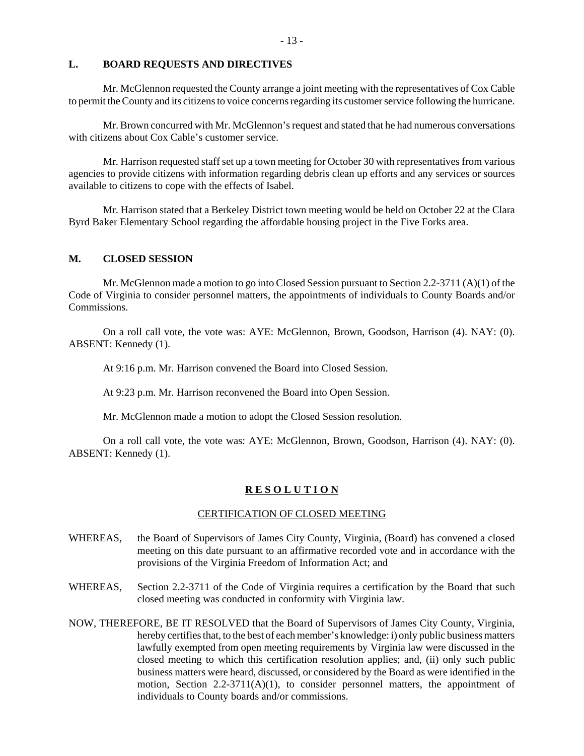## L. BOARD REQUESTS AND DIRECTIVES

Mr. McGlennon requested the County arrange a joint meeting with the representatives of Cox Cable to permit the County and its citizens to voice concerns regarding its customer service following the hurricane.

Mr. Brown concurred with Mr. McGlennon's request and stated that he had numerous conversations with citizens about Cox Cable's customer service.

Mr. Harrison requested staff set up a town meeting for October 30 with representatives from various agencies to provide citizens with information regarding debris clean up efforts and any services or sources available to citizens to cope with the effects of Isabel.

Mr. Harrison stated that a Berkeley District town meeting would be held on October 22 at the Clara Byrd Baker Elementary School regarding the affordable housing project in the Five Forks area.

## M. CLOSED SESSION

Mr. McGlennon made a motion to go into Closed Session pursuant to Section 2.2-3711 (A)(1) of the Code of Virginia to consider personnel matters, the appointments of individuals to County Boards and/or Commissions.

On a roll call vote, the vote was: AYE: McGlennon, Brown, Goodson, Harrison (4). NAY: (0). ABSENT: Kennedy (1).

At 9:16 p.m. Mr. Harrison convened the Board into Closed Session.

At 9:23 p.m. Mr. Harrison reconvened the Board into Open Session.

Mr. McGlennon made a motion to adopt the Closed Session resolution.

On a roll call vote, the vote was: AYE: McGlennon, Brown, Goodson, Harrison (4). NAY: (0). ABSENT: Kennedy (1).

**R E S O L U T I O N**

CERTIFICATION OF CLOSED MEETING

WHEREAS, the Board of Supervisors of James City County, Virginia, (Board) has convened a closed meeting on this date pursuant to an affirmative recorded vote and in accordance with the provisions of the Virginia Freedom of Information Act; and

WHEREAS, Section 2.2-3711 of the Code of Virginia requires a certification by the Board that such closed meeting was conducted in conformity with Virginia law.

NOW, THEREFORE, BE IT RESOLVED that the Board of Supervisors of James City County, Virginia, hereby certifies that, to the best of each member's knowledge: i) only public business matters lawfully exempted from open meeting requirements by Virginia law were discussed in the closed meeting to which this certification resolution applies; and, (ii) only such public business matters were heard, discussed, or considered by the Board as were identified in the motion, Section 2.2-3711(A)(1), to consider personnel matters, the appointment of individuals to County boards and/or commissions.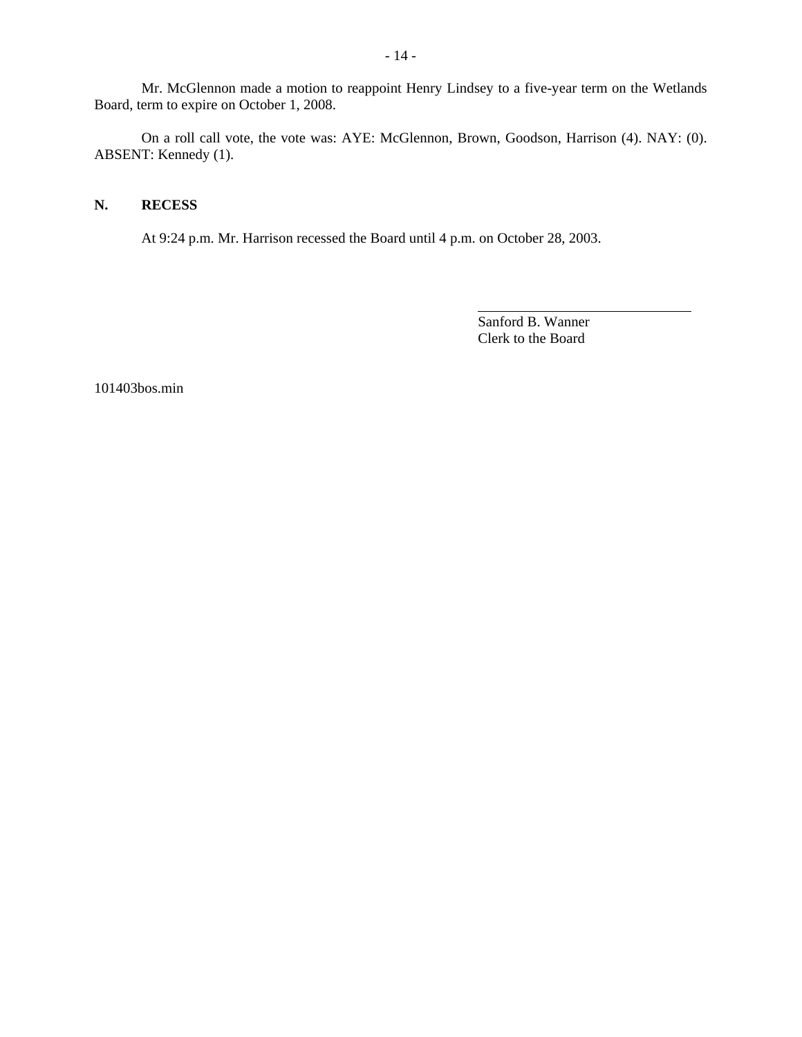Mr. McGlennon made a motion to reappoint Henry Lindsey to a five-year term on the Wetlands Board, term to expire on October 1, 2008.

On a roll call vote, the vote was: AYE: McGlennon, Brown, Goodson, Harrison (4). NAY: (0). ABSENT: Kennedy (1).

## N. RECESS

At 9:24 p.m. Mr. Harrison recessed the Board until 4 p.m. on October 28, 2003.

\_\_\_\_\_\_\_\_\_\_\_\_\_\_\_\_\_\_\_\_\_\_\_\_\_\_\_\_\_\_\_\_

Sanford B. Wanner
Clerk to the Board

101403bos.min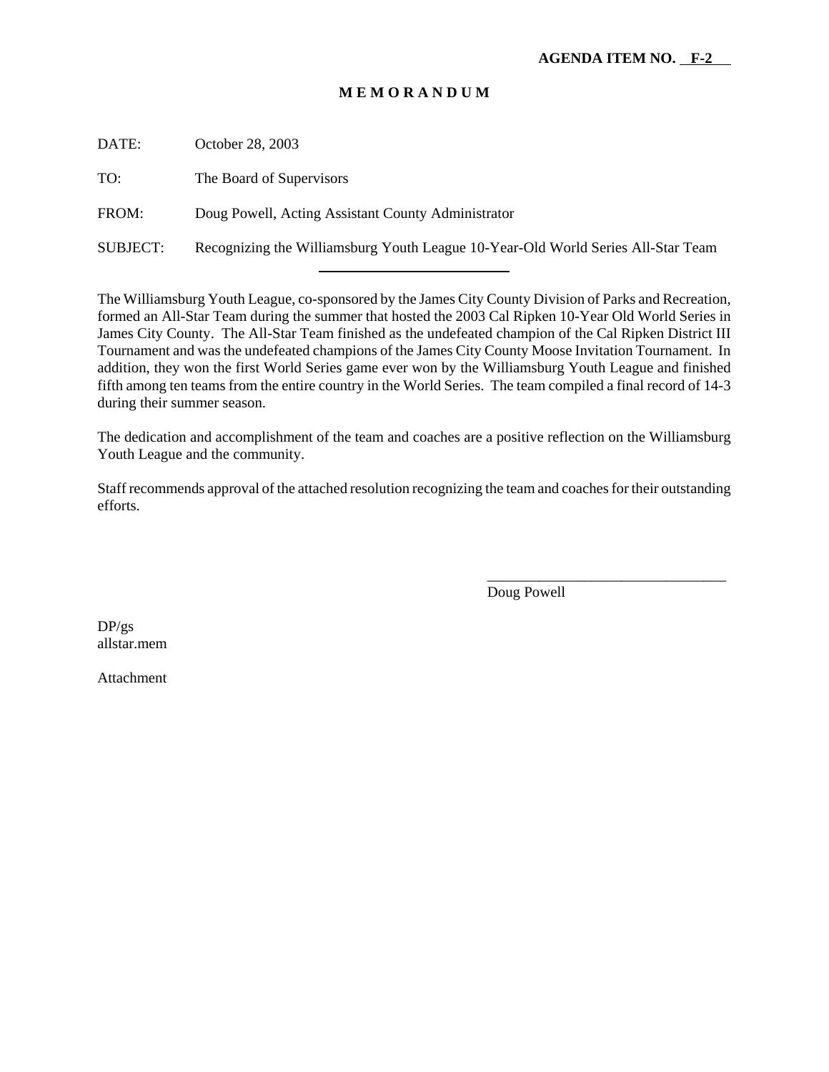**AGENDA ITEM NO. F-2**

# M E M O R A N D U M

DATE: October 28, 2003

TO: The Board of Supervisors

FROM: Doug Powell, Acting Assistant County Administrator

SUBJECT: Recognizing the Williamsburg Youth League 10-Year-Old World Series All-Star Team

---

The Williamsburg Youth League, co-sponsored by the James City County Division of Parks and Recreation, formed an All-Star Team during the summer that hosted the 2003 Cal Ripken 10-Year Old World Series in James City County. The All-Star Team finished as the undefeated champion of the Cal Ripken District III Tournament and was the undefeated champions of the James City County Moose Invitation Tournament. In addition, they won the first World Series game ever won by the Williamsburg Youth League and finished fifth among ten teams from the entire country in the World Series. The team compiled a final record of 14-3 during their summer season.

The dedication and accomplishment of the team and coaches are a positive reflection on the Williamsburg Youth League and the community.

Staff recommends approval of the attached resolution recognizing the team and coaches for their outstanding efforts.

________________________________

Doug Powell

DP/gs
allstar.mem

Attachment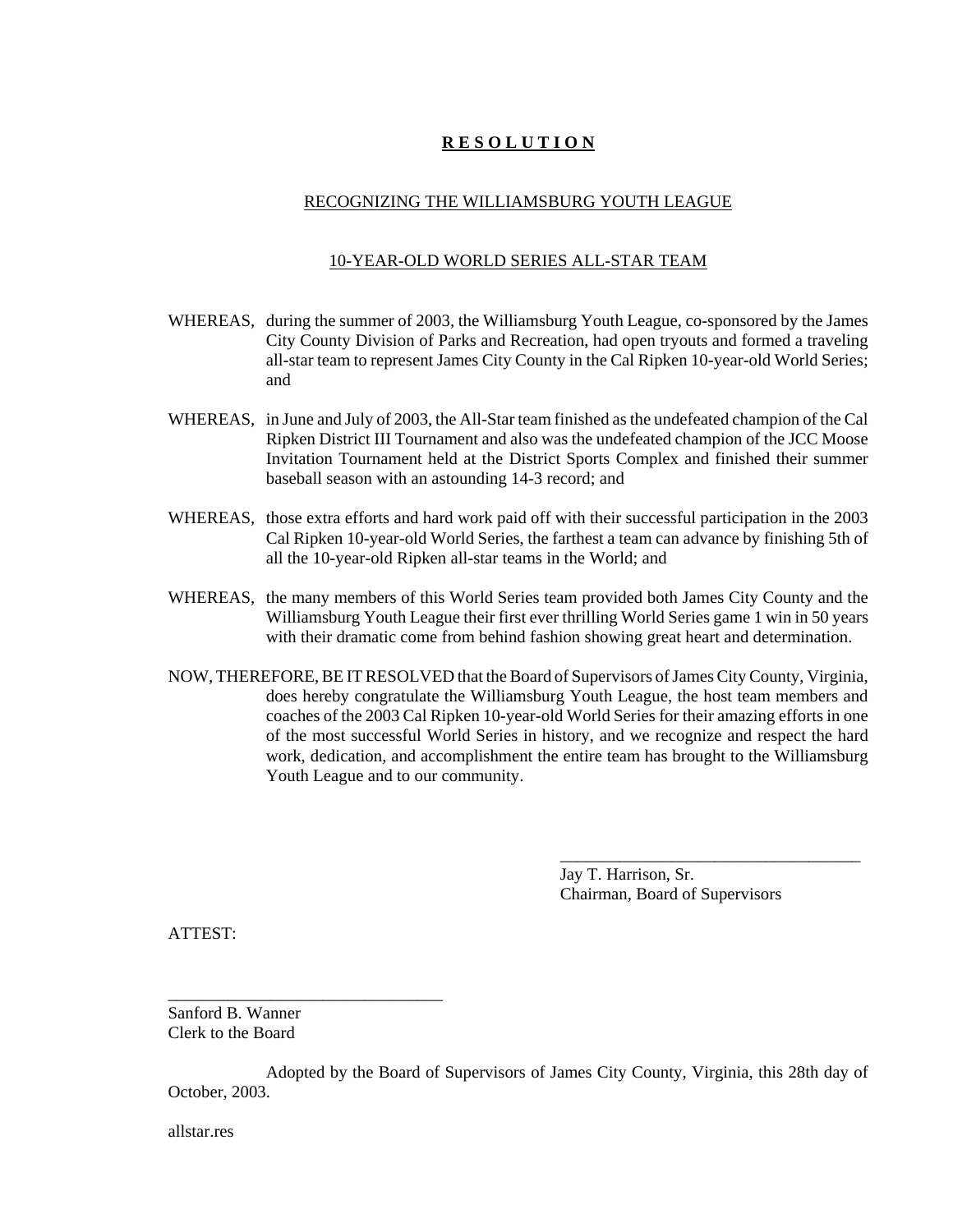# R E S O L U T I O N

## RECOGNIZING THE WILLIAMSBURG YOUTH LEAGUE

## 10-YEAR-OLD WORLD SERIES ALL-STAR TEAM

WHEREAS, during the summer of 2003, the Williamsburg Youth League, co-sponsored by the James City County Division of Parks and Recreation, had open tryouts and formed a traveling all-star team to represent James City County in the Cal Ripken 10-year-old World Series; and

WHEREAS, in June and July of 2003, the All-Star team finished as the undefeated champion of the Cal Ripken District III Tournament and also was the undefeated champion of the JCC Moose Invitation Tournament held at the District Sports Complex and finished their summer baseball season with an astounding 14-3 record; and

WHEREAS, those extra efforts and hard work paid off with their successful participation in the 2003 Cal Ripken 10-year-old World Series, the farthest a team can advance by finishing 5th of all the 10-year-old Ripken all-star teams in the World; and

WHEREAS, the many members of this World Series team provided both James City County and the Williamsburg Youth League their first ever thrilling World Series game 1 win in 50 years with their dramatic come from behind fashion showing great heart and determination.

NOW, THEREFORE, BE IT RESOLVED that the Board of Supervisors of James City County, Virginia, does hereby congratulate the Williamsburg Youth League, the host team members and coaches of the 2003 Cal Ripken 10-year-old World Series for their amazing efforts in one of the most successful World Series in history, and we recognize and respect the hard work, dedication, and accomplishment the entire team has brought to the Williamsburg Youth League and to our community.

\_\_\_\_\_\_\_\_\_\_\_\_\_\_\_\_\_\_\_\_\_\_\_\_\_\_\_\_\_\_\_\_\_\_\_\_
Jay T. Harrison, Sr.
Chairman, Board of Supervisors

ATTEST:

\_\_\_\_\_\_\_\_\_\_\_\_\_\_\_\_\_\_\_\_\_\_\_\_\_\_\_\_\_\_\_\_
Sanford B. Wanner
Clerk to the Board

Adopted by the Board of Supervisors of James City County, Virginia, this 28th day of October, 2003.

allstar.res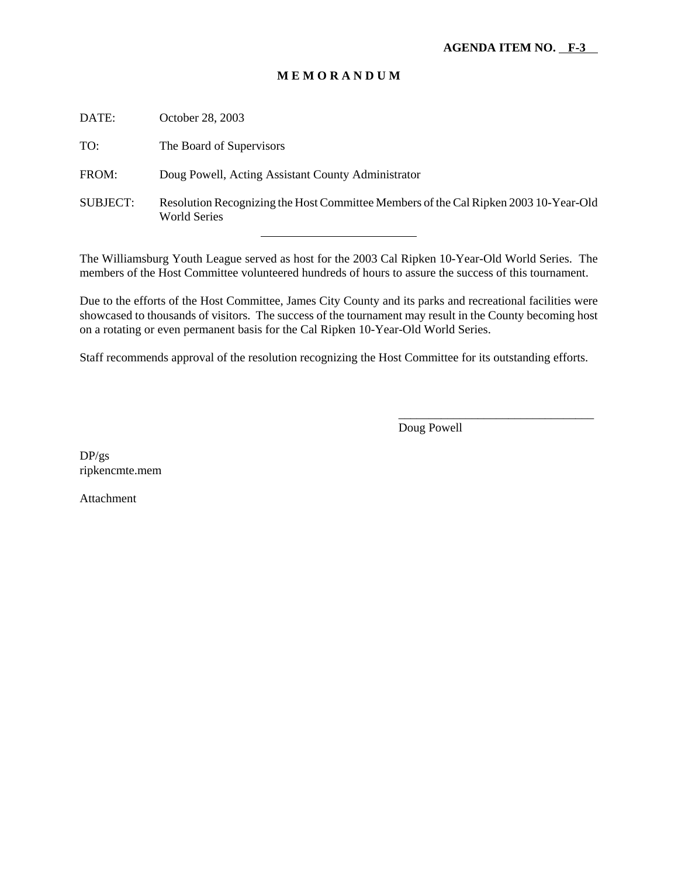**AGENDA ITEM NO. F-3**

**M E M O R A N D U M**

DATE: October 28, 2003

TO: The Board of Supervisors

FROM: Doug Powell, Acting Assistant County Administrator

SUBJECT: Resolution Recognizing the Host Committee Members of the Cal Ripken 2003 10-Year-Old World Series

---

The Williamsburg Youth League served as host for the 2003 Cal Ripken 10-Year-Old World Series. The members of the Host Committee volunteered hundreds of hours to assure the success of this tournament.

Due to the efforts of the Host Committee, James City County and its parks and recreational facilities were showcased to thousands of visitors. The success of the tournament may result in the County becoming host on a rotating or even permanent basis for the Cal Ripken 10-Year-Old World Series.

Staff recommends approval of the resolution recognizing the Host Committee for its outstanding efforts.

\_\_\_\_\_\_\_\_\_\_\_\_\_\_\_\_\_\_\_\_\_\_\_\_\_\_\_\_\_\_\_\_\_\_

Doug Powell

DP/gs
ripkencmte.mem

Attachment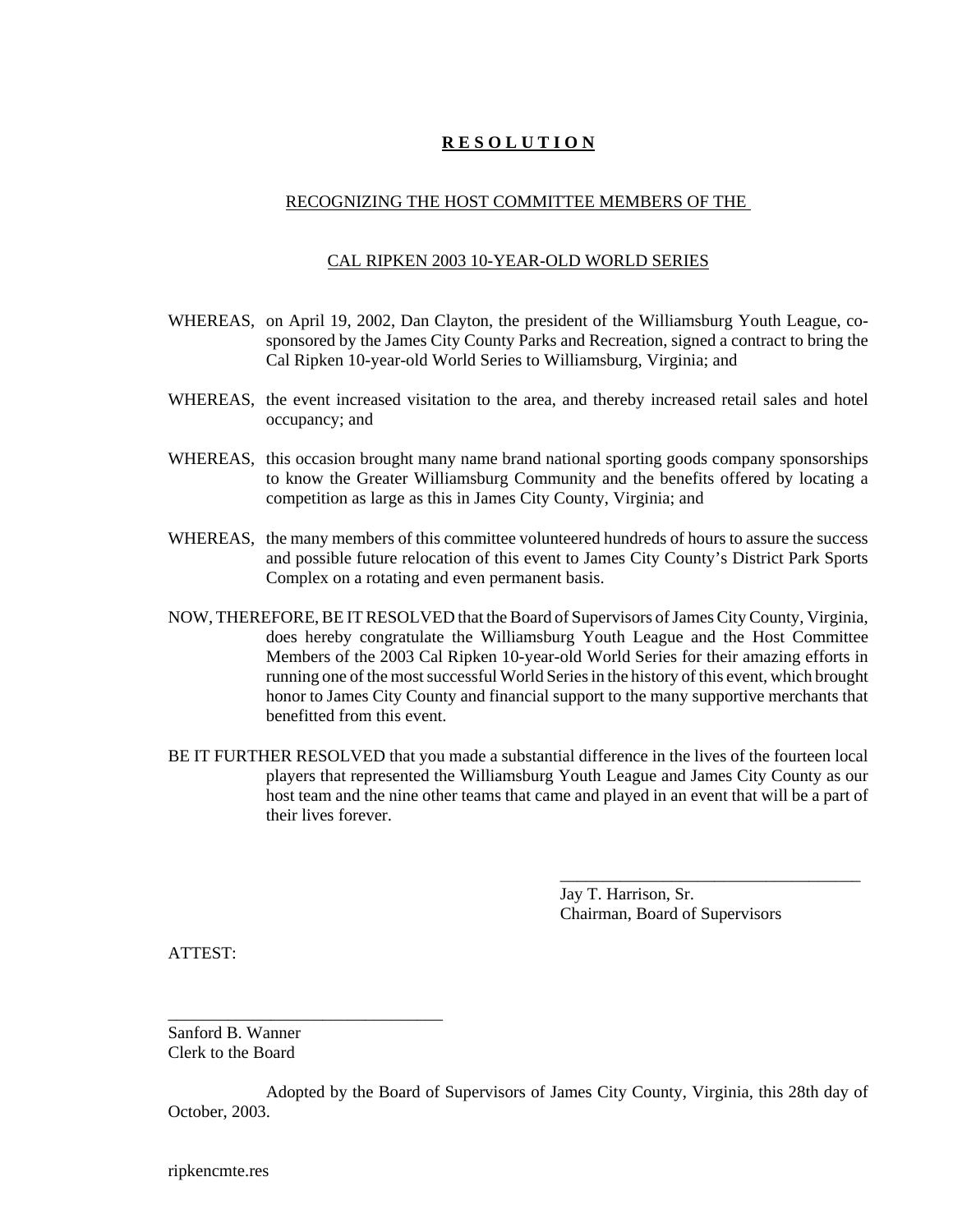# R E S O L U T I O N

## RECOGNIZING THE HOST COMMITTEE MEMBERS OF THE

## CAL RIPKEN 2003 10-YEAR-OLD WORLD SERIES

WHEREAS, on April 19, 2002, Dan Clayton, the president of the Williamsburg Youth League, co-sponsored by the James City County Parks and Recreation, signed a contract to bring the Cal Ripken 10-year-old World Series to Williamsburg, Virginia; and

WHEREAS, the event increased visitation to the area, and thereby increased retail sales and hotel occupancy; and

WHEREAS, this occasion brought many name brand national sporting goods company sponsorships to know the Greater Williamsburg Community and the benefits offered by locating a competition as large as this in James City County, Virginia; and

WHEREAS, the many members of this committee volunteered hundreds of hours to assure the success and possible future relocation of this event to James City County's District Park Sports Complex on a rotating and even permanent basis.

NOW, THEREFORE, BE IT RESOLVED that the Board of Supervisors of James City County, Virginia, does hereby congratulate the Williamsburg Youth League and the Host Committee Members of the 2003 Cal Ripken 10-year-old World Series for their amazing efforts in running one of the most successful World Series in the history of this event, which brought honor to James City County and financial support to the many supportive merchants that benefitted from this event.

BE IT FURTHER RESOLVED that you made a substantial difference in the lives of the fourteen local players that represented the Williamsburg Youth League and James City County as our host team and the nine other teams that came and played in an event that will be a part of their lives forever.

\_\_\_\_\_\_\_\_\_\_\_\_\_\_\_\_\_\_\_\_\_\_\_\_\_\_\_\_\_\_\_\_\_\_\_\_

Jay T. Harrison, Sr.
Chairman, Board of Supervisors

ATTEST:

\_\_\_\_\_\_\_\_\_\_\_\_\_\_\_\_\_\_\_\_\_\_\_\_\_\_\_\_\_\_\_\_

Sanford B. Wanner
Clerk to the Board

Adopted by the Board of Supervisors of James City County, Virginia, this 28th day of October, 2003.

ripkencmte.res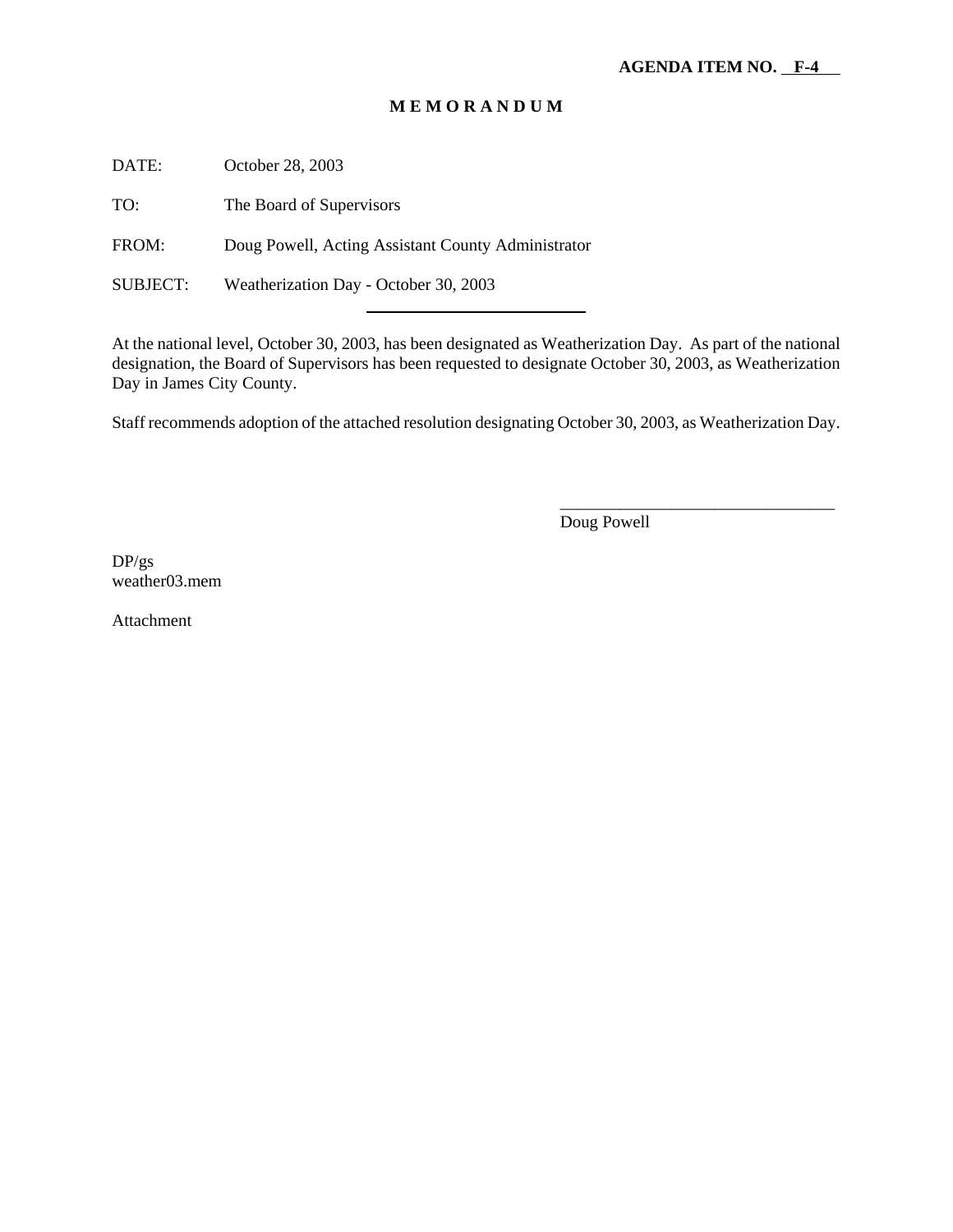**AGENDA ITEM NO. F-4**

# M E M O R A N D U M

DATE: October 28, 2003

TO: The Board of Supervisors

FROM: Doug Powell, Acting Assistant County Administrator

SUBJECT: Weatherization Day - October 30, 2003

---

At the national level, October 30, 2003, has been designated as Weatherization Day. As part of the national designation, the Board of Supervisors has been requested to designate October 30, 2003, as Weatherization Day in James City County.

Staff recommends adoption of the attached resolution designating October 30, 2003, as Weatherization Day.

_________________________________

Doug Powell

DP/gs
weather03.mem

Attachment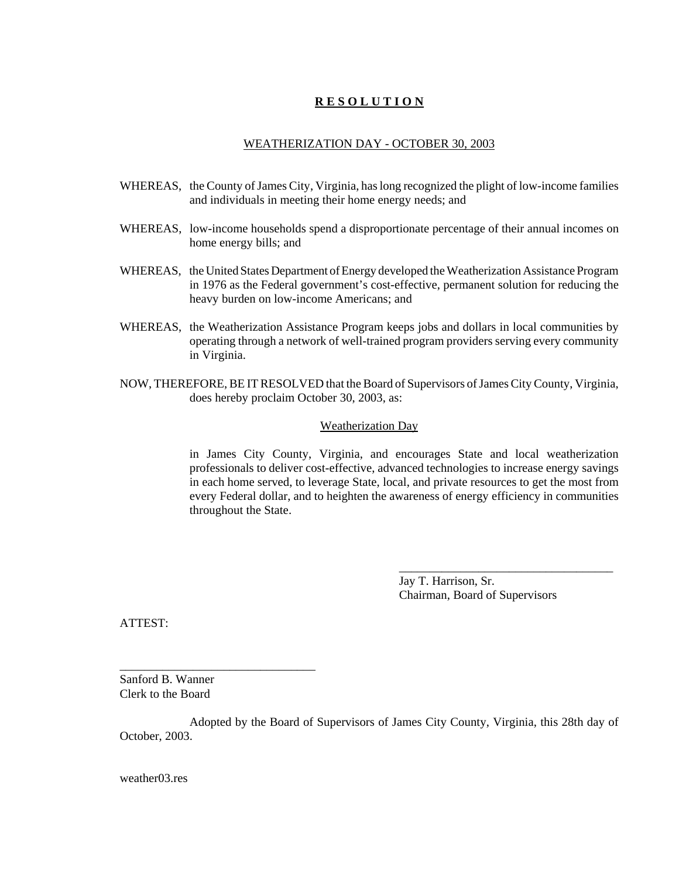# **R E S O L U T I O N**

WEATHERIZATION DAY - OCTOBER 30, 2003

WHEREAS, the County of James City, Virginia, has long recognized the plight of low-income families and individuals in meeting their home energy needs; and

WHEREAS, low-income households spend a disproportionate percentage of their annual incomes on home energy bills; and

WHEREAS, the United States Department of Energy developed the Weatherization Assistance Program in 1976 as the Federal government's cost-effective, permanent solution for reducing the heavy burden on low-income Americans; and

WHEREAS, the Weatherization Assistance Program keeps jobs and dollars in local communities by operating through a network of well-trained program providers serving every community in Virginia.

NOW, THEREFORE, BE IT RESOLVED that the Board of Supervisors of James City County, Virginia, does hereby proclaim October 30, 2003, as:

Weatherization Day

in James City County, Virginia, and encourages State and local weatherization professionals to deliver cost-effective, advanced technologies to increase energy savings in each home served, to leverage State, local, and private resources to get the most from every Federal dollar, and to heighten the awareness of energy efficiency in communities throughout the State.

\_\_\_\_\_\_\_\_\_\_\_\_\_\_\_\_\_\_\_\_\_\_\_\_\_\_\_\_\_\_\_\_\_\_\_\_
Jay T. Harrison, Sr.
Chairman, Board of Supervisors

ATTEST:

\_\_\_\_\_\_\_\_\_\_\_\_\_\_\_\_\_\_\_\_\_\_\_\_\_\_\_\_\_\_\_\_
Sanford B. Wanner
Clerk to the Board

Adopted by the Board of Supervisors of James City County, Virginia, this 28th day of October, 2003.

weather03.res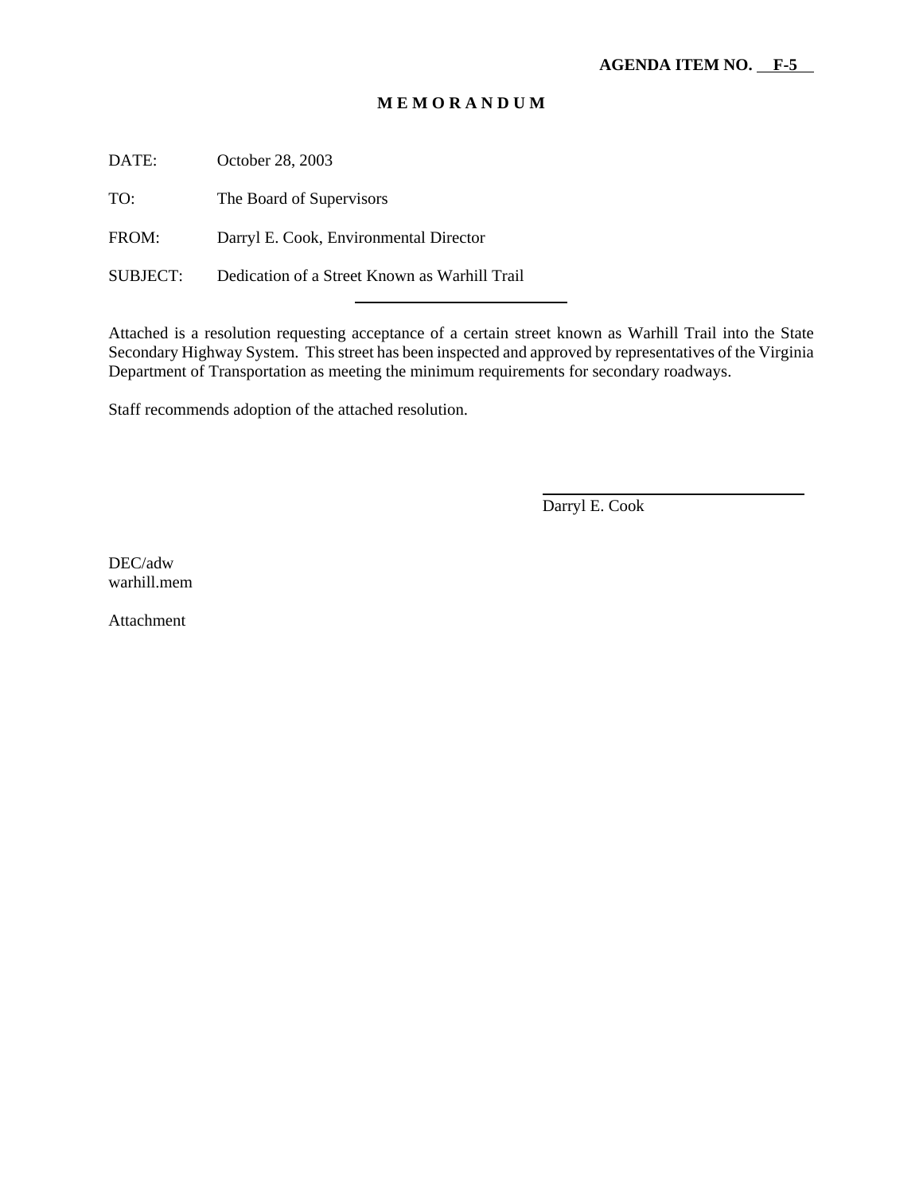**AGENDA ITEM NO. F-5**

**M E M O R A N D U M**

DATE: October 28, 2003

TO: The Board of Supervisors

FROM: Darryl E. Cook, Environmental Director

SUBJECT: Dedication of a Street Known as Warhill Trail

Attached is a resolution requesting acceptance of a certain street known as Warhill Trail into the State Secondary Highway System. This street has been inspected and approved by representatives of the Virginia Department of Transportation as meeting the minimum requirements for secondary roadways.

Staff recommends adoption of the attached resolution.

Darryl E. Cook

DEC/adw
warhill.mem

Attachment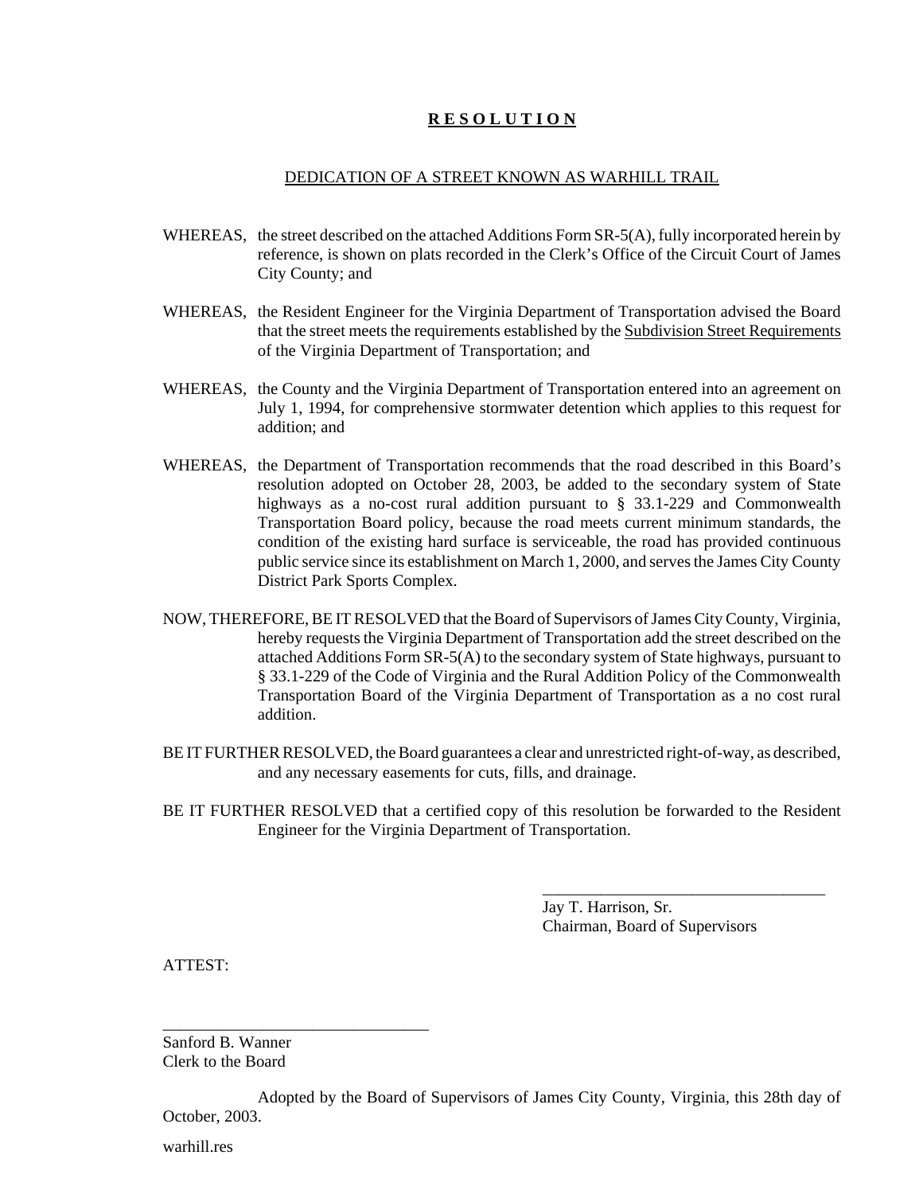# **R E S O L U T I O N**

DEDICATION OF A STREET KNOWN AS WARHILL TRAIL

WHEREAS, the street described on the attached Additions Form SR-5(A), fully incorporated herein by reference, is shown on plats recorded in the Clerk's Office of the Circuit Court of James City County; and

WHEREAS, the Resident Engineer for the Virginia Department of Transportation advised the Board that the street meets the requirements established by the Subdivision Street Requirements of the Virginia Department of Transportation; and

WHEREAS, the County and the Virginia Department of Transportation entered into an agreement on July 1, 1994, for comprehensive stormwater detention which applies to this request for addition; and

WHEREAS, the Department of Transportation recommends that the road described in this Board's resolution adopted on October 28, 2003, be added to the secondary system of State highways as a no-cost rural addition pursuant to § 33.1-229 and Commonwealth Transportation Board policy, because the road meets current minimum standards, the condition of the existing hard surface is serviceable, the road has provided continuous public service since its establishment on March 1, 2000, and serves the James City County District Park Sports Complex.

NOW, THEREFORE, BE IT RESOLVED that the Board of Supervisors of James City County, Virginia, hereby requests the Virginia Department of Transportation add the street described on the attached Additions Form SR-5(A) to the secondary system of State highways, pursuant to § 33.1-229 of the Code of Virginia and the Rural Addition Policy of the Commonwealth Transportation Board of the Virginia Department of Transportation as a no cost rural addition.

BE IT FURTHER RESOLVED, the Board guarantees a clear and unrestricted right-of-way, as described, and any necessary easements for cuts, fills, and drainage.

BE IT FURTHER RESOLVED that a certified copy of this resolution be forwarded to the Resident Engineer for the Virginia Department of Transportation.

\_\_\_\_\_\_\_\_\_\_\_\_\_\_\_\_\_\_\_\_\_\_\_\_\_\_\_\_\_\_\_\_\_\_\_\_
Jay T. Harrison, Sr.
Chairman, Board of Supervisors

ATTEST:

\_\_\_\_\_\_\_\_\_\_\_\_\_\_\_\_\_\_\_\_\_\_\_\_\_\_\_\_\_\_\_\_\_\_
Sanford B. Wanner
Clerk to the Board

Adopted by the Board of Supervisors of James City County, Virginia, this 28th day of October, 2003.

warhill.res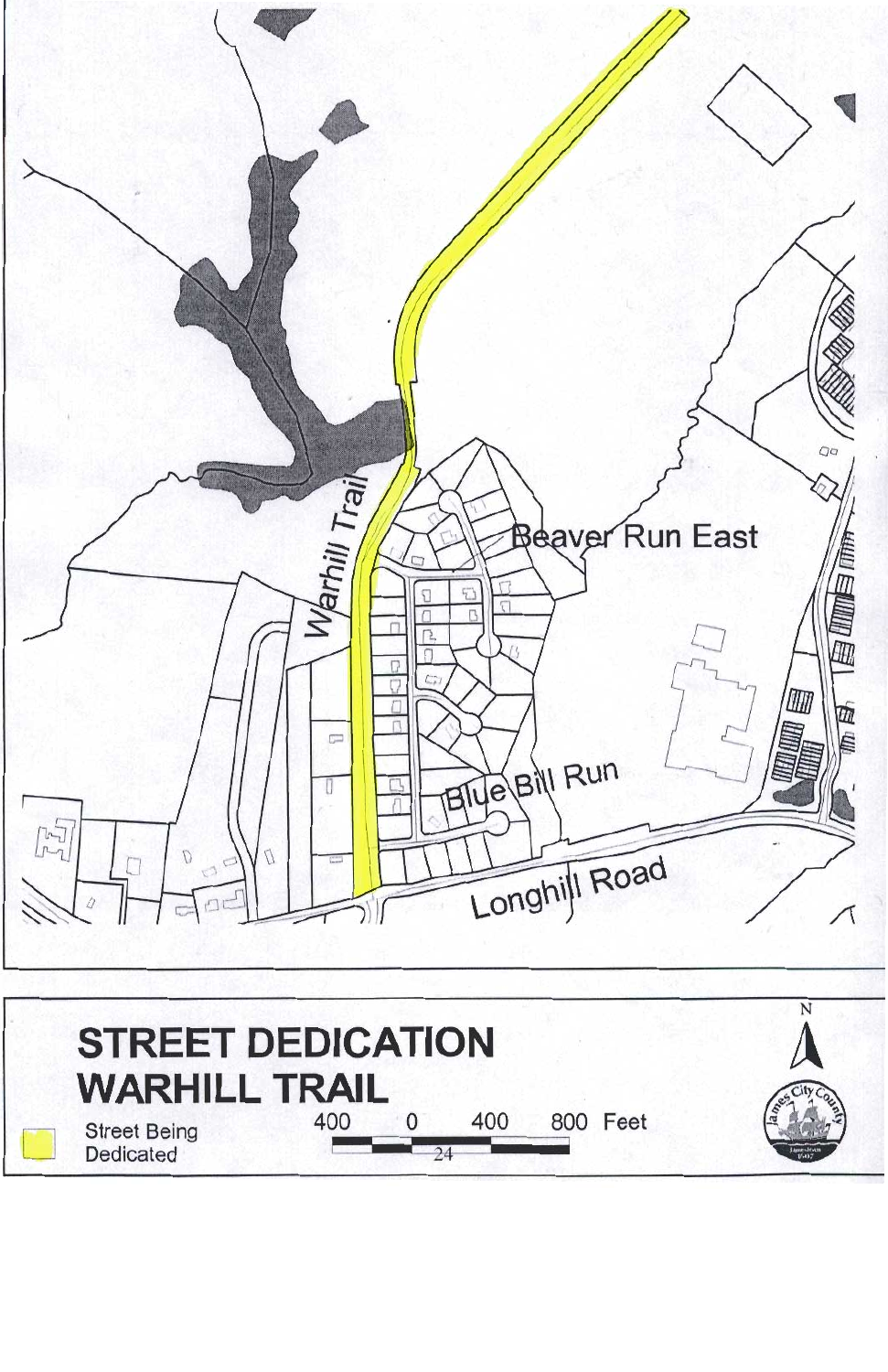Warhill Trail

Beaver Run East

Blue Bill Run

Longhill Road

# STREET DEDICATION WARHILL TRAIL

Street Being Dedicated

400 0 400 800 Feet

N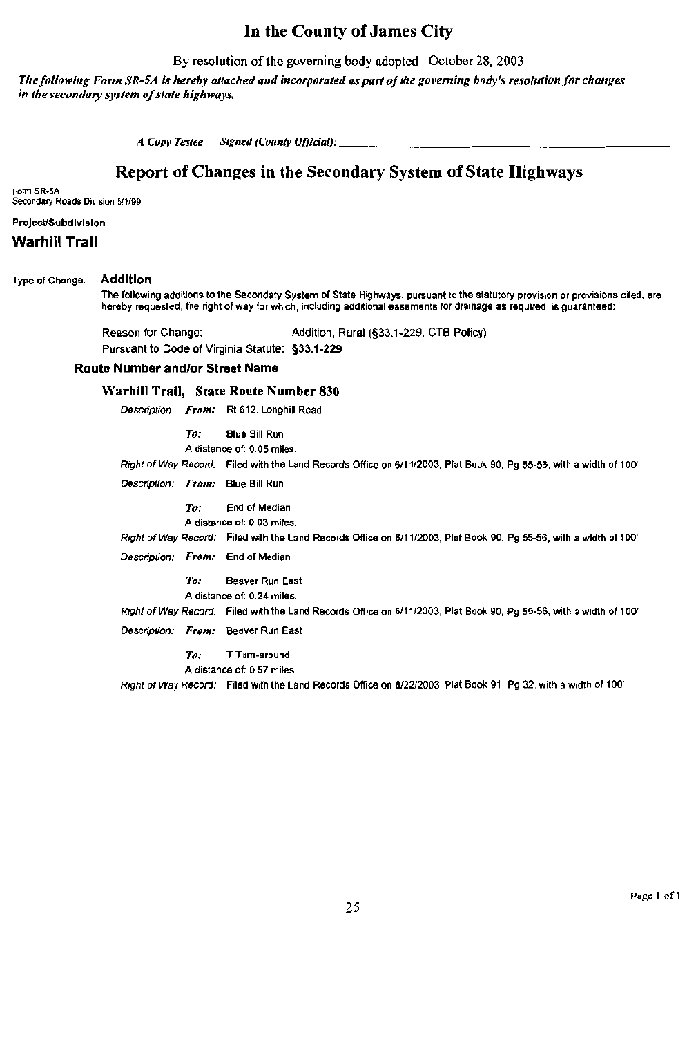# In the County of James City

By resolution of the governing body adopted October 28, 2003

***The following Form SR-5A is hereby attached and incorporated as part of the governing body's resolution for changes in the secondary system of state highways.***

***A Copy Testee Signed (County Official):*** ______________________________

## Report of Changes in the Secondary System of State Highways

Form SR-5A
Secondary Roads Division 5/1/99

**Project/Subdivision**

### Warhill Trail

Type of Change: **Addition**

The following additions to the Secondary System of State Highways, pursuant to the statutory provision or provisions cited, are hereby requested, the right of way for which, including additional easements for drainage as required, is guaranteed:

Reason for Change: Addition, Rural (§33.1-229, CTB Policy)

Pursuant to Code of Virginia Statute: **§33.1-229**

**Route Number and/or Street Name**

**Warhill Trail, State Route Number 830**

*Description:* ***From:*** Rt 612, Longhill Road

***To:*** Blue Bill Run

A distance of: 0.05 miles.

*Right of Way Record:* Filed with the Land Records Office on 6/11/2003, Plat Book 90, Pg 55-56, with a width of 100'

*Description:* ***From:*** Blue Bill Run

***To:*** End of Median

A distance of: 0.03 miles.

*Right of Way Record:* Filed with the Land Records Office on 6/11/2003, Plat Book 90, Pg 55-56, with a width of 100'

*Description:* ***From:*** End of Median

***To:*** Beaver Run East

A distance of: 0.24 miles.

*Right of Way Record:* Filed with the Land Records Office on 6/11/2003, Plat Book 90, Pg 55-56, with a width of 100'

*Description:* ***From:*** Beaver Run East

***To:*** T Turn-around

A distance of: 0.57 miles.

*Right of Way Record:* Filed with the Land Records Office on 8/22/2003, Plat Book 91, Pg 32, with a width of 100'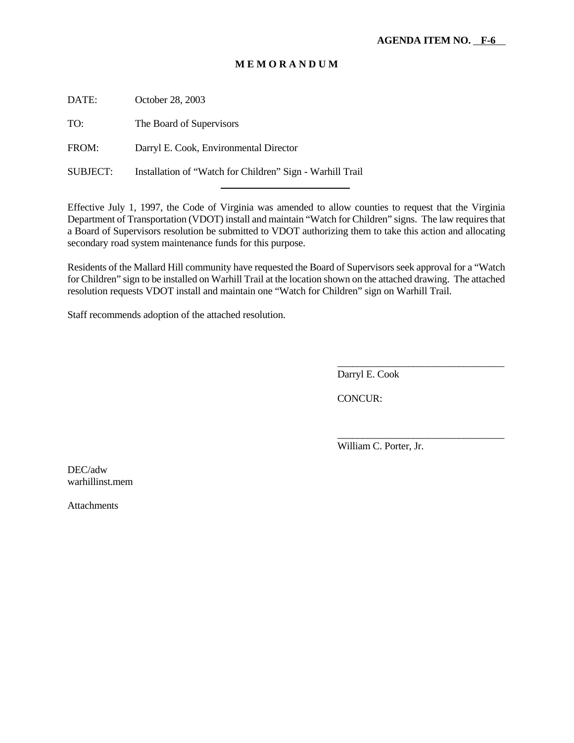**AGENDA ITEM NO. F-6**

**M E M O R A N D U M**

DATE: October 28, 2003

TO: The Board of Supervisors

FROM: Darryl E. Cook, Environmental Director

SUBJECT: Installation of "Watch for Children" Sign - Warhill Trail

---

Effective July 1, 1997, the Code of Virginia was amended to allow counties to request that the Virginia Department of Transportation (VDOT) install and maintain "Watch for Children" signs. The law requires that a Board of Supervisors resolution be submitted to VDOT authorizing them to take this action and allocating secondary road system maintenance funds for this purpose.

Residents of the Mallard Hill community have requested the Board of Supervisors seek approval for a "Watch for Children" sign to be installed on Warhill Trail at the location shown on the attached drawing. The attached resolution requests VDOT install and maintain one "Watch for Children" sign on Warhill Trail.

Staff recommends adoption of the attached resolution.

_________________________________
Darryl E. Cook

CONCUR:

_________________________________
William C. Porter, Jr.

DEC/adw
warhillinst.mem

Attachments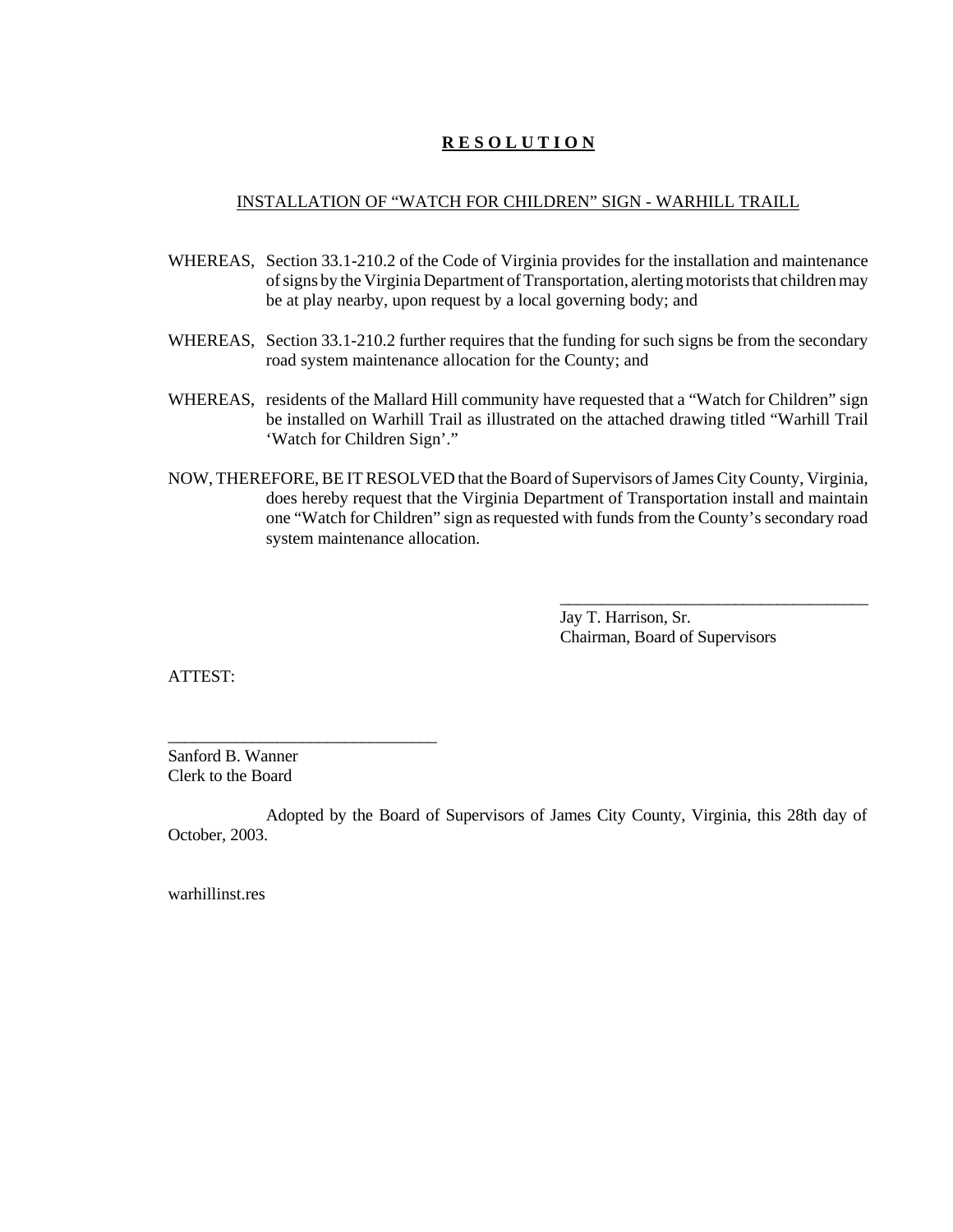# **R E S O L U T I O N**

INSTALLATION OF "WATCH FOR CHILDREN" SIGN - WARHILL TRAILL

WHEREAS, Section 33.1-210.2 of the Code of Virginia provides for the installation and maintenance of signs by the Virginia Department of Transportation, alerting motorists that children may be at play nearby, upon request by a local governing body; and

WHEREAS, Section 33.1-210.2 further requires that the funding for such signs be from the secondary road system maintenance allocation for the County; and

WHEREAS, residents of the Mallard Hill community have requested that a "Watch for Children" sign be installed on Warhill Trail as illustrated on the attached drawing titled "Warhill Trail 'Watch for Children Sign'."

NOW, THEREFORE, BE IT RESOLVED that the Board of Supervisors of James City County, Virginia, does hereby request that the Virginia Department of Transportation install and maintain one "Watch for Children" sign as requested with funds from the County's secondary road system maintenance allocation.

\_\_\_\_\_\_\_\_\_\_\_\_\_\_\_\_\_\_\_\_\_\_\_\_\_\_\_\_\_\_\_\_\_\_\_\_\_\_

Jay T. Harrison, Sr.
Chairman, Board of Supervisors

ATTEST:

\_\_\_\_\_\_\_\_\_\_\_\_\_\_\_\_\_\_\_\_\_\_\_\_\_\_\_\_\_\_\_\_\_\_

Sanford B. Wanner
Clerk to the Board

Adopted by the Board of Supervisors of James City County, Virginia, this 28th day of October, 2003.

warhillinst.res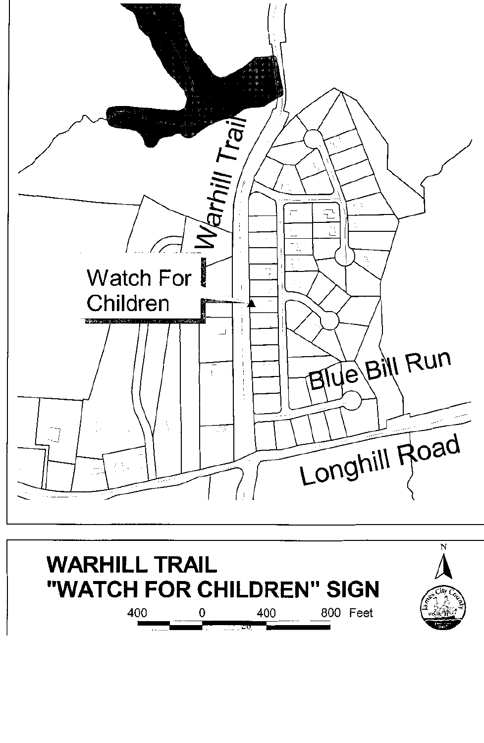Warhill Trail

Watch For Children

Blue Bill Run

Longhill Road

# WARHILL TRAIL "WATCH FOR CHILDREN" SIGN

400 0 400 800 Feet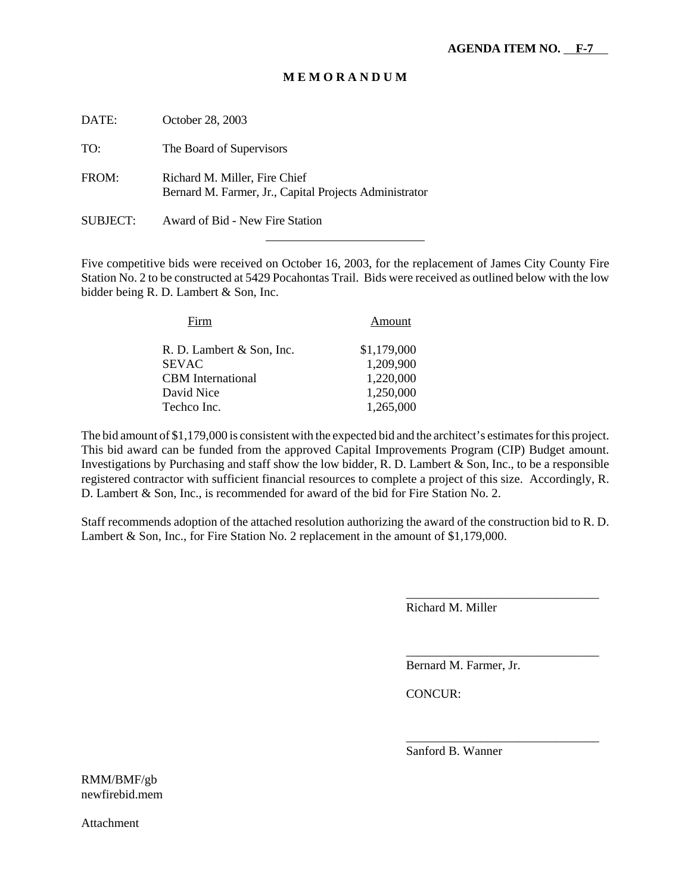**AGENDA ITEM NO. F-7**

**M E M O R A N D U M**

DATE: October 28, 2003

TO: The Board of Supervisors

FROM: Richard M. Miller, Fire Chief
Bernard M. Farmer, Jr., Capital Projects Administrator

SUBJECT: Award of Bid - New Fire Station

---

Five competitive bids were received on October 16, 2003, for the replacement of James City County Fire Station No. 2 to be constructed at 5429 Pocahontas Trail. Bids were received as outlined below with the low bidder being R. D. Lambert & Son, Inc.

| Firm | Amount |
|---|---|
| R. D. Lambert & Son, Inc. | $1,179,000 |
| SEVAC | 1,209,900 |
| CBM International | 1,220,000 |
| David Nice | 1,250,000 |
| Techco Inc. | 1,265,000 |

The bid amount of $1,179,000 is consistent with the expected bid and the architect's estimates for this project. This bid award can be funded from the approved Capital Improvements Program (CIP) Budget amount. Investigations by Purchasing and staff show the low bidder, R. D. Lambert & Son, Inc., to be a responsible registered contractor with sufficient financial resources to complete a project of this size. Accordingly, R. D. Lambert & Son, Inc., is recommended for award of the bid for Fire Station No. 2.

Staff recommends adoption of the attached resolution authorizing the award of the construction bid to R. D. Lambert & Son, Inc., for Fire Station No. 2 replacement in the amount of $1,179,000.

_______________________________
Richard M. Miller

_______________________________
Bernard M. Farmer, Jr.

CONCUR:

_______________________________
Sanford B. Wanner

RMM/BMF/gb
newfirebid.mem

Attachment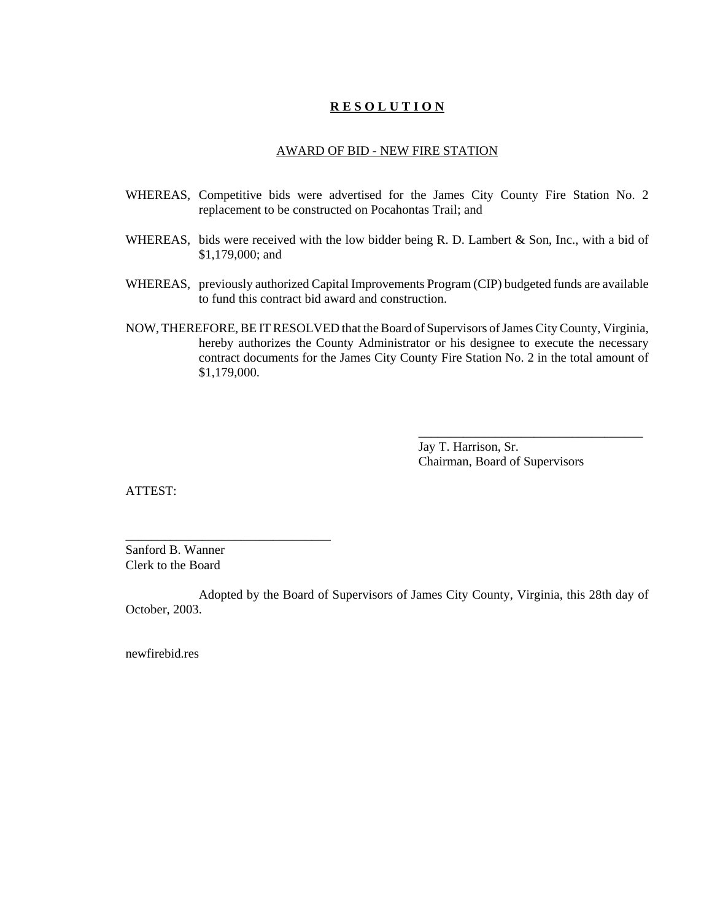# **R E S O L U T I O N**

## AWARD OF BID - NEW FIRE STATION

WHEREAS, Competitive bids were advertised for the James City County Fire Station No. 2 replacement to be constructed on Pocahontas Trail; and

WHEREAS, bids were received with the low bidder being R. D. Lambert & Son, Inc., with a bid of $1,179,000; and

WHEREAS, previously authorized Capital Improvements Program (CIP) budgeted funds are available to fund this contract bid award and construction.

NOW, THEREFORE, BE IT RESOLVED that the Board of Supervisors of James City County, Virginia, hereby authorizes the County Administrator or his designee to execute the necessary contract documents for the James City County Fire Station No. 2 in the total amount of $1,179,000.

____________________________________
Jay T. Harrison, Sr.
Chairman, Board of Supervisors

ATTEST:

________________________________
Sanford B. Wanner
Clerk to the Board

Adopted by the Board of Supervisors of James City County, Virginia, this 28th day of October, 2003.

newfirebid.res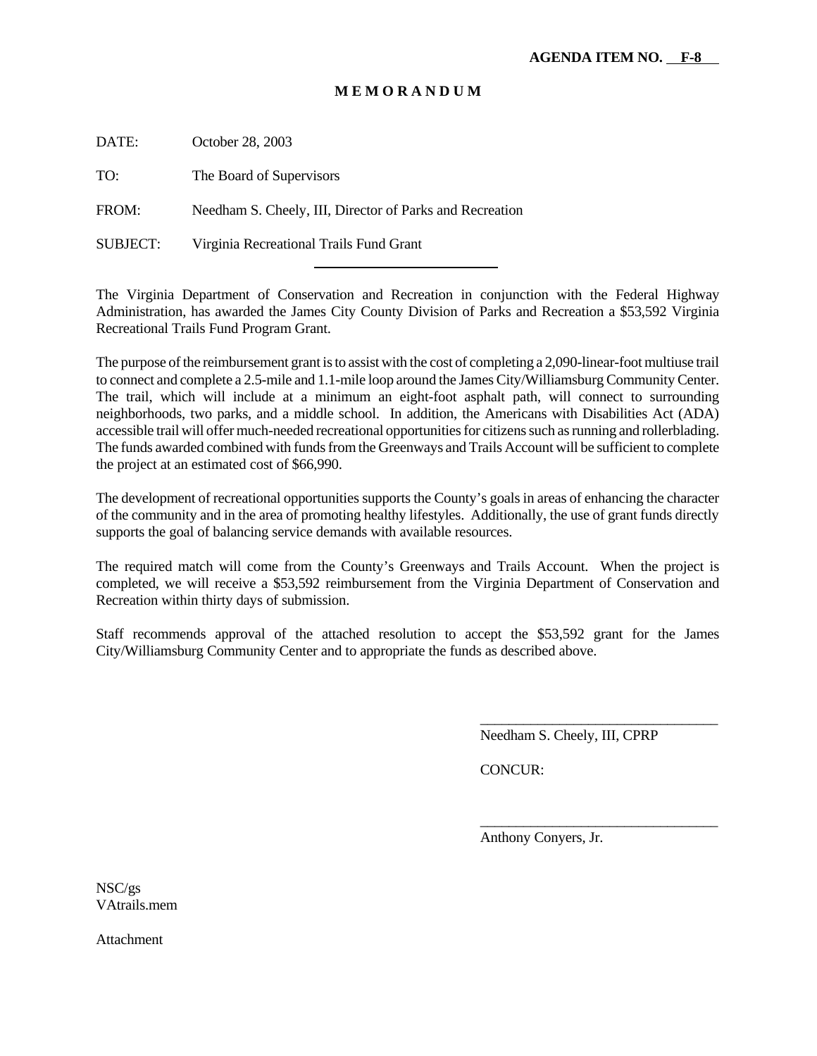**AGENDA ITEM NO. F-8**

**M E M O R A N D U M**

DATE: October 28, 2003

TO: The Board of Supervisors

FROM: Needham S. Cheely, III, Director of Parks and Recreation

SUBJECT: Virginia Recreational Trails Fund Grant

---

The Virginia Department of Conservation and Recreation in conjunction with the Federal Highway Administration, has awarded the James City County Division of Parks and Recreation a $53,592 Virginia Recreational Trails Fund Program Grant.

The purpose of the reimbursement grant is to assist with the cost of completing a 2,090-linear-foot multiuse trail to connect and complete a 2.5-mile and 1.1-mile loop around the James City/Williamsburg Community Center. The trail, which will include at a minimum an eight-foot asphalt path, will connect to surrounding neighborhoods, two parks, and a middle school. In addition, the Americans with Disabilities Act (ADA) accessible trail will offer much-needed recreational opportunities for citizens such as running and rollerblading. The funds awarded combined with funds from the Greenways and Trails Account will be sufficient to complete the project at an estimated cost of $66,990.

The development of recreational opportunities supports the County's goals in areas of enhancing the character of the community and in the area of promoting healthy lifestyles. Additionally, the use of grant funds directly supports the goal of balancing service demands with available resources.

The required match will come from the County's Greenways and Trails Account. When the project is completed, we will receive a $53,592 reimbursement from the Virginia Department of Conservation and Recreation within thirty days of submission.

Staff recommends approval of the attached resolution to accept the $53,592 grant for the James City/Williamsburg Community Center and to appropriate the funds as described above.

_________________________________
Needham S. Cheely, III, CPRP

CONCUR:

_________________________________
Anthony Conyers, Jr.

NSC/gs
VAtrails.mem

Attachment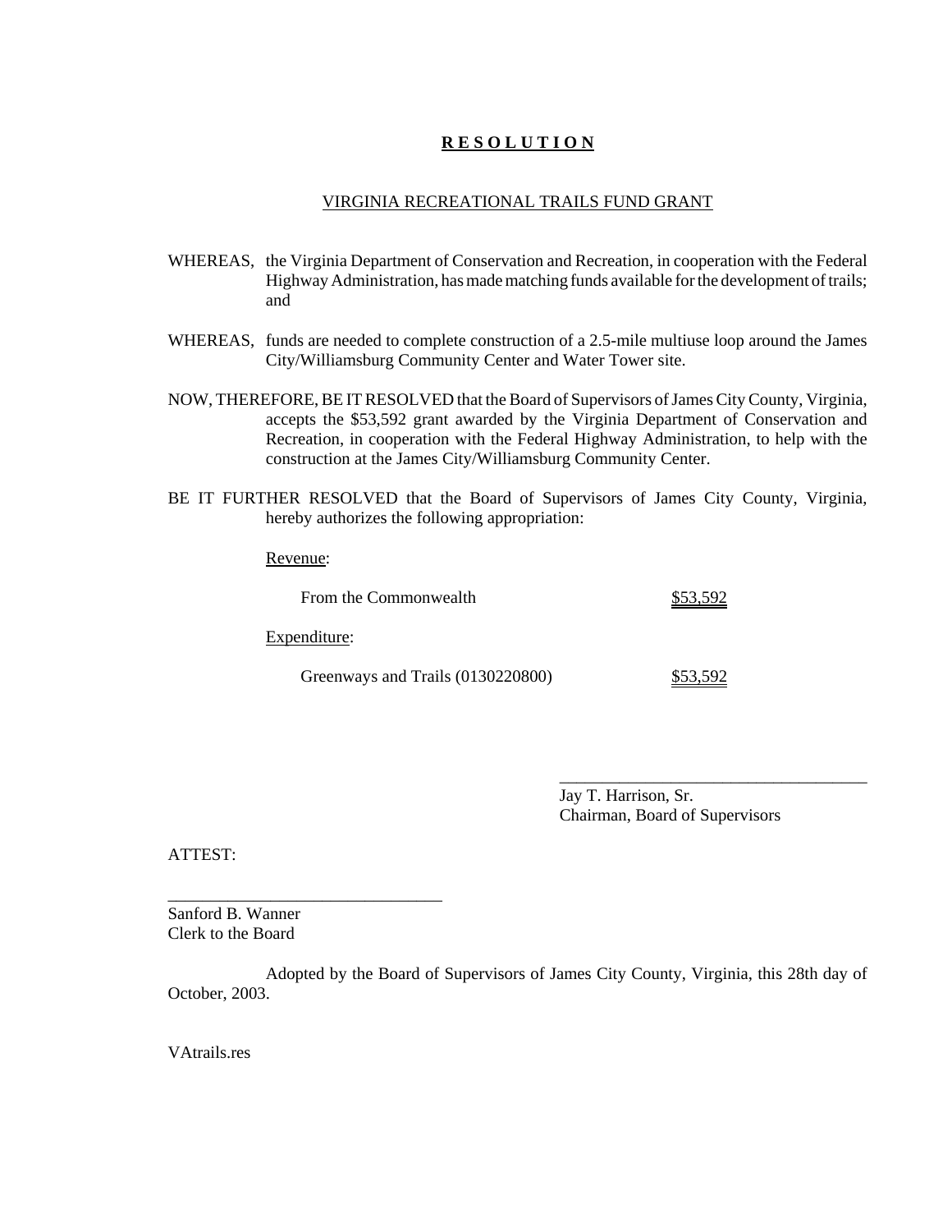# **RESOLUTION**

## VIRGINIA RECREATIONAL TRAILS FUND GRANT

WHEREAS, the Virginia Department of Conservation and Recreation, in cooperation with the Federal Highway Administration, has made matching funds available for the development of trails; and

WHEREAS, funds are needed to complete construction of a 2.5-mile multiuse loop around the James City/Williamsburg Community Center and Water Tower site.

NOW, THEREFORE, BE IT RESOLVED that the Board of Supervisors of James City County, Virginia, accepts the $53,592 grant awarded by the Virginia Department of Conservation and Recreation, in cooperation with the Federal Highway Administration, to help with the construction at the James City/Williamsburg Community Center.

BE IT FURTHER RESOLVED that the Board of Supervisors of James City County, Virginia, hereby authorizes the following appropriation:

Revenue:

| | |
|---|---|
| From the Commonwealth | $53,592 |

Expenditure:

| | |
|---|---|
| Greenways and Trails (0130220800) | $53,592 |

\_\_\_\_\_\_\_\_\_\_\_\_\_\_\_\_\_\_\_\_\_\_\_\_\_\_\_\_\_\_\_\_\_\_\_\_
Jay T. Harrison, Sr.
Chairman, Board of Supervisors

ATTEST:

\_\_\_\_\_\_\_\_\_\_\_\_\_\_\_\_\_\_\_\_\_\_\_\_\_\_\_\_\_\_\_\_
Sanford B. Wanner
Clerk to the Board

Adopted by the Board of Supervisors of James City County, Virginia, this 28th day of October, 2003.

VAtrails.res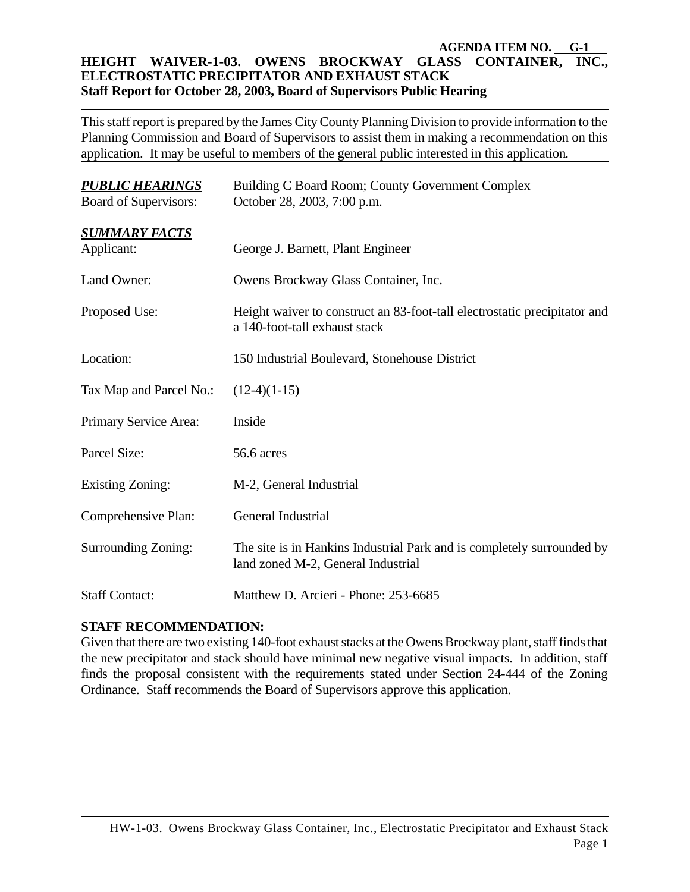**AGENDA ITEM NO. G-1**

**HEIGHT WAIVER-1-03. OWENS BROCKWAY GLASS CONTAINER, INC., ELECTROSTATIC PRECIPITATOR AND EXHAUST STACK**
**Staff Report for October 28, 2003, Board of Supervisors Public Hearing**

This staff report is prepared by the James City County Planning Division to provide information to the Planning Commission and Board of Supervisors to assist them in making a recommendation on this application. It may be useful to members of the general public interested in this application.

| ***PUBLIC HEARINGS*** | Building C Board Room; County Government Complex |
|---|---|
| Board of Supervisors: | October 28, 2003, 7:00 p.m. |
| ***SUMMARY FACTS*** | |
| Applicant: | George J. Barnett, Plant Engineer |
| Land Owner: | Owens Brockway Glass Container, Inc. |
| Proposed Use: | Height waiver to construct an 83-foot-tall electrostatic precipitator and a 140-foot-tall exhaust stack |
| Location: | 150 Industrial Boulevard, Stonehouse District |
| Tax Map and Parcel No.: | (12-4)(1-15) |
| Primary Service Area: | Inside |
| Parcel Size: | 56.6 acres |
| Existing Zoning: | M-2, General Industrial |
| Comprehensive Plan: | General Industrial |
| Surrounding Zoning: | The site is in Hankins Industrial Park and is completely surrounded by land zoned M-2, General Industrial |
| Staff Contact: | Matthew D. Arcieri - Phone: 253-6685 |

**STAFF RECOMMENDATION:**

Given that there are two existing 140-foot exhaust stacks at the Owens Brockway plant, staff finds that the new precipitator and stack should have minimal new negative visual impacts. In addition, staff finds the proposal consistent with the requirements stated under Section 24-444 of the Zoning Ordinance. Staff recommends the Board of Supervisors approve this application.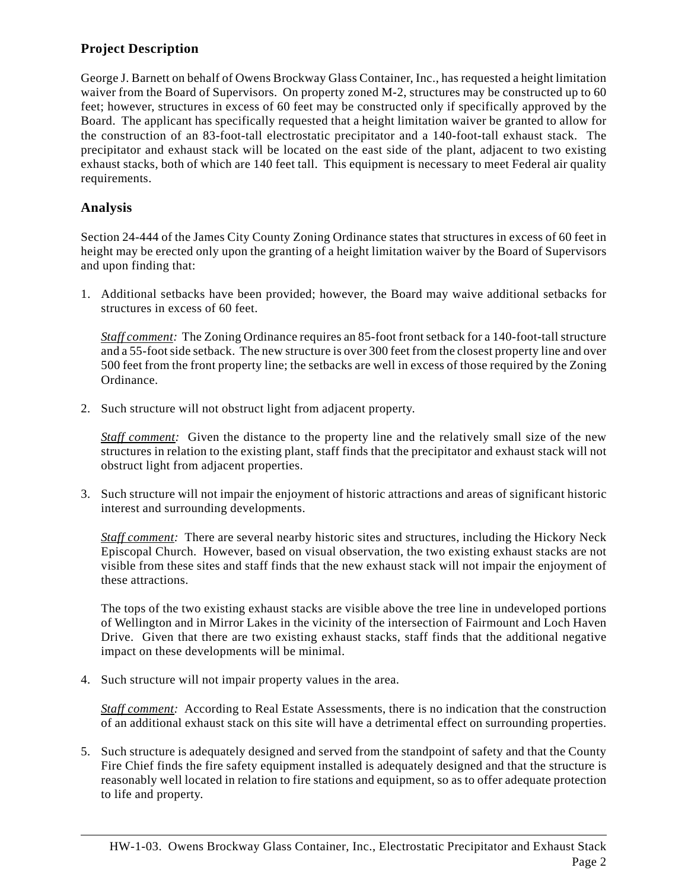## Project Description

George J. Barnett on behalf of Owens Brockway Glass Container, Inc., has requested a height limitation waiver from the Board of Supervisors. On property zoned M-2, structures may be constructed up to 60 feet; however, structures in excess of 60 feet may be constructed only if specifically approved by the Board. The applicant has specifically requested that a height limitation waiver be granted to allow for the construction of an 83-foot-tall electrostatic precipitator and a 140-foot-tall exhaust stack. The precipitator and exhaust stack will be located on the east side of the plant, adjacent to two existing exhaust stacks, both of which are 140 feet tall. This equipment is necessary to meet Federal air quality requirements.

## Analysis

Section 24-444 of the James City County Zoning Ordinance states that structures in excess of 60 feet in height may be erected only upon the granting of a height limitation waiver by the Board of Supervisors and upon finding that:

1. Additional setbacks have been provided; however, the Board may waive additional setbacks for structures in excess of 60 feet.

   *Staff comment:* The Zoning Ordinance requires an 85-foot front setback for a 140-foot-tall structure and a 55-foot side setback. The new structure is over 300 feet from the closest property line and over 500 feet from the front property line; the setbacks are well in excess of those required by the Zoning Ordinance.

2. Such structure will not obstruct light from adjacent property.

   *Staff comment:* Given the distance to the property line and the relatively small size of the new structures in relation to the existing plant, staff finds that the precipitator and exhaust stack will not obstruct light from adjacent properties.

3. Such structure will not impair the enjoyment of historic attractions and areas of significant historic interest and surrounding developments.

   *Staff comment:* There are several nearby historic sites and structures, including the Hickory Neck Episcopal Church. However, based on visual observation, the two existing exhaust stacks are not visible from these sites and staff finds that the new exhaust stack will not impair the enjoyment of these attractions.

   The tops of the two existing exhaust stacks are visible above the tree line in undeveloped portions of Wellington and in Mirror Lakes in the vicinity of the intersection of Fairmount and Loch Haven Drive. Given that there are two existing exhaust stacks, staff finds that the additional negative impact on these developments will be minimal.

4. Such structure will not impair property values in the area.

   *Staff comment:* According to Real Estate Assessments, there is no indication that the construction of an additional exhaust stack on this site will have a detrimental effect on surrounding properties.

5. Such structure is adequately designed and served from the standpoint of safety and that the County Fire Chief finds the fire safety equipment installed is adequately designed and that the structure is reasonably well located in relation to fire stations and equipment, so as to offer adequate protection to life and property.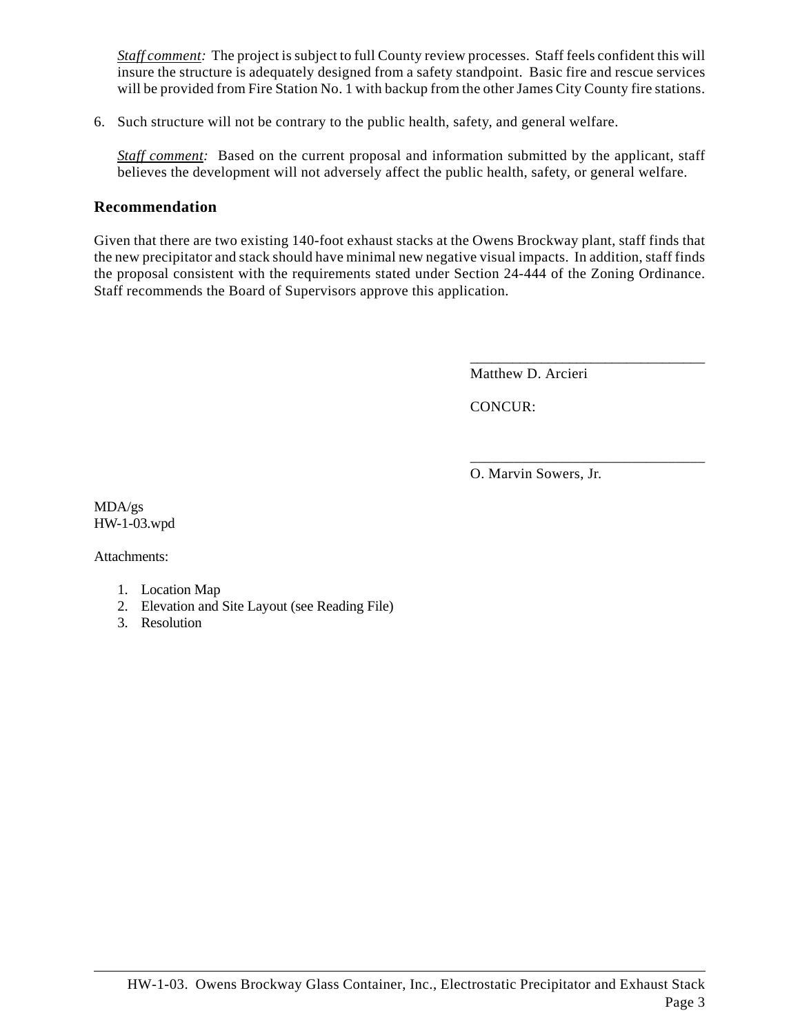*Staff comment:* The project is subject to full County review processes. Staff feels confident this will insure the structure is adequately designed from a safety standpoint. Basic fire and rescue services will be provided from Fire Station No. 1 with backup from the other James City County fire stations.

6. Such structure will not be contrary to the public health, safety, and general welfare.

   *Staff comment:* Based on the current proposal and information submitted by the applicant, staff believes the development will not adversely affect the public health, safety, or general welfare.

## Recommendation

Given that there are two existing 140-foot exhaust stacks at the Owens Brockway plant, staff finds that the new precipitator and stack should have minimal new negative visual impacts. In addition, staff finds the proposal consistent with the requirements stated under Section 24-444 of the Zoning Ordinance. Staff recommends the Board of Supervisors approve this application.

_______________________________
Matthew D. Arcieri

CONCUR:

_______________________________
O. Marvin Sowers, Jr.

MDA/gs
HW-1-03.wpd

Attachments:

1. Location Map
2. Elevation and Site Layout (see Reading File)
3. Resolution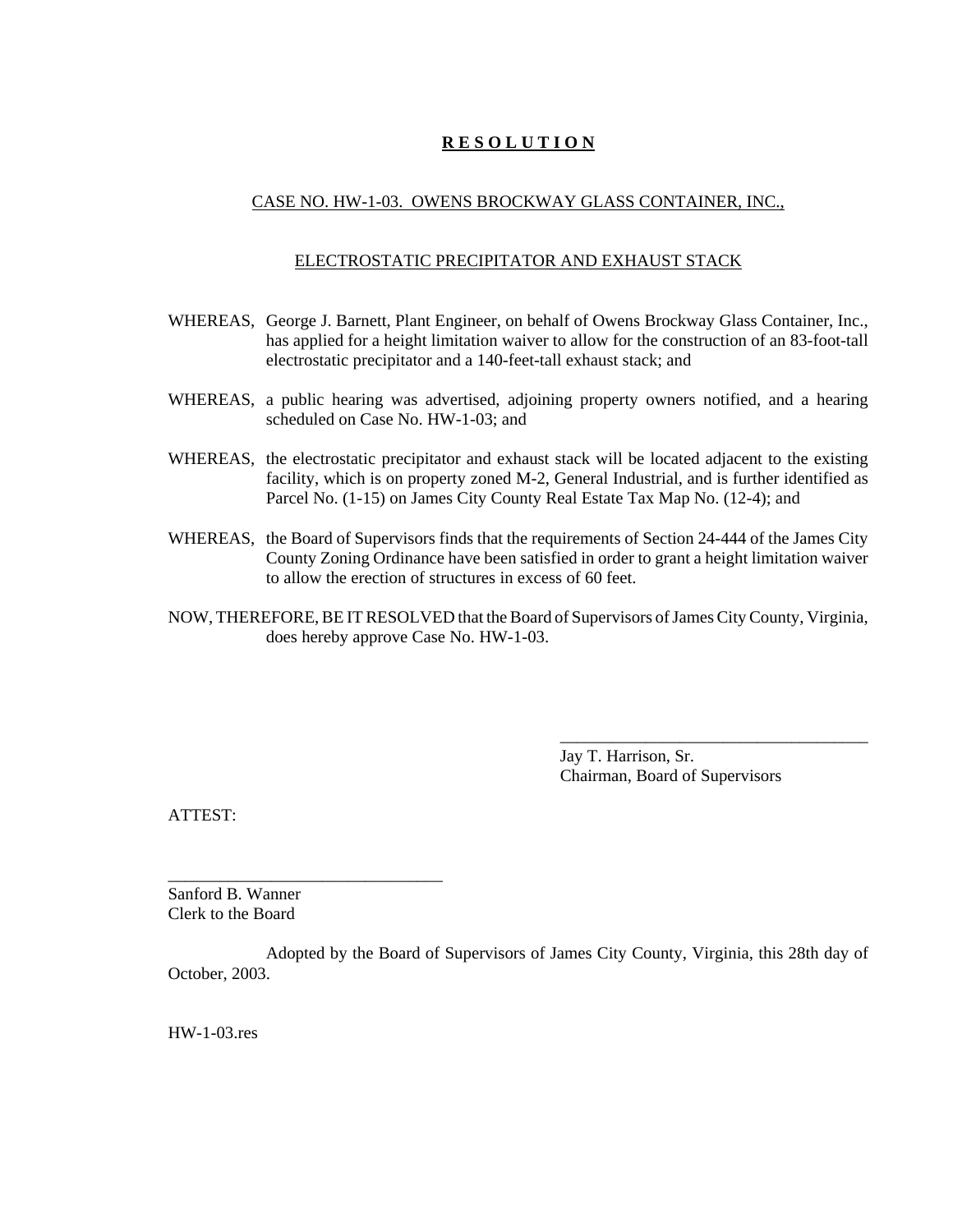# R E S O L U T I O N

## CASE NO. HW-1-03. OWENS BROCKWAY GLASS CONTAINER, INC.,

## ELECTROSTATIC PRECIPITATOR AND EXHAUST STACK

WHEREAS, George J. Barnett, Plant Engineer, on behalf of Owens Brockway Glass Container, Inc., has applied for a height limitation waiver to allow for the construction of an 83-foot-tall electrostatic precipitator and a 140-feet-tall exhaust stack; and

WHEREAS, a public hearing was advertised, adjoining property owners notified, and a hearing scheduled on Case No. HW-1-03; and

WHEREAS, the electrostatic precipitator and exhaust stack will be located adjacent to the existing facility, which is on property zoned M-2, General Industrial, and is further identified as Parcel No. (1-15) on James City County Real Estate Tax Map No. (12-4); and

WHEREAS, the Board of Supervisors finds that the requirements of Section 24-444 of the James City County Zoning Ordinance have been satisfied in order to grant a height limitation waiver to allow the erection of structures in excess of 60 feet.

NOW, THEREFORE, BE IT RESOLVED that the Board of Supervisors of James City County, Virginia, does hereby approve Case No. HW-1-03.

\_\_\_\_\_\_\_\_\_\_\_\_\_\_\_\_\_\_\_\_\_\_\_\_\_\_\_\_\_\_\_\_\_\_\_\_

Jay T. Harrison, Sr.
Chairman, Board of Supervisors

ATTEST:

\_\_\_\_\_\_\_\_\_\_\_\_\_\_\_\_\_\_\_\_\_\_\_\_\_\_\_\_\_\_\_\_

Sanford B. Wanner
Clerk to the Board

Adopted by the Board of Supervisors of James City County, Virginia, this 28th day of October, 2003.

HW-1-03.res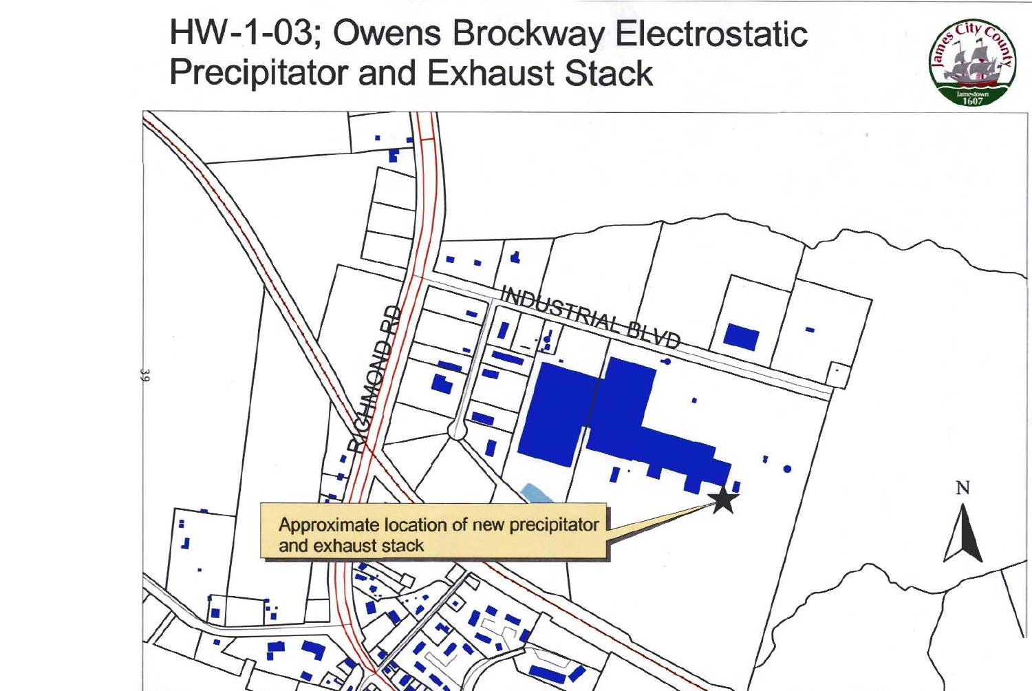# HW-1-03; Owens Brockway Electrostatic Precipitator and Exhaust Stack

INDUSTRIAL BLVD

RICHMOND RD

Approximate location of new precipitator and exhaust stack

N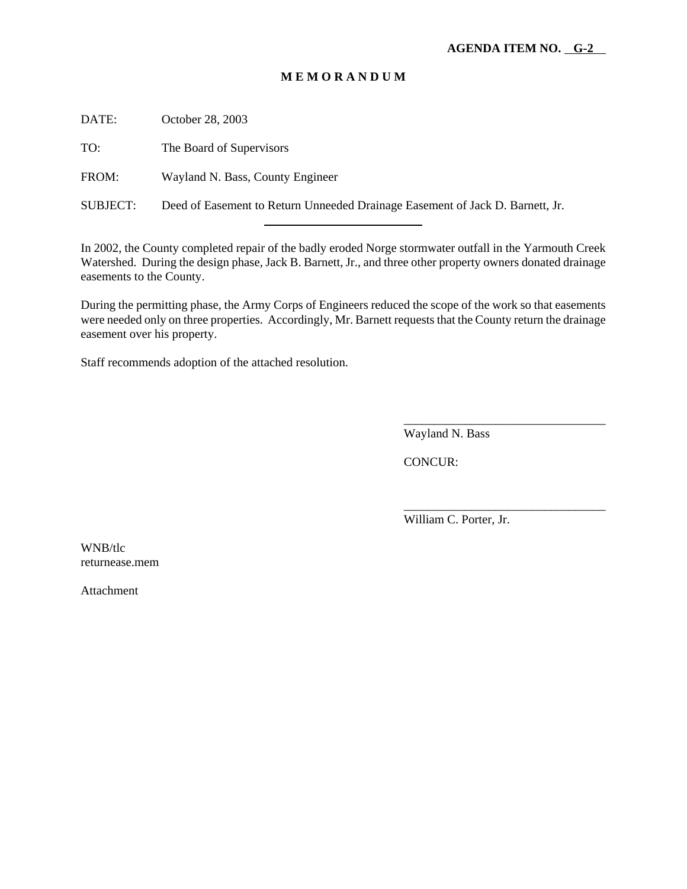**AGENDA ITEM NO. G-2**

**M E M O R A N D U M**

DATE: October 28, 2003

TO: The Board of Supervisors

FROM: Wayland N. Bass, County Engineer

SUBJECT: Deed of Easement to Return Unneeded Drainage Easement of Jack D. Barnett, Jr.

---

In 2002, the County completed repair of the badly eroded Norge stormwater outfall in the Yarmouth Creek Watershed. During the design phase, Jack B. Barnett, Jr., and three other property owners donated drainage easements to the County.

During the permitting phase, the Army Corps of Engineers reduced the scope of the work so that easements were needed only on three properties. Accordingly, Mr. Barnett requests that the County return the drainage easement over his property.

Staff recommends adoption of the attached resolution.

\_\_\_\_\_\_\_\_\_\_\_\_\_\_\_\_\_\_\_\_\_\_\_\_\_\_\_\_\_\_\_\_\_\_
Wayland N. Bass

CONCUR:

\_\_\_\_\_\_\_\_\_\_\_\_\_\_\_\_\_\_\_\_\_\_\_\_\_\_\_\_\_\_\_\_\_\_
William C. Porter, Jr.

WNB/tlc
returnease.mem

Attachment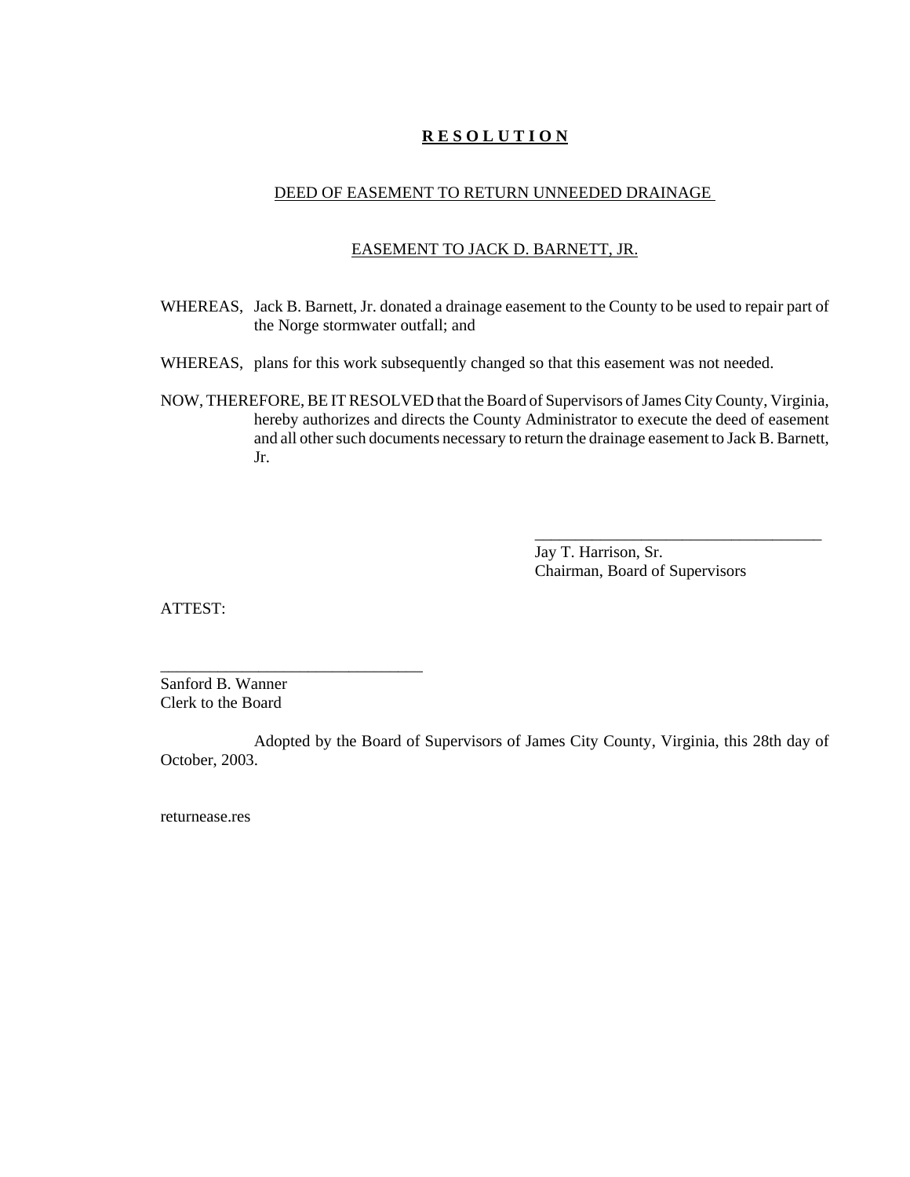# **R E S O L U T I O N**

DEED OF EASEMENT TO RETURN UNNEEDED DRAINAGE

EASEMENT TO JACK D. BARNETT, JR.

WHEREAS, Jack B. Barnett, Jr. donated a drainage easement to the County to be used to repair part of the Norge stormwater outfall; and

WHEREAS, plans for this work subsequently changed so that this easement was not needed.

NOW, THEREFORE, BE IT RESOLVED that the Board of Supervisors of James City County, Virginia, hereby authorizes and directs the County Administrator to execute the deed of easement and all other such documents necessary to return the drainage easement to Jack B. Barnett, Jr.

____________________________________
Jay T. Harrison, Sr.
Chairman, Board of Supervisors

ATTEST:

________________________________
Sanford B. Wanner
Clerk to the Board

Adopted by the Board of Supervisors of James City County, Virginia, this 28th day of October, 2003.

returnease.res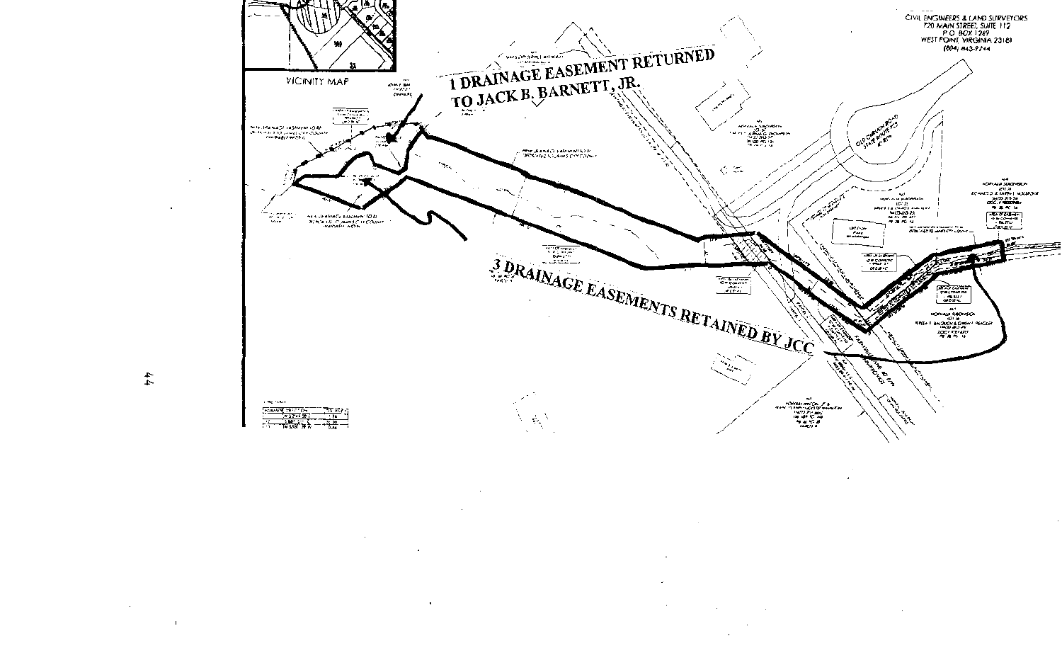CIVIL ENGINEERS & LAND SURVEYORS
720 MAIN STREET, SUITE 112
P.O. BOX 1269
WEST POINT, VIRGINIA 23181
(804) 843-9744

VICINITY MAP

1 DRAINAGE EASEMENT RETURNED TO JACK B. BARNETT, JR.

3 DRAINAGE EASEMENTS RETAINED BY JCC

OLD CHURCH ROAD STATE ROUTE 625

NORVALIA SUBDIVISION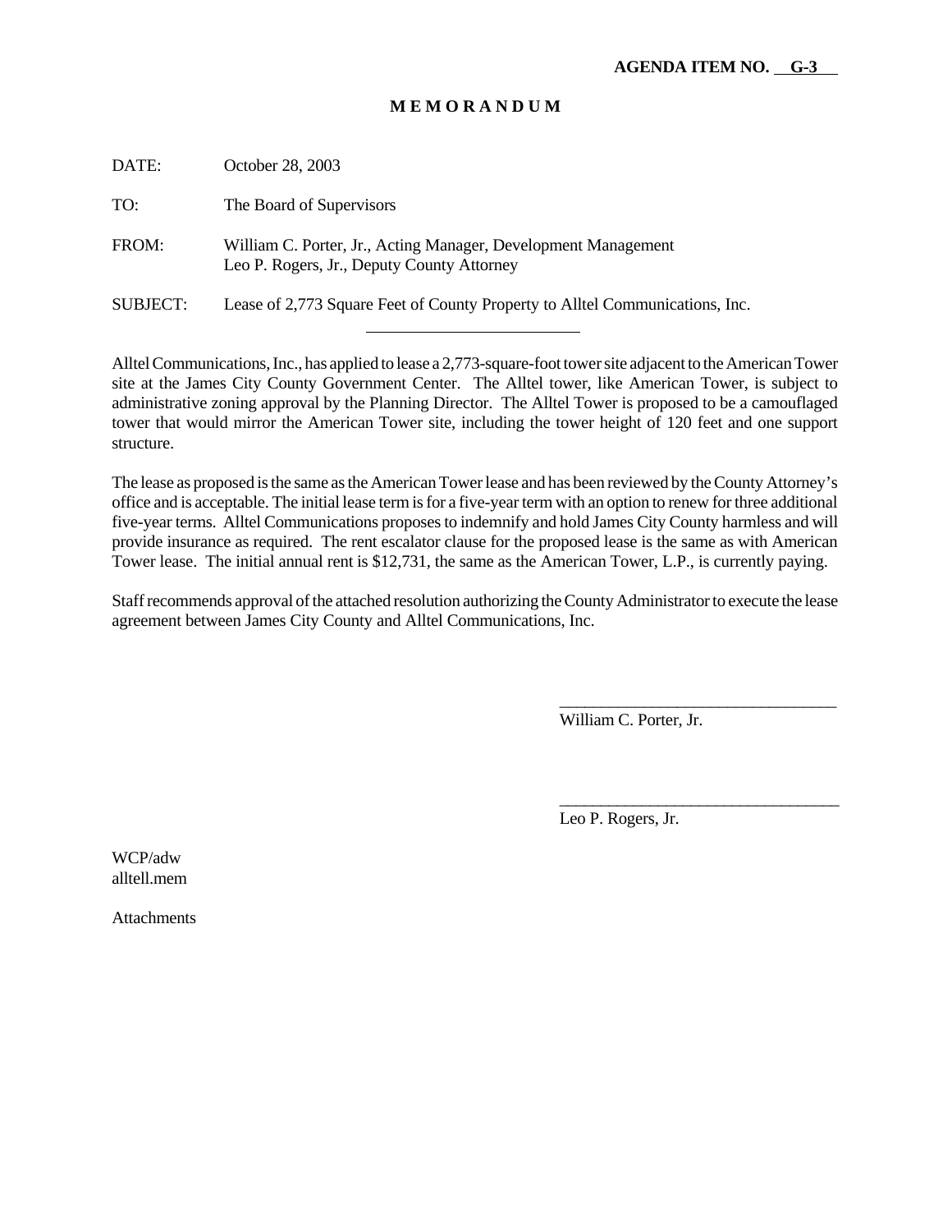**AGENDA ITEM NO. G-3**

# M E M O R A N D U M

DATE: October 28, 2003

TO: The Board of Supervisors

FROM: William C. Porter, Jr., Acting Manager, Development Management
Leo P. Rogers, Jr., Deputy County Attorney

SUBJECT: Lease of 2,773 Square Feet of County Property to Alltel Communications, Inc.

---

Alltel Communications, Inc., has applied to lease a 2,773-square-foot tower site adjacent to the American Tower site at the James City County Government Center. The Alltel tower, like American Tower, is subject to administrative zoning approval by the Planning Director. The Alltel Tower is proposed to be a camouflaged tower that would mirror the American Tower site, including the tower height of 120 feet and one support structure.

The lease as proposed is the same as the American Tower lease and has been reviewed by the County Attorney's office and is acceptable. The initial lease term is for a five-year term with an option to renew for three additional five-year terms. Alltel Communications proposes to indemnify and hold James City County harmless and will provide insurance as required. The rent escalator clause for the proposed lease is the same as with American Tower lease. The initial annual rent is $12,731, the same as the American Tower, L.P., is currently paying.

Staff recommends approval of the attached resolution authorizing the County Administrator to execute the lease agreement between James City County and Alltel Communications, Inc.

\_\_\_\_\_\_\_\_\_\_\_\_\_\_\_\_\_\_\_\_\_\_\_\_\_\_\_\_\_\_\_\_\_\_
William C. Porter, Jr.

\_\_\_\_\_\_\_\_\_\_\_\_\_\_\_\_\_\_\_\_\_\_\_\_\_\_\_\_\_\_\_\_\_\_
Leo P. Rogers, Jr.

WCP/adw
alltell.mem

Attachments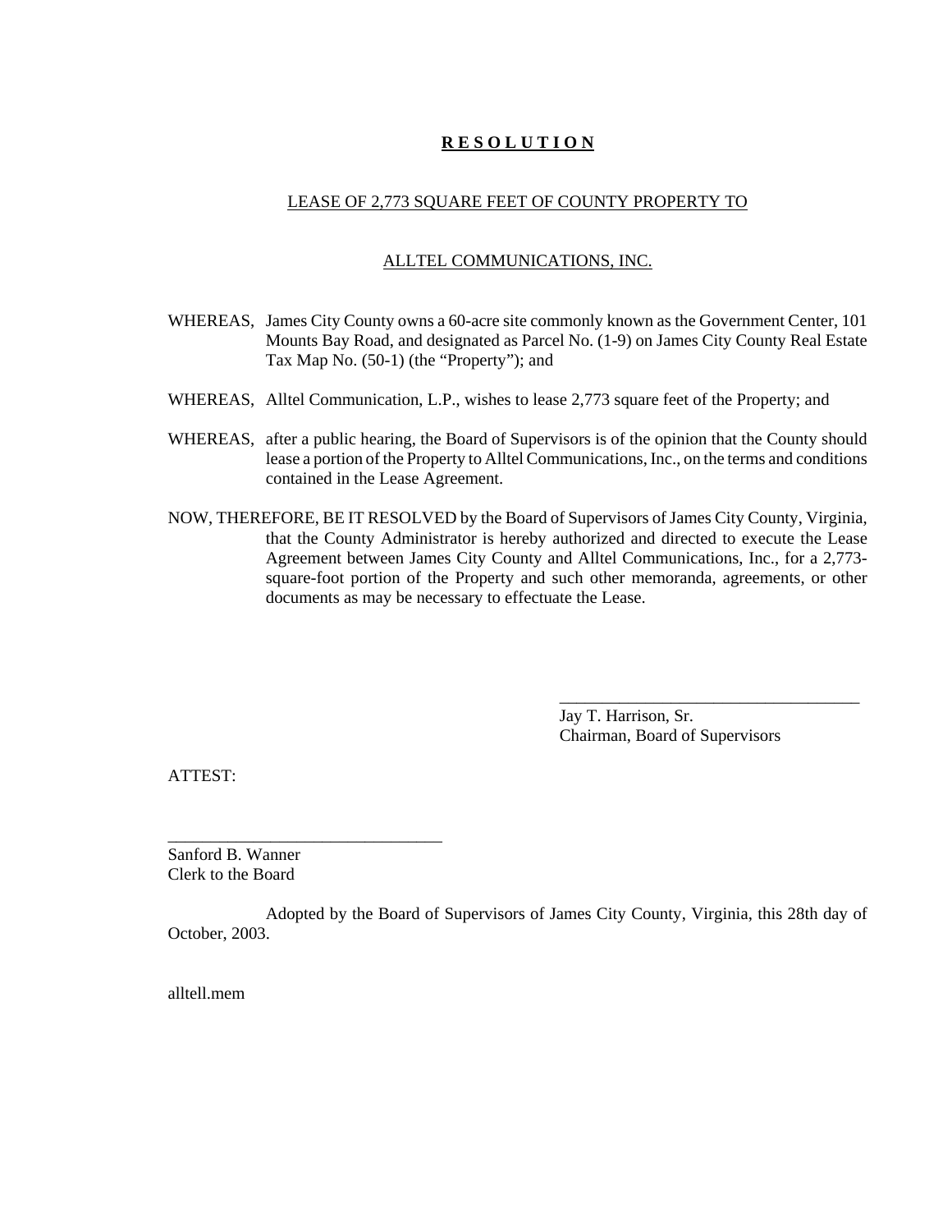# R E S O L U T I O N

## LEASE OF 2,773 SQUARE FEET OF COUNTY PROPERTY TO

## ALLTEL COMMUNICATIONS, INC.

WHEREAS, James City County owns a 60-acre site commonly known as the Government Center, 101 Mounts Bay Road, and designated as Parcel No. (1-9) on James City County Real Estate Tax Map No. (50-1) (the "Property"); and

WHEREAS, Alltel Communication, L.P., wishes to lease 2,773 square feet of the Property; and

WHEREAS, after a public hearing, the Board of Supervisors is of the opinion that the County should lease a portion of the Property to Alltel Communications, Inc., on the terms and conditions contained in the Lease Agreement.

NOW, THEREFORE, BE IT RESOLVED by the Board of Supervisors of James City County, Virginia, that the County Administrator is hereby authorized and directed to execute the Lease Agreement between James City County and Alltel Communications, Inc., for a 2,773-square-foot portion of the Property and such other memoranda, agreements, or other documents as may be necessary to effectuate the Lease.

____________________________________
Jay T. Harrison, Sr.
Chairman, Board of Supervisors

ATTEST:

________________________________
Sanford B. Wanner
Clerk to the Board

Adopted by the Board of Supervisors of James City County, Virginia, this 28th day of October, 2003.

alltell.mem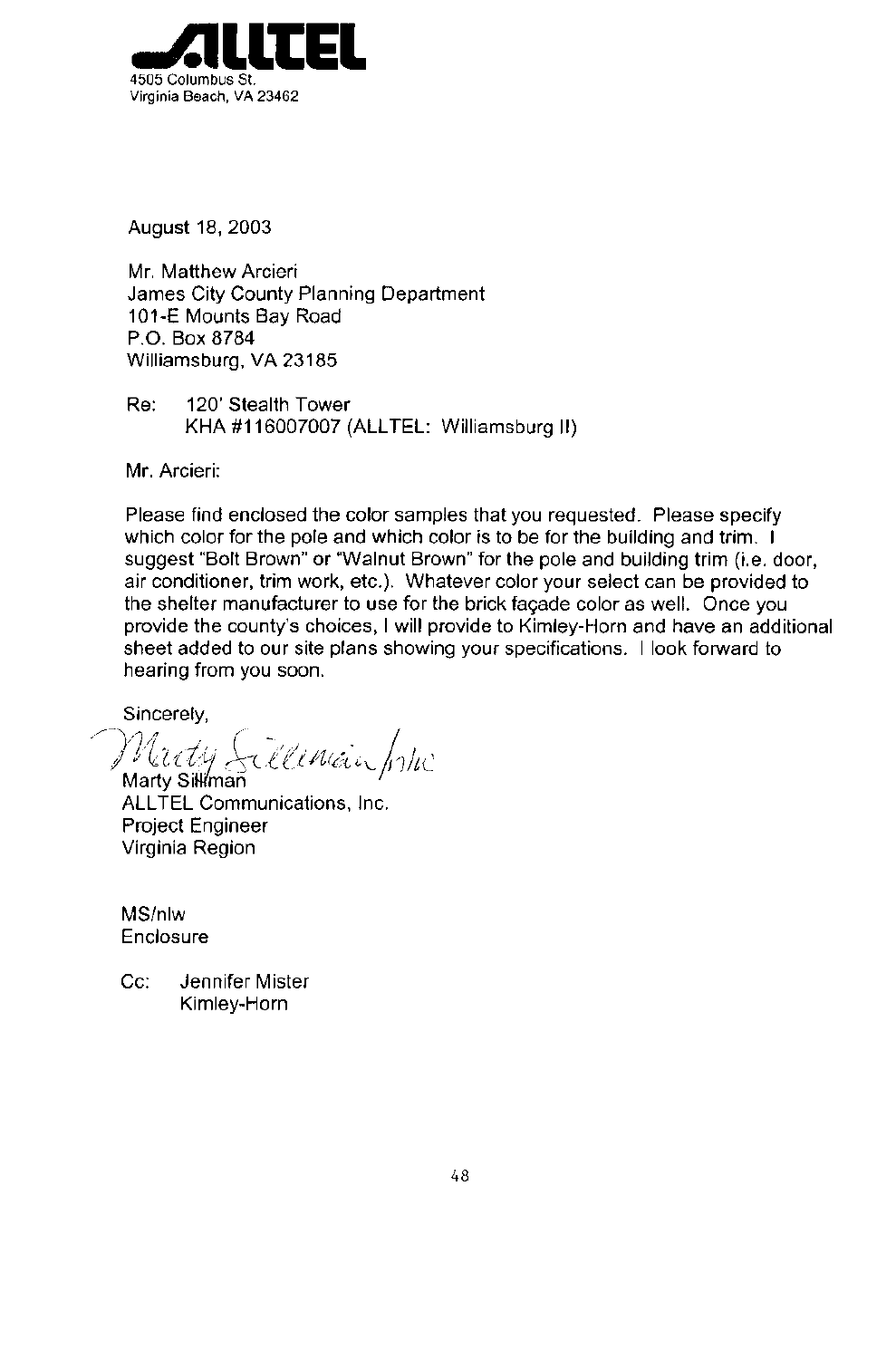**ALLTEL**
4505 Columbus St.
Virginia Beach, VA 23462

August 18, 2003

Mr. Matthew Arcieri
James City County Planning Department
101-E Mounts Bay Road
P.O. Box 8784
Williamsburg, VA 23185

Re: 120' Stealth Tower
KHA #116007007 (ALLTEL: Williamsburg II)

Mr. Arcieri:

Please find enclosed the color samples that you requested. Please specify which color for the pole and which color is to be for the building and trim. I suggest "Bolt Brown" or "Walnut Brown" for the pole and building trim (i.e. door, air conditioner, trim work, etc.). Whatever color your select can be provided to the shelter manufacturer to use for the brick façade color as well. Once you provide the county's choices, I will provide to Kimley-Horn and have an additional sheet added to our site plans showing your specifications. I look forward to hearing from you soon.

Sincerely,

Marty Sillman /nlw

Marty Sillman
ALLTEL Communications, Inc.
Project Engineer
Virginia Region

MS/nlw
Enclosure

Cc: Jennifer Mister
Kimley-Horn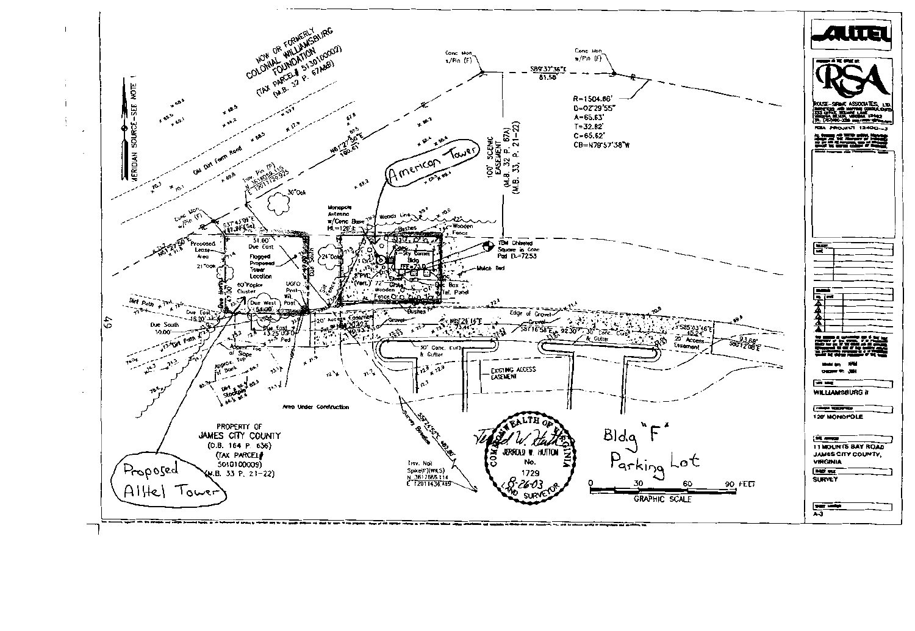NOW OR FORMERLY
COLONIAL WILLIAMSBURG FOUNDATION
(TAX PARCEL# 5130100002)
(M.B. 32 P. 67A&B)

MERIDIAN SOURCE-SEE NOTE 1

Old Dirt Farm Road

American Tower

Conc Mon w/Pin (F)

S89°37'36"E 81.58'

Conc Mon w/Pin (F)

R=1504.86'
D=02°29'55"
A=65.63'
T=32.82'
C=65.62'
CB=N79°57'38"W

100' SCENIC EASEMENT (M.B. 32 P. 67A) (M.B. 33, P. 21-22)

N87°22'50"E 100.61'

Monopole Antenna w/Conc Base Ht.=120'±

Woods Line

Wooden Fence

TBM Chiseled Square in Conc Pad El.=72.53

Mulch Bed

Sky Comm Bldg

Tel. Panel

Proposed Lease Area

51.00' Due East

Flagged Proposed Tower Location

60"Poplar Cluster

UGFO Post

Due West 51.00'

Due East 13.25'

Due South

Dirt Path

Edge of Gravel

Gravel

N81°26'16"E 73.44'

S81°16'58"E 92.30'

30' Conc. Curb & Gutter

S85°03'46"E 15.24'

20' Access Easement

20' Access Easement

EXISTING ACCESS EASEMENT

Area Under Construction

Survey Baseline

PROPERTY OF
JAMES CITY COUNTY
(D.B. 164 P. 636)
(TAX PARCEL# 5010100009)
(M.B. 33 P. 21-22)

Proposed Alltel Tower

Trav. Nail Spike(F)(WKS)
N. 3617685.114
E. 12011436.489

COMMONWEALTH OF VIRGINIA
JERROLD W. HUTTON
No. 1729
8-26-03
LAND SURVEYOR

Bldg "F" Parking Lot

0 30 60 90 FEET
GRAPHIC SCALE

ALLTEL

RSA
ROUSE-SIRINE ASSOCIATES, LTD.

RSA PROJECT 1340-3

WILLIAMSBURG II

120' MONOPOLE

1 MOUNTS BAY ROAD
JAMES CITY COUNTY,
VIRGINIA

SURVEY

A-3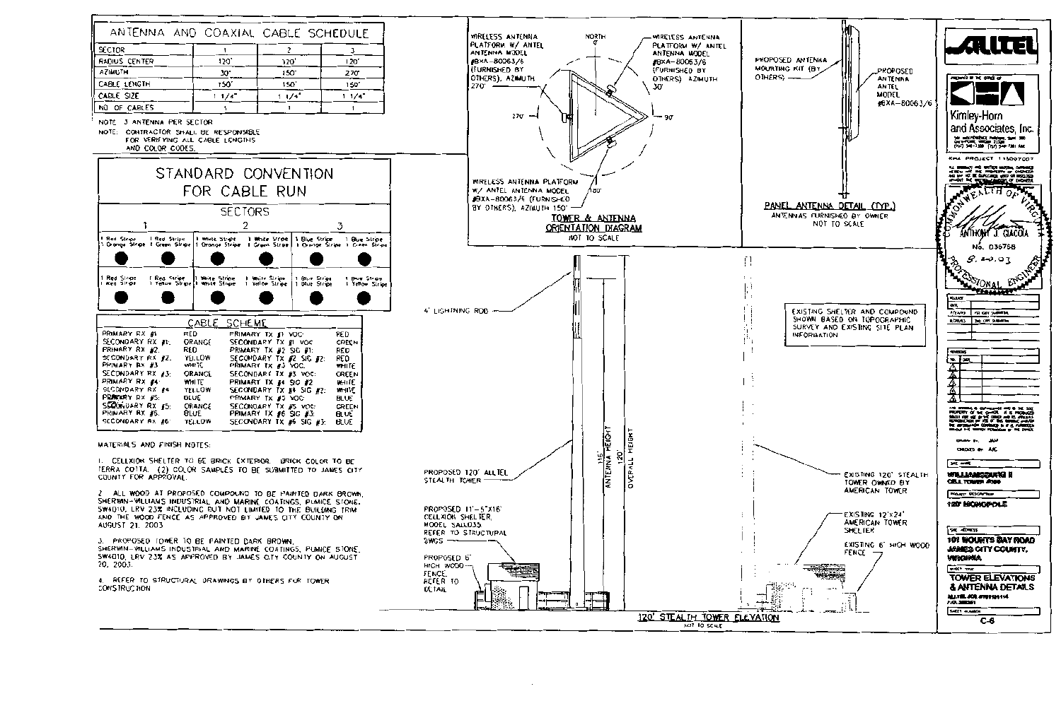## ANTENNA AND COAXIAL CABLE SCHEDULE

| SECTOR | 1 | 2 | 3 |
|---|---|---|---|
| RADIUS CENTER | 120' | 120' | 120' |
| AZIMUTH | 30° | 150° | 270° |
| CABLE LENGTH | 150' | 150' | 150' |
| CABLE SIZE | 1 1/4" | 1 1/4" | 1 1/4" |
| NO. OF CABLES | 1 | 1 | 1 |

NOTE: 3 ANTENNA PER SECTOR
NOTE: CONTRACTOR SHALL BE RESPONSIBLE FOR VERIFYING ALL CABLE LENGTHS AND COLOR CODES.

## STANDARD CONVENTION FOR CABLE RUN

| SECTORS | | | | | |
|---|---|---|---|---|---|
| 1 | | 2 | | 3 | |
| 1 Red Stripe 1 Orange Stripe | 1 Red Stripe 1 Green Stripe | 1 White Stripe 1 Orange Stripe | 1 White Stripe 1 Green Stripe | 1 Blue Stripe 1 Orange Stripe | 1 Blue Stripe 1 Green Stripe |
| 1 Red Stripe 1 Red Stripe | 1 Red Stripe 1 Yellow Stripe | 1 White Stripe 1 White Stripe | 1 White Stripe 1 Yellow Stripe | 1 Blue Stripe 1 Blue Stripe | 1 Blue Stripe 1 Yellow Stripe |

## CABLE SCHEME

| | | | |
|---|---|---|---|
| PRIMARY RX #1: | RED | PRIMARY TX #1 VOC: | RED |
| SECONDARY RX #1: | ORANGE | SECONDARY TX #1 VOC: | GREEN |
| PRIMARY RX #2: | RED | PRIMARY TX #2 SIG #1: | RED |
| SECONDARY RX #2: | YELLOW | SECONDARY TX #2 SIG #2: | RED |
| PRIMARY RX #3: | WHITE | PRIMARY TX #3 VOC: | WHITE |
| SECONDARY RX #3: | ORANGE | SECONDARY TX #3 VOC: | GREEN |
| PRIMARY RX #4: | WHITE | PRIMARY TX #4 SIG #2: | WHITE |
| SECONDARY RX #4: | YELLOW | SECONDARY TX #4 SIG #2: | WHITE |
| PRIMARY RX #5: | BLUE | PRIMARY TX #5 VOC: | BLUE |
| SECONDARY RX #5: | ORANGE | SECONDARY TX #5 VOC: | GREEN |
| PRIMARY RX #6: | BLUE | PRIMARY TX #6 SIG #3: | BLUE |
| SECONDARY RX #6: | YELLOW | SECONDARY TX #6 SIG #3: | BLUE |

## MATERIALS AND FINISH NOTES:

1. CELLXION SHELTER TO BE BRICK EXTERIOR. BRICK COLOR TO BE TERRA COTTA. (2) COLOR SAMPLES TO BE SUBMITTED TO JAMES CITY COUNTY FOR APPROVAL.

2. ALL WOOD AT PROPOSED COMPOUND TO BE PAINTED DARK BROWN, SHERWIN-WILLIAMS INDUSTRIAL AND MARINE COATINGS, PUMICE STONE, SW4010, LRV 23% INCLUDING BUT NOT LIMITED TO THE BUILDING TRIM AND THE WOOD FENCE AS APPROVED BY JAMES CITY COUNTY ON AUGUST 21, 2003.

3. PROPOSED TOWER TO BE PAINTED DARK BROWN, SHERWIN-WILLIAMS INDUSTRIAL AND MARINE COATINGS, PUMICE STONE, SW4010, LRV 23% AS APPROVED BY JAMES CITY COUNTY ON AUGUST 20, 2003.

4. REFER TO STRUCTURAL DRAWINGS BY OTHERS FOR TOWER CONSTRUCTION.

## TOWER & ANTENNA ORIENTATION DIAGRAM
NOT TO SCALE

- WIRELESS ANTENNA PLATFORM W/ ANTEL ANTENNA MODEL #BXA-80063/6 (FURNISHED BY OTHERS), AZIMUTH 270°
- WIRELESS ANTENNA PLATFORM W/ ANTEL ANTENNA MODEL #BXA-80063/6 (FURNISHED BY OTHERS), AZIMUTH 30°
- WIRELESS ANTENNA PLATFORM W/ ANTEL ANTENNA MODEL #BXA-80063/6 (FURNISHED BY OTHERS), AZIMUTH 150°
- NORTH 0°, 90°, 180°, 270°

## PANEL ANTENNA DETAIL (TYP.)
ANTENNAS FURNISHED BY OWNER
NOT TO SCALE

- PROPOSED ANTENNA MOUNTING KIT (BY OTHERS)
- PROPOSED ANTENNA ANTEL MODEL #BXA-80063/6

## 120' STEALTH TOWER ELEVATION
NOT TO SCALE

- 4' LIGHTNING ROD
- 116' ANTENNA HEIGHT
- 120' OVERALL HEIGHT
- PROPOSED 120' ALLTEL STEALTH TOWER
- PROPOSED 11'-5"X16' CELLXION SHELTER, MODEL SAL035, REFER TO STRUCTURAL DWGS
- PROPOSED 6' HIGH WOOD FENCE, REFER TO DETAIL
- EXISTING SHELTER AND COMPOUND SHOWN BASED ON TOPOGRAPHIC SURVEY AND EXISTING SITE PLAN INFORMATION
- EXISTING 120' STEALTH TOWER OWNED BY AMERICAN TOWER
- EXISTING 12'X24' AMERICAN TOWER SHELTER
- EXISTING 6' HIGH WOOD FENCE

---

ALLTEL

Kimley-Horn and Associates, Inc.

KHA PROJECT 113057007

COMMONWEALTH OF VIRGINIA
ANTHONY J. GIACOIA
No. 036758
9-20-03
PROFESSIONAL ENGINEER

DRAWN BY: JAW
CHECKED BY: AJG

WILLIAMSBURG II CELL TOWER #386

120' MONOPOLE

101 MOUNTS BAY ROAD
JAMES CITY COUNTY, VIRGINIA

TOWER ELEVATIONS & ANTENNA DETAILS

C-6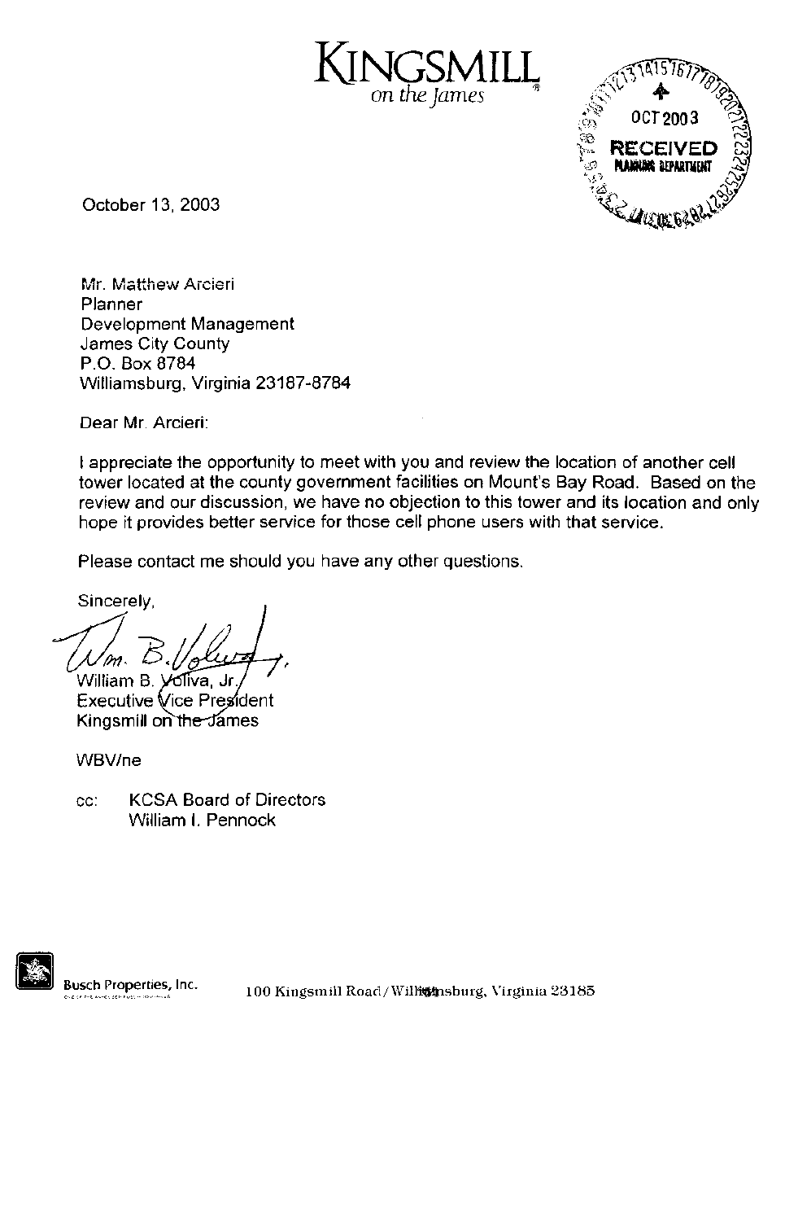# KINGSMILL
*on the James*

OCT 2003
RECEIVED
PLANNING DEPARTMENT

October 13, 2003

Mr. Matthew Arcieri
Planner
Development Management
James City County
P.O. Box 8784
Williamsburg, Virginia 23187-8784

Dear Mr. Arcieri:

I appreciate the opportunity to meet with you and review the location of another cell tower located at the county government facilities on Mount's Bay Road. Based on the review and our discussion, we have no objection to this tower and its location and only hope it provides better service for those cell phone users with that service.

Please contact me should you have any other questions.

Sincerely,

Wm. B. Voliva, Jr.

William B. Voliva, Jr.
Executive Vice President
Kingsmill on the James

WBV/ne

cc: KCSA Board of Directors
William I. Pennock

Busch Properties, Inc.

100 Kingsmill Road / Williamsburg, Virginia 23185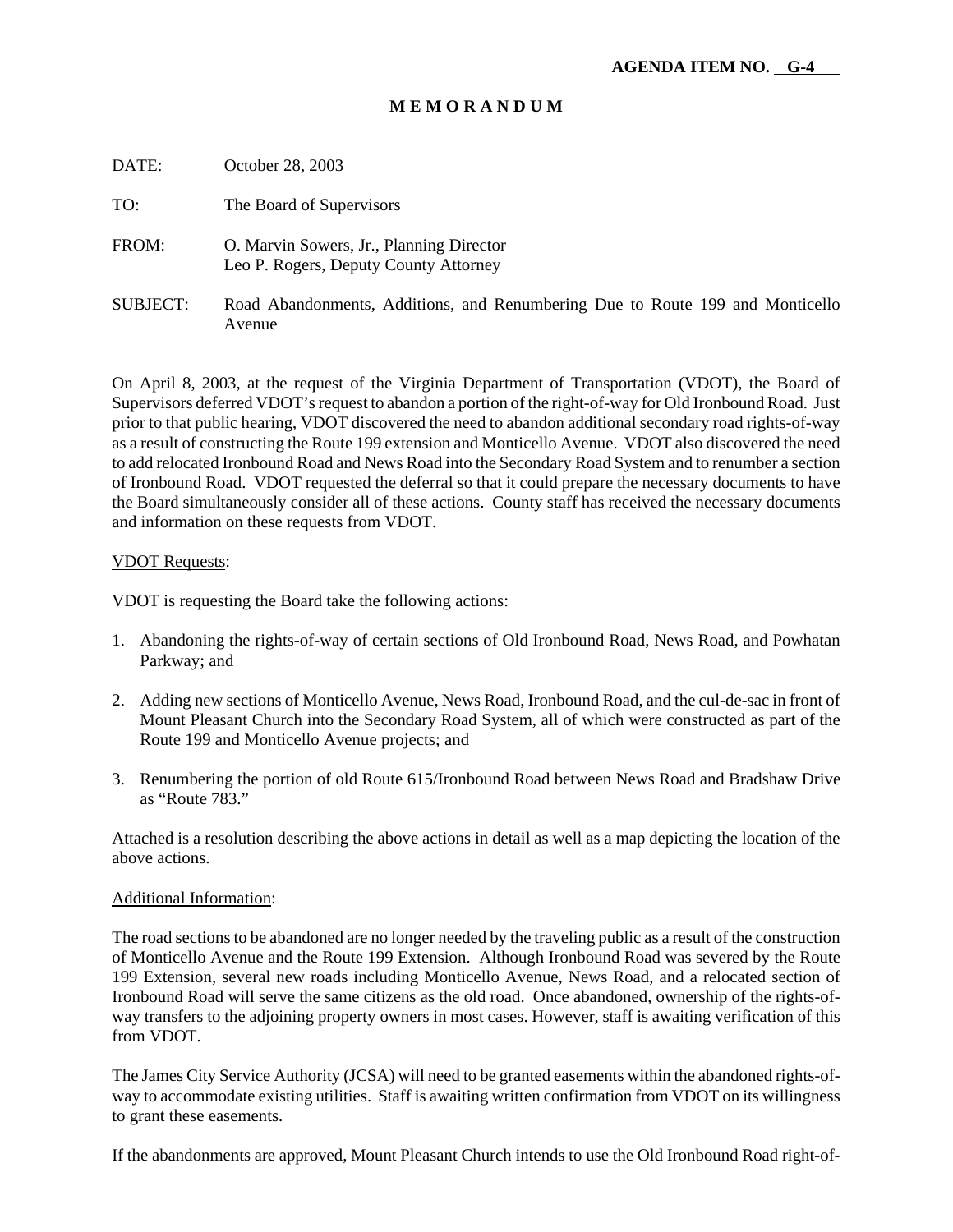**AGENDA ITEM NO. G-4**

# M E M O R A N D U M

DATE: October 28, 2003

TO: The Board of Supervisors

FROM: O. Marvin Sowers, Jr., Planning Director
Leo P. Rogers, Deputy County Attorney

SUBJECT: Road Abandonments, Additions, and Renumbering Due to Route 199 and Monticello Avenue

---

On April 8, 2003, at the request of the Virginia Department of Transportation (VDOT), the Board of Supervisors deferred VDOT's request to abandon a portion of the right-of-way for Old Ironbound Road. Just prior to that public hearing, VDOT discovered the need to abandon additional secondary road rights-of-way as a result of constructing the Route 199 extension and Monticello Avenue. VDOT also discovered the need to add relocated Ironbound Road and News Road into the Secondary Road System and to renumber a section of Ironbound Road. VDOT requested the deferral so that it could prepare the necessary documents to have the Board simultaneously consider all of these actions. County staff has received the necessary documents and information on these requests from VDOT.

<u>VDOT Requests</u>:

VDOT is requesting the Board take the following actions:

1. Abandoning the rights-of-way of certain sections of Old Ironbound Road, News Road, and Powhatan Parkway; and

2. Adding new sections of Monticello Avenue, News Road, Ironbound Road, and the cul-de-sac in front of Mount Pleasant Church into the Secondary Road System, all of which were constructed as part of the Route 199 and Monticello Avenue projects; and

3. Renumbering the portion of old Route 615/Ironbound Road between News Road and Bradshaw Drive as "Route 783."

Attached is a resolution describing the above actions in detail as well as a map depicting the location of the above actions.

<u>Additional Information</u>:

The road sections to be abandoned are no longer needed by the traveling public as a result of the construction of Monticello Avenue and the Route 199 Extension. Although Ironbound Road was severed by the Route 199 Extension, several new roads including Monticello Avenue, News Road, and a relocated section of Ironbound Road will serve the same citizens as the old road. Once abandoned, ownership of the rights-of-way transfers to the adjoining property owners in most cases. However, staff is awaiting verification of this from VDOT.

The James City Service Authority (JCSA) will need to be granted easements within the abandoned rights-of-way to accommodate existing utilities. Staff is awaiting written confirmation from VDOT on its willingness to grant these easements.

If the abandonments are approved, Mount Pleasant Church intends to use the Old Ironbound Road right-of-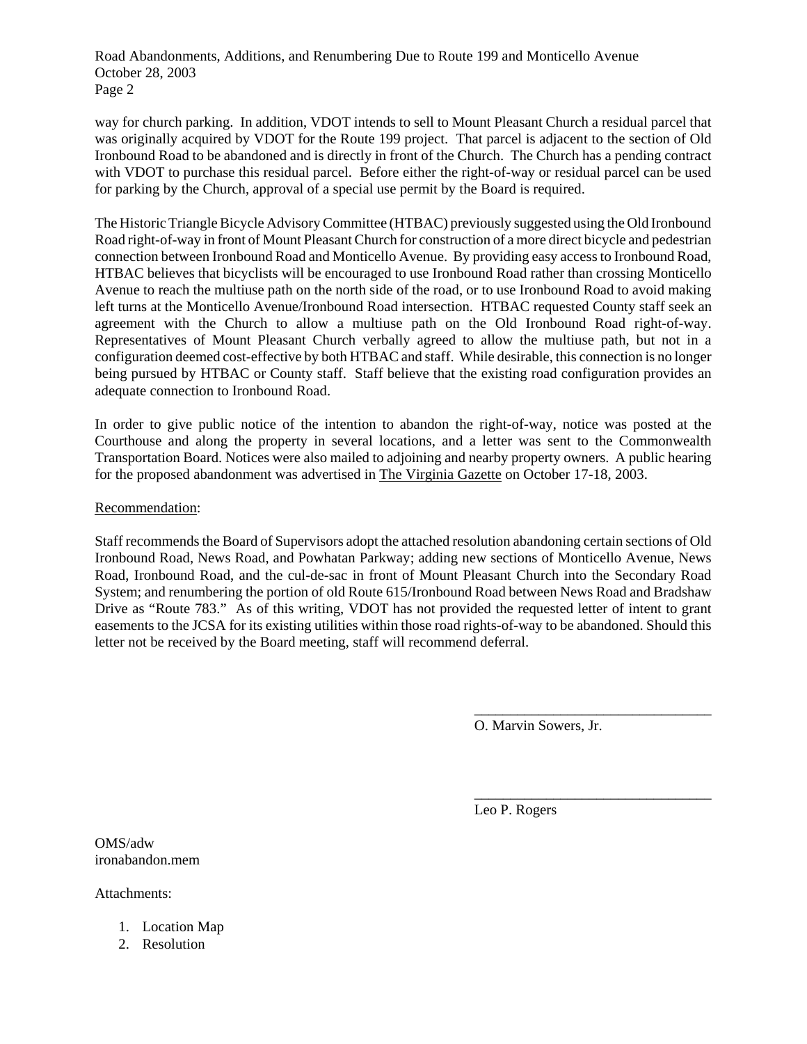way for church parking. In addition, VDOT intends to sell to Mount Pleasant Church a residual parcel that was originally acquired by VDOT for the Route 199 project. That parcel is adjacent to the section of Old Ironbound Road to be abandoned and is directly in front of the Church. The Church has a pending contract with VDOT to purchase this residual parcel. Before either the right-of-way or residual parcel can be used for parking by the Church, approval of a special use permit by the Board is required.

The Historic Triangle Bicycle Advisory Committee (HTBAC) previously suggested using the Old Ironbound Road right-of-way in front of Mount Pleasant Church for construction of a more direct bicycle and pedestrian connection between Ironbound Road and Monticello Avenue. By providing easy access to Ironbound Road, HTBAC believes that bicyclists will be encouraged to use Ironbound Road rather than crossing Monticello Avenue to reach the multiuse path on the north side of the road, or to use Ironbound Road to avoid making left turns at the Monticello Avenue/Ironbound Road intersection. HTBAC requested County staff seek an agreement with the Church to allow a multiuse path on the Old Ironbound Road right-of-way. Representatives of Mount Pleasant Church verbally agreed to allow the multiuse path, but not in a configuration deemed cost-effective by both HTBAC and staff. While desirable, this connection is no longer being pursued by HTBAC or County staff. Staff believe that the existing road configuration provides an adequate connection to Ironbound Road.

In order to give public notice of the intention to abandon the right-of-way, notice was posted at the Courthouse and along the property in several locations, and a letter was sent to the Commonwealth Transportation Board. Notices were also mailed to adjoining and nearby property owners. A public hearing for the proposed abandonment was advertised in The Virginia Gazette on October 17-18, 2003.

Recommendation:

Staff recommends the Board of Supervisors adopt the attached resolution abandoning certain sections of Old Ironbound Road, News Road, and Powhatan Parkway; adding new sections of Monticello Avenue, News Road, Ironbound Road, and the cul-de-sac in front of Mount Pleasant Church into the Secondary Road System; and renumbering the portion of old Route 615/Ironbound Road between News Road and Bradshaw Drive as "Route 783." As of this writing, VDOT has not provided the requested letter of intent to grant easements to the JCSA for its existing utilities within those road rights-of-way to be abandoned. Should this letter not be received by the Board meeting, staff will recommend deferral.

_________________________________
O. Marvin Sowers, Jr.

_________________________________
Leo P. Rogers

OMS/adw
ironabandon.mem

Attachments:

1. Location Map
2. Resolution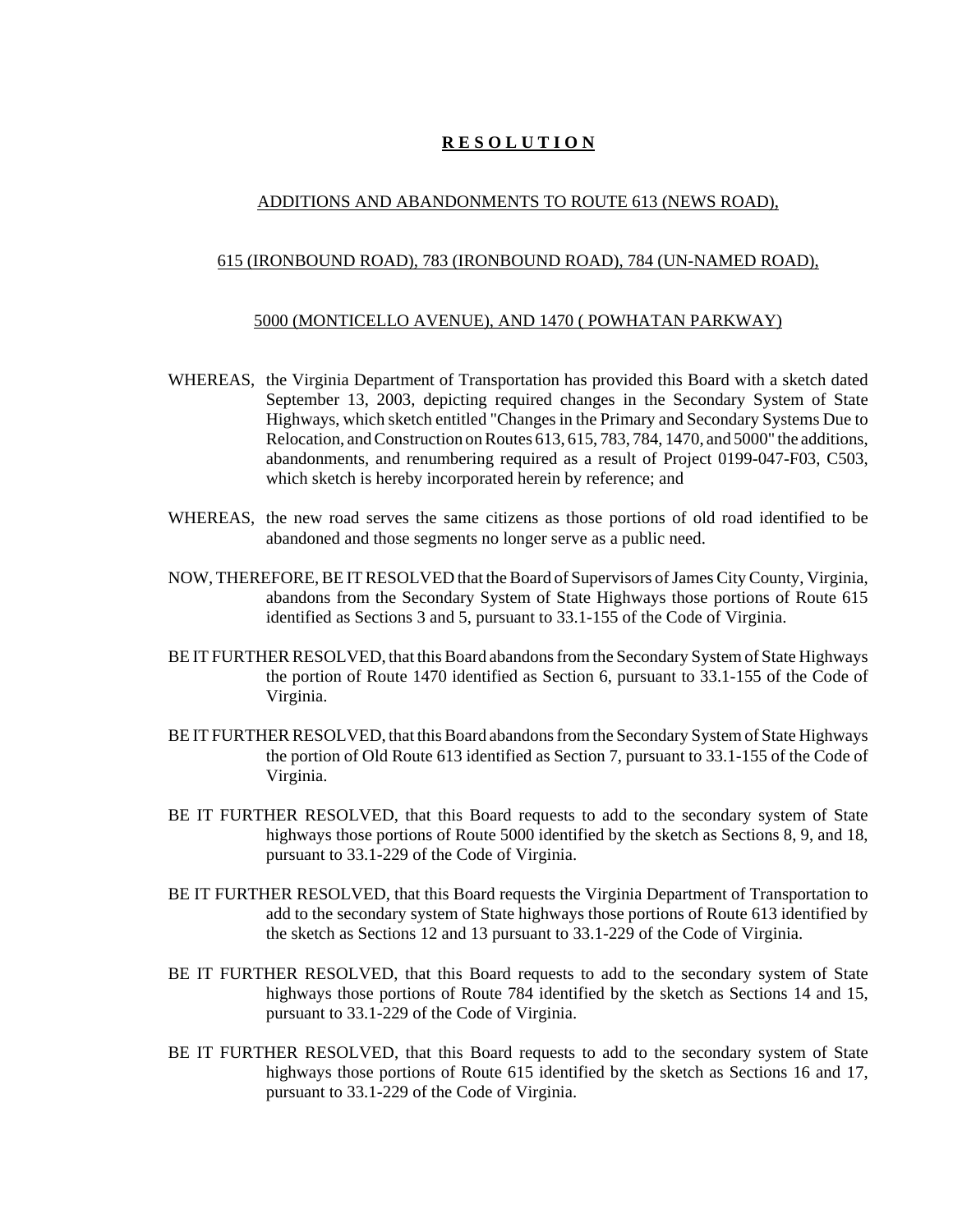# **R E S O L U T I O N**

ADDITIONS AND ABANDONMENTS TO ROUTE 613 (NEWS ROAD),

615 (IRONBOUND ROAD), 783 (IRONBOUND ROAD), 784 (UN-NAMED ROAD),

5000 (MONTICELLO AVENUE), AND 1470 ( POWHATAN PARKWAY)

WHEREAS, the Virginia Department of Transportation has provided this Board with a sketch dated September 13, 2003, depicting required changes in the Secondary System of State Highways, which sketch entitled "Changes in the Primary and Secondary Systems Due to Relocation, and Construction on Routes 613, 615, 783, 784, 1470, and 5000" the additions, abandonments, and renumbering required as a result of Project 0199-047-F03, C503, which sketch is hereby incorporated herein by reference; and

WHEREAS, the new road serves the same citizens as those portions of old road identified to be abandoned and those segments no longer serve as a public need.

NOW, THEREFORE, BE IT RESOLVED that the Board of Supervisors of James City County, Virginia, abandons from the Secondary System of State Highways those portions of Route 615 identified as Sections 3 and 5, pursuant to 33.1-155 of the Code of Virginia.

BE IT FURTHER RESOLVED, that this Board abandons from the Secondary System of State Highways the portion of Route 1470 identified as Section 6, pursuant to 33.1-155 of the Code of Virginia.

BE IT FURTHER RESOLVED, that this Board abandons from the Secondary System of State Highways the portion of Old Route 613 identified as Section 7, pursuant to 33.1-155 of the Code of Virginia.

BE IT FURTHER RESOLVED, that this Board requests to add to the secondary system of State highways those portions of Route 5000 identified by the sketch as Sections 8, 9, and 18, pursuant to 33.1-229 of the Code of Virginia.

BE IT FURTHER RESOLVED, that this Board requests the Virginia Department of Transportation to add to the secondary system of State highways those portions of Route 613 identified by the sketch as Sections 12 and 13 pursuant to 33.1-229 of the Code of Virginia.

BE IT FURTHER RESOLVED, that this Board requests to add to the secondary system of State highways those portions of Route 784 identified by the sketch as Sections 14 and 15, pursuant to 33.1-229 of the Code of Virginia.

BE IT FURTHER RESOLVED, that this Board requests to add to the secondary system of State highways those portions of Route 615 identified by the sketch as Sections 16 and 17, pursuant to 33.1-229 of the Code of Virginia.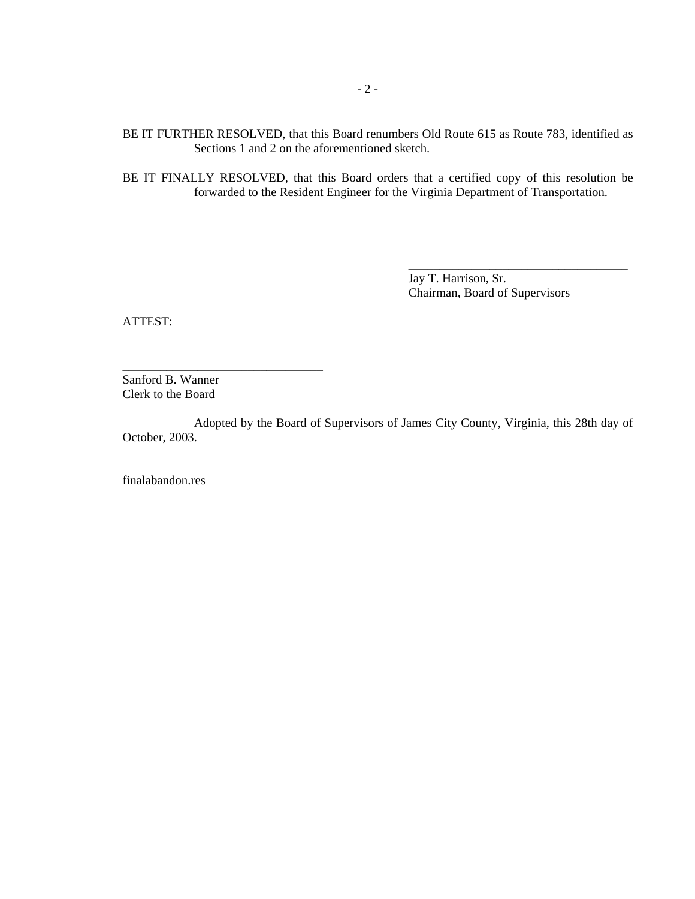BE IT FURTHER RESOLVED, that this Board renumbers Old Route 615 as Route 783, identified as Sections 1 and 2 on the aforementioned sketch.

BE IT FINALLY RESOLVED, that this Board orders that a certified copy of this resolution be forwarded to the Resident Engineer for the Virginia Department of Transportation.

\_\_\_\_\_\_\_\_\_\_\_\_\_\_\_\_\_\_\_\_\_\_\_\_\_\_\_\_\_\_\_\_\_\_\_\_
Jay T. Harrison, Sr.
Chairman, Board of Supervisors

ATTEST:

\_\_\_\_\_\_\_\_\_\_\_\_\_\_\_\_\_\_\_\_\_\_\_\_\_\_\_\_\_\_\_\_
Sanford B. Wanner
Clerk to the Board

Adopted by the Board of Supervisors of James City County, Virginia, this 28th day of October, 2003.

finalabandon.res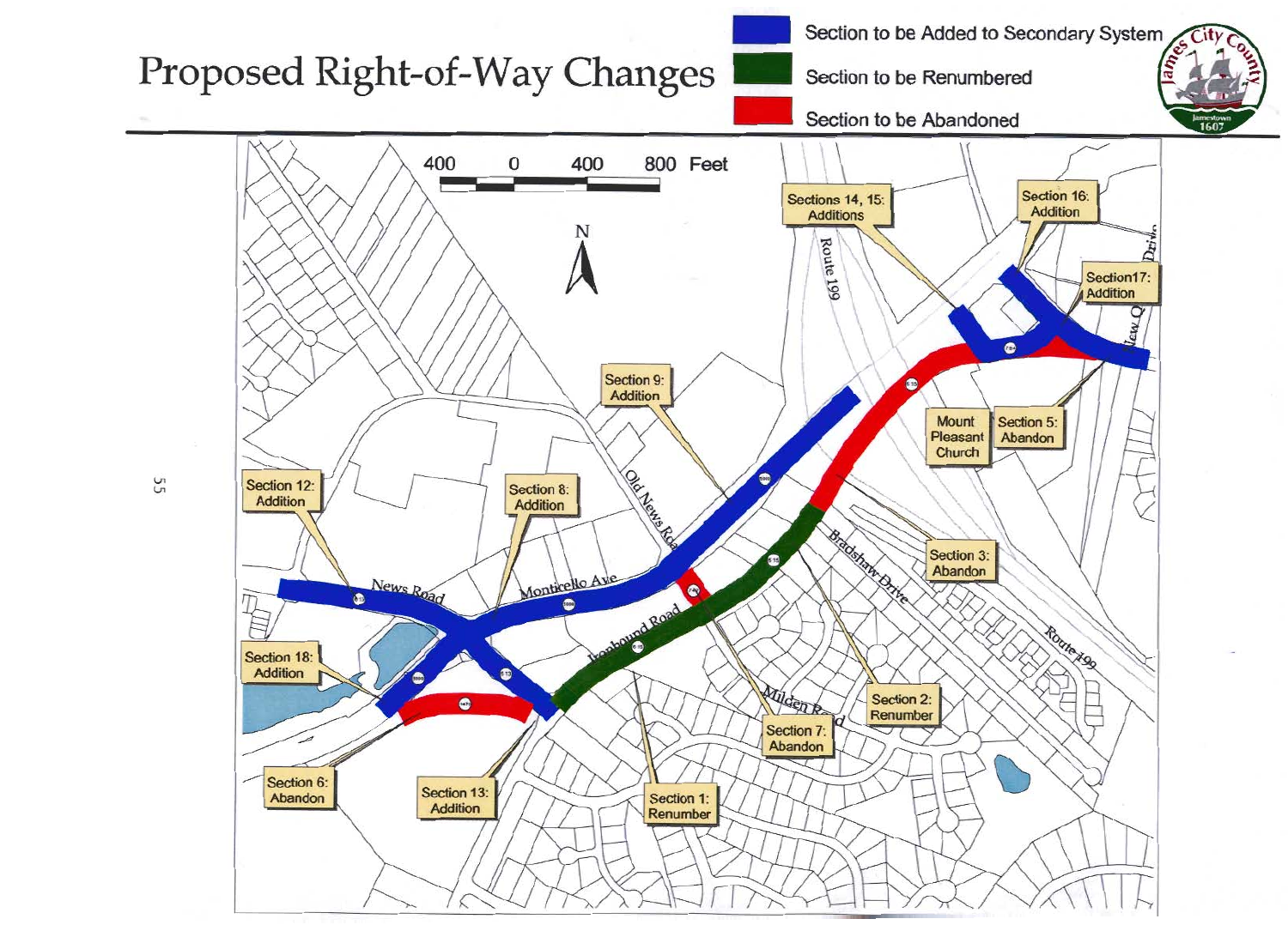# Proposed Right-of-Way Changes

- Section to be Added to Secondary System
- Section to be Renumbered
- Section to be Abandoned

400 0 400 800 Feet

N

Sections 14, 15: Additions

Section 16: Addition

Section17: Addition

Section 9: Addition

Mount Pleasant Church

Section 5: Abandon

Section 12: Addition

Section 8: Addition

Section 3: Abandon

Section 18: Addition

Section 2: Renumber

Section 7: Abandon

Section 6: Abandon

Section 13: Addition

Section 1: Renumber

Route 199

Old News Road

Monticello Ave

News Road

Ironbound Road

Bradshaw Drive

Milden Road

Route 199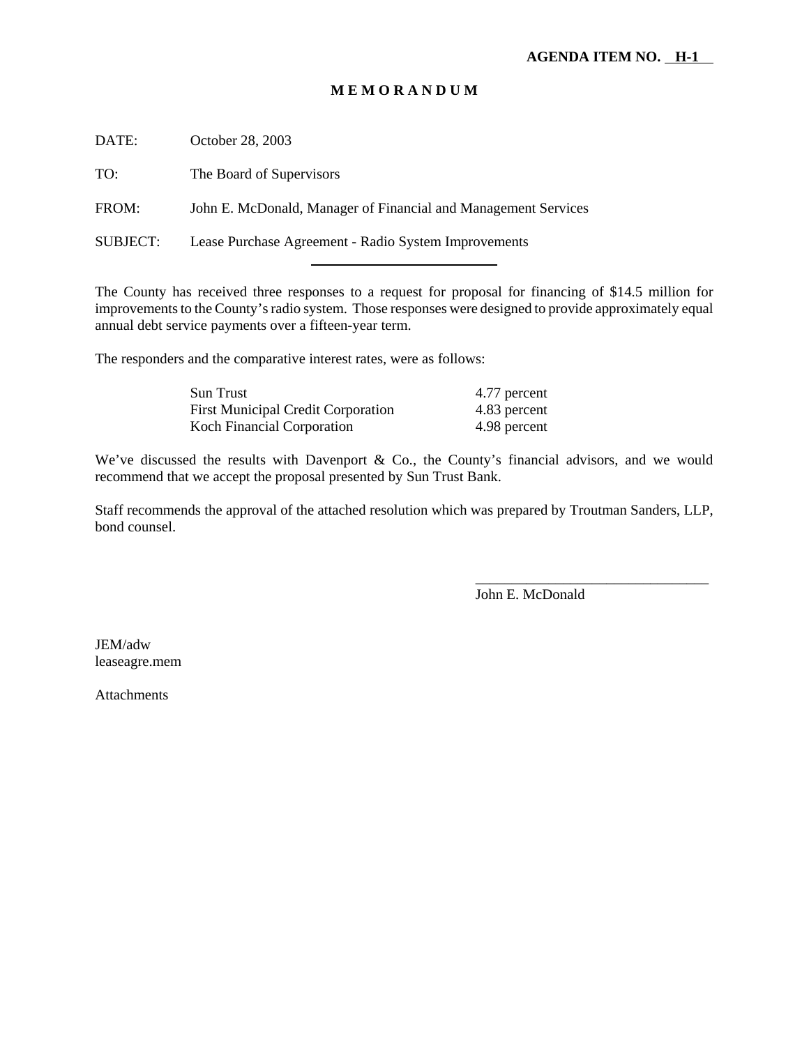**AGENDA ITEM NO. H-1**

# M E M O R A N D U M

DATE: October 28, 2003

TO: The Board of Supervisors

FROM: John E. McDonald, Manager of Financial and Management Services

SUBJECT: Lease Purchase Agreement - Radio System Improvements

---

The County has received three responses to a request for proposal for financing of $14.5 million for improvements to the County's radio system. Those responses were designed to provide approximately equal annual debt service payments over a fifteen-year term.

The responders and the comparative interest rates, were as follows:

| | |
|---|---|
| Sun Trust | 4.77 percent |
| First Municipal Credit Corporation | 4.83 percent |
| Koch Financial Corporation | 4.98 percent |

We've discussed the results with Davenport & Co., the County's financial advisors, and we would recommend that we accept the proposal presented by Sun Trust Bank.

Staff recommends the approval of the attached resolution which was prepared by Troutman Sanders, LLP, bond counsel.

________________________________
John E. McDonald

JEM/adw
leaseagre.mem

Attachments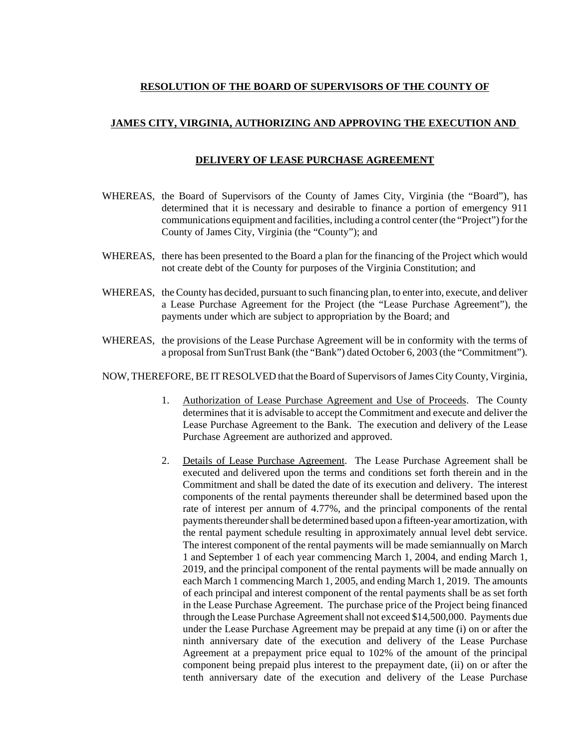**RESOLUTION OF THE BOARD OF SUPERVISORS OF THE COUNTY OF**

**JAMES CITY, VIRGINIA, AUTHORIZING AND APPROVING THE EXECUTION AND**

**DELIVERY OF LEASE PURCHASE AGREEMENT**

WHEREAS, the Board of Supervisors of the County of James City, Virginia (the "Board"), has determined that it is necessary and desirable to finance a portion of emergency 911 communications equipment and facilities, including a control center (the "Project") for the County of James City, Virginia (the "County"); and

WHEREAS, there has been presented to the Board a plan for the financing of the Project which would not create debt of the County for purposes of the Virginia Constitution; and

WHEREAS, the County has decided, pursuant to such financing plan, to enter into, execute, and deliver a Lease Purchase Agreement for the Project (the "Lease Purchase Agreement"), the payments under which are subject to appropriation by the Board; and

WHEREAS, the provisions of the Lease Purchase Agreement will be in conformity with the terms of a proposal from SunTrust Bank (the "Bank") dated October 6, 2003 (the "Commitment").

NOW, THEREFORE, BE IT RESOLVED that the Board of Supervisors of James City County, Virginia,

1. Authorization of Lease Purchase Agreement and Use of Proceeds. The County determines that it is advisable to accept the Commitment and execute and deliver the Lease Purchase Agreement to the Bank. The execution and delivery of the Lease Purchase Agreement are authorized and approved.

2. Details of Lease Purchase Agreement. The Lease Purchase Agreement shall be executed and delivered upon the terms and conditions set forth therein and in the Commitment and shall be dated the date of its execution and delivery. The interest components of the rental payments thereunder shall be determined based upon the rate of interest per annum of 4.77%, and the principal components of the rental payments thereunder shall be determined based upon a fifteen-year amortization, with the rental payment schedule resulting in approximately annual level debt service. The interest component of the rental payments will be made semiannually on March 1 and September 1 of each year commencing March 1, 2004, and ending March 1, 2019, and the principal component of the rental payments will be made annually on each March 1 commencing March 1, 2005, and ending March 1, 2019. The amounts of each principal and interest component of the rental payments shall be as set forth in the Lease Purchase Agreement. The purchase price of the Project being financed through the Lease Purchase Agreement shall not exceed $14,500,000. Payments due under the Lease Purchase Agreement may be prepaid at any time (i) on or after the ninth anniversary date of the execution and delivery of the Lease Purchase Agreement at a prepayment price equal to 102% of the amount of the principal component being prepaid plus interest to the prepayment date, (ii) on or after the tenth anniversary date of the execution and delivery of the Lease Purchase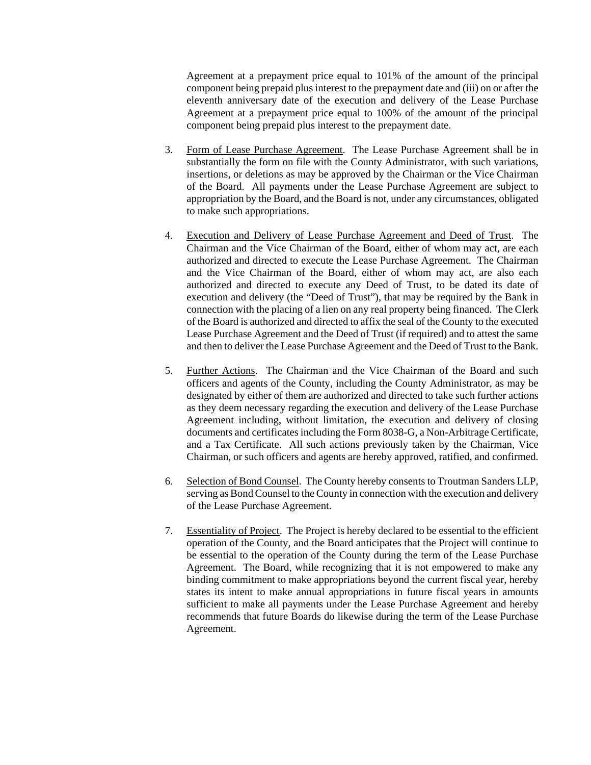Agreement at a prepayment price equal to 101% of the amount of the principal component being prepaid plus interest to the prepayment date and (iii) on or after the eleventh anniversary date of the execution and delivery of the Lease Purchase Agreement at a prepayment price equal to 100% of the amount of the principal component being prepaid plus interest to the prepayment date.

3. Form of Lease Purchase Agreement. The Lease Purchase Agreement shall be in substantially the form on file with the County Administrator, with such variations, insertions, or deletions as may be approved by the Chairman or the Vice Chairman of the Board. All payments under the Lease Purchase Agreement are subject to appropriation by the Board, and the Board is not, under any circumstances, obligated to make such appropriations.

4. Execution and Delivery of Lease Purchase Agreement and Deed of Trust. The Chairman and the Vice Chairman of the Board, either of whom may act, are each authorized and directed to execute the Lease Purchase Agreement. The Chairman and the Vice Chairman of the Board, either of whom may act, are also each authorized and directed to execute any Deed of Trust, to be dated its date of execution and delivery (the "Deed of Trust"), that may be required by the Bank in connection with the placing of a lien on any real property being financed. The Clerk of the Board is authorized and directed to affix the seal of the County to the executed Lease Purchase Agreement and the Deed of Trust (if required) and to attest the same and then to deliver the Lease Purchase Agreement and the Deed of Trust to the Bank.

5. Further Actions. The Chairman and the Vice Chairman of the Board and such officers and agents of the County, including the County Administrator, as may be designated by either of them are authorized and directed to take such further actions as they deem necessary regarding the execution and delivery of the Lease Purchase Agreement including, without limitation, the execution and delivery of closing documents and certificates including the Form 8038-G, a Non-Arbitrage Certificate, and a Tax Certificate. All such actions previously taken by the Chairman, Vice Chairman, or such officers and agents are hereby approved, ratified, and confirmed.

6. Selection of Bond Counsel. The County hereby consents to Troutman Sanders LLP, serving as Bond Counsel to the County in connection with the execution and delivery of the Lease Purchase Agreement.

7. Essentiality of Project. The Project is hereby declared to be essential to the efficient operation of the County, and the Board anticipates that the Project will continue to be essential to the operation of the County during the term of the Lease Purchase Agreement. The Board, while recognizing that it is not empowered to make any binding commitment to make appropriations beyond the current fiscal year, hereby states its intent to make annual appropriations in future fiscal years in amounts sufficient to make all payments under the Lease Purchase Agreement and hereby recommends that future Boards do likewise during the term of the Lease Purchase Agreement.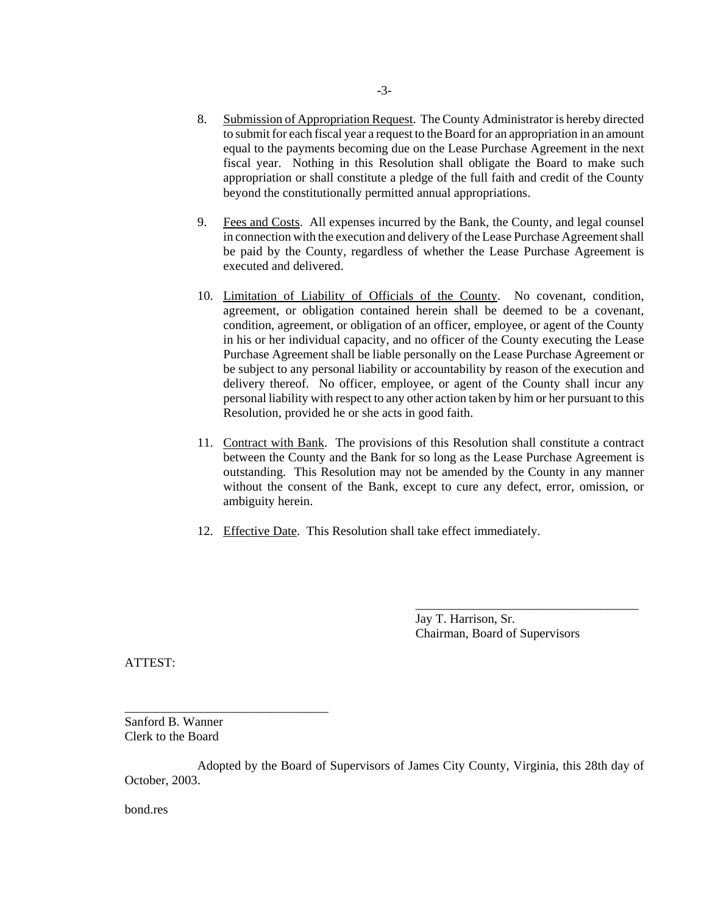8. Submission of Appropriation Request. The County Administrator is hereby directed to submit for each fiscal year a request to the Board for an appropriation in an amount equal to the payments becoming due on the Lease Purchase Agreement in the next fiscal year. Nothing in this Resolution shall obligate the Board to make such appropriation or shall constitute a pledge of the full faith and credit of the County beyond the constitutionally permitted annual appropriations.

9. Fees and Costs. All expenses incurred by the Bank, the County, and legal counsel in connection with the execution and delivery of the Lease Purchase Agreement shall be paid by the County, regardless of whether the Lease Purchase Agreement is executed and delivered.

10. Limitation of Liability of Officials of the County. No covenant, condition, agreement, or obligation contained herein shall be deemed to be a covenant, condition, agreement, or obligation of an officer, employee, or agent of the County in his or her individual capacity, and no officer of the County executing the Lease Purchase Agreement shall be liable personally on the Lease Purchase Agreement or be subject to any personal liability or accountability by reason of the execution and delivery thereof. No officer, employee, or agent of the County shall incur any personal liability with respect to any other action taken by him or her pursuant to this Resolution, provided he or she acts in good faith.

11. Contract with Bank. The provisions of this Resolution shall constitute a contract between the County and the Bank for so long as the Lease Purchase Agreement is outstanding. This Resolution may not be amended by the County in any manner without the consent of the Bank, except to cure any defect, error, omission, or ambiguity herein.

12. Effective Date. This Resolution shall take effect immediately.

____________________________________

Jay T. Harrison, Sr.
Chairman, Board of Supervisors

ATTEST:

________________________________

Sanford B. Wanner
Clerk to the Board

Adopted by the Board of Supervisors of James City County, Virginia, this 28th day of October, 2003.

bond.res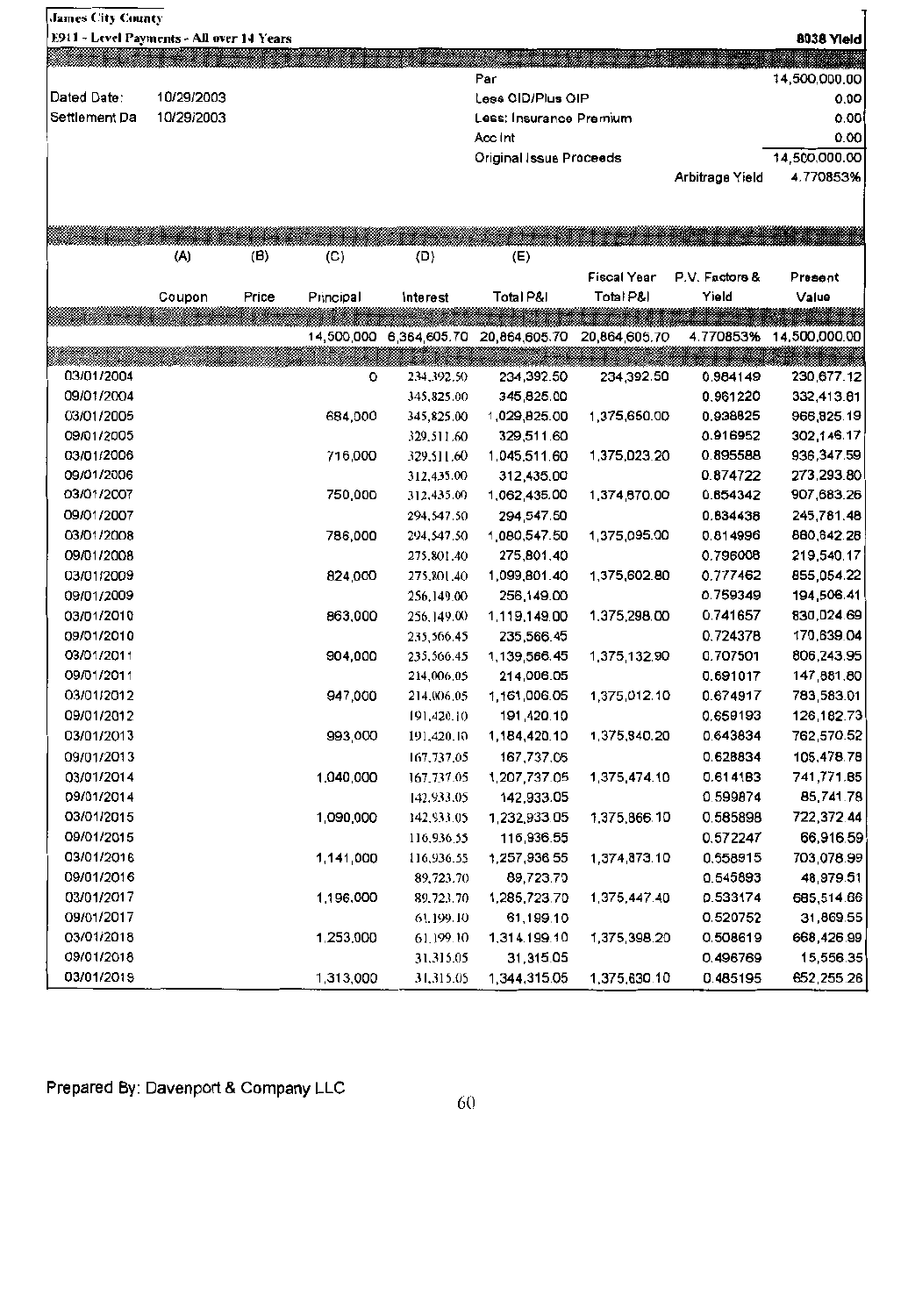**James City County**

**E911 - Level Payments - All over 14 Years** **8038 Yield**

| | | | |
|---|---|---|---|
| Dated Date: | 10/29/2003 | Par | 14,500,000.00 |
| Settlement Da | 10/29/2003 | Less OID/Plus OIP | 0.00 |
| | | Less: Insurance Premium | 0.00 |
| | | Acc Int | 0.00 |
| | | Original Issue Proceeds | 14,500,000.00 |
| | | Arbitrage Yield | 4.770853% |

| | (A) Coupon | (B) Price | (C) Principal | (D) Interest | (E) Total P&I | Fiscal Year Total P&I | P.V. Factors & Yield | Present Value |
|---|---|---|---|---|---|---|---|---|
| | | | 14,500,000 | 6,364,605.70 | 20,864,605.70 | 20,864,605.70 | 4.770853% | 14,500,000.00 |
| 03/01/2004 | | | 0 | 234,392.50 | 234,392.50 | 234,392.50 | 0.984149 | 230,677.12 |
| 09/01/2004 | | | | 345,825.00 | 345,825.00 | | 0.961220 | 332,413.81 |
| 03/01/2005 | | | 684,000 | 345,825.00 | 1,029,825.00 | 1,375,650.00 | 0.938825 | 966,825.19 |
| 09/01/2005 | | | | 329,511.60 | 329,511.60 | | 0.916952 | 302,146.17 |
| 03/01/2006 | | | 716,000 | 329,511.60 | 1,045,511.60 | 1,375,023.20 | 0.895588 | 936,347.59 |
| 09/01/2006 | | | | 312,435.00 | 312,435.00 | | 0.874722 | 273,293.80 |
| 03/01/2007 | | | 750,000 | 312,435.00 | 1,062,435.00 | 1,374,870.00 | 0.854342 | 907,683.26 |
| 09/01/2007 | | | | 294,547.50 | 294,547.50 | | 0.834438 | 245,781.48 |
| 03/01/2008 | | | 786,000 | 294,547.50 | 1,080,547.50 | 1,375,095.00 | 0.814996 | 880,642.28 |
| 09/01/2008 | | | | 275,801.40 | 275,801.40 | | 0.796008 | 219,540.17 |
| 03/01/2009 | | | 824,000 | 275,801.40 | 1,099,801.40 | 1,375,602.80 | 0.777462 | 855,054.22 |
| 09/01/2009 | | | | 256,149.00 | 256,149.00 | | 0.759349 | 194,506.41 |
| 03/01/2010 | | | 863,000 | 256,149.00 | 1,119,149.00 | 1,375,298.00 | 0.741657 | 830,024.69 |
| 09/01/2010 | | | | 235,566.45 | 235,566.45 | | 0.724378 | 170,639.04 |
| 03/01/2011 | | | 904,000 | 235,566.45 | 1,139,566.45 | 1,375,132.90 | 0.707501 | 806,243.95 |
| 09/01/2011 | | | | 214,006.05 | 214,006.05 | | 0.691017 | 147,881.80 |
| 03/01/2012 | | | 947,000 | 214,006.05 | 1,161,006.05 | 1,375,012.10 | 0.674917 | 783,583.01 |
| 09/01/2012 | | | | 191,420.10 | 191,420.10 | | 0.659193 | 126,182.73 |
| 03/01/2013 | | | 993,000 | 191,420.10 | 1,184,420.10 | 1,375,840.20 | 0.643834 | 762,570.52 |
| 09/01/2013 | | | | 167,737.05 | 167,737.05 | | 0.628834 | 105,478.78 |
| 03/01/2014 | | | 1,040,000 | 167,737.05 | 1,207,737.05 | 1,375,474.10 | 0.614183 | 741,771.85 |
| 09/01/2014 | | | | 142,933.05 | 142,933.05 | | 0.599874 | 85,741.78 |
| 03/01/2015 | | | 1,090,000 | 142,933.05 | 1,232,933.05 | 1,375,866.10 | 0.585898 | 722,372.44 |
| 09/01/2015 | | | | 116,936.55 | 116,936.55 | | 0.572247 | 66,916.59 |
| 03/01/2016 | | | 1,141,000 | 116,936.55 | 1,257,936.55 | 1,374,873.10 | 0.558915 | 703,078.99 |
| 09/01/2016 | | | | 89,723.70 | 89,723.70 | | 0.545893 | 48,979.51 |
| 03/01/2017 | | | 1,196,000 | 89,723.70 | 1,285,723.70 | 1,375,447.40 | 0.533174 | 685,514.66 |
| 09/01/2017 | | | | 61,199.10 | 61,199.10 | | 0.520752 | 31,869.55 |
| 03/01/2018 | | | 1,253,000 | 61,199.10 | 1,314,199.10 | 1,375,398.20 | 0.508619 | 668,426.99 |
| 09/01/2018 | | | | 31,315.05 | 31,315.05 | | 0.496769 | 15,556.35 |
| 03/01/2019 | | | 1,313,000 | 31,315.05 | 1,344,315.05 | 1,375,630.10 | 0.485195 | 652,255.26 |

Prepared By: Davenport & Company LLC